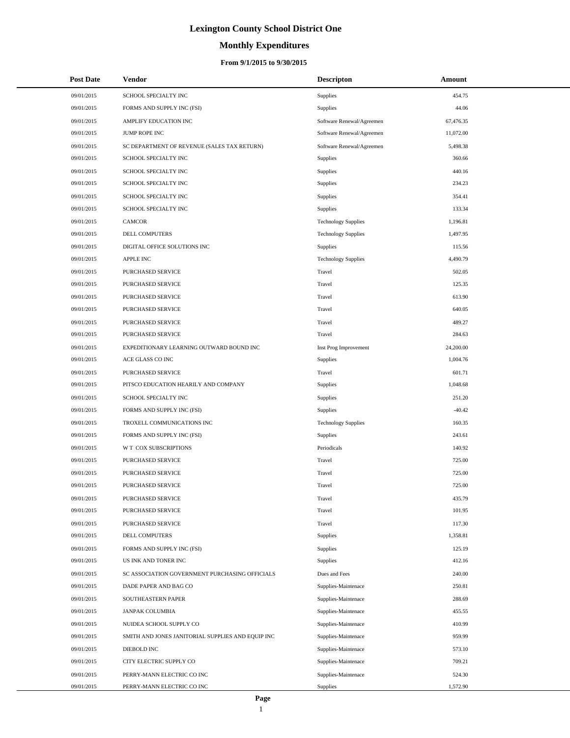# Lexington County School District One

## Monthly Expenditures

### From 9/1/2015 to 9/30/2015

| Post Date | Vendor | Descripton | Amount |
|---|---|---|---|
| 09/01/2015 | SCHOOL SPECIALTY INC | Supplies | 454.75 |
| 09/01/2015 | FORMS AND SUPPLY INC (FSI) | Supplies | 44.06 |
| 09/01/2015 | AMPLIFY EDUCATION INC | Software Renewal/Agreemen | 67,476.35 |
| 09/01/2015 | JUMP ROPE INC | Software Renewal/Agreemen | 11,072.00 |
| 09/01/2015 | SC DEPARTMENT OF REVENUE (SALES TAX RETURN) | Software Renewal/Agreemen | 5,498.38 |
| 09/01/2015 | SCHOOL SPECIALTY INC | Supplies | 360.66 |
| 09/01/2015 | SCHOOL SPECIALTY INC | Supplies | 440.16 |
| 09/01/2015 | SCHOOL SPECIALTY INC | Supplies | 234.23 |
| 09/01/2015 | SCHOOL SPECIALTY INC | Supplies | 354.41 |
| 09/01/2015 | SCHOOL SPECIALTY INC | Supplies | 133.34 |
| 09/01/2015 | CAMCOR | Technology Supplies | 1,196.81 |
| 09/01/2015 | DELL COMPUTERS | Technology Supplies | 1,497.95 |
| 09/01/2015 | DIGITAL OFFICE SOLUTIONS INC | Supplies | 115.56 |
| 09/01/2015 | APPLE INC | Technology Supplies | 4,490.79 |
| 09/01/2015 | PURCHASED SERVICE | Travel | 502.05 |
| 09/01/2015 | PURCHASED SERVICE | Travel | 125.35 |
| 09/01/2015 | PURCHASED SERVICE | Travel | 613.90 |
| 09/01/2015 | PURCHASED SERVICE | Travel | 640.05 |
| 09/01/2015 | PURCHASED SERVICE | Travel | 489.27 |
| 09/01/2015 | PURCHASED SERVICE | Travel | 284.63 |
| 09/01/2015 | EXPEDITIONARY LEARNING OUTWARD BOUND INC | Inst Prog Improvement | 24,200.00 |
| 09/01/2015 | ACE GLASS CO INC | Supplies | 1,004.76 |
| 09/01/2015 | PURCHASED SERVICE | Travel | 601.71 |
| 09/01/2015 | PITSCO EDUCATION HEARILY AND COMPANY | Supplies | 1,048.68 |
| 09/01/2015 | SCHOOL SPECIALTY INC | Supplies | 251.20 |
| 09/01/2015 | FORMS AND SUPPLY INC (FSI) | Supplies | -40.42 |
| 09/01/2015 | TROXELL COMMUNICATIONS INC | Technology Supplies | 160.35 |
| 09/01/2015 | FORMS AND SUPPLY INC (FSI) | Supplies | 243.61 |
| 09/01/2015 | W T COX SUBSCRIPTIONS | Periodicals | 140.92 |
| 09/01/2015 | PURCHASED SERVICE | Travel | 725.00 |
| 09/01/2015 | PURCHASED SERVICE | Travel | 725.00 |
| 09/01/2015 | PURCHASED SERVICE | Travel | 725.00 |
| 09/01/2015 | PURCHASED SERVICE | Travel | 435.79 |
| 09/01/2015 | PURCHASED SERVICE | Travel | 101.95 |
| 09/01/2015 | PURCHASED SERVICE | Travel | 117.30 |
| 09/01/2015 | DELL COMPUTERS | Supplies | 1,358.81 |
| 09/01/2015 | FORMS AND SUPPLY INC (FSI) | Supplies | 125.19 |
| 09/01/2015 | US INK AND TONER INC | Supplies | 412.16 |
| 09/01/2015 | SC ASSOCIATION GOVERNMENT PURCHASING OFFICIALS | Dues and Fees | 240.00 |
| 09/01/2015 | DADE PAPER AND BAG CO | Supplies-Maintenace | 250.81 |
| 09/01/2015 | SOUTHEASTERN PAPER | Supplies-Maintenace | 288.69 |
| 09/01/2015 | JANPAK COLUMBIA | Supplies-Maintenace | 455.55 |
| 09/01/2015 | NUIDEA SCHOOL SUPPLY CO | Supplies-Maintenace | 410.99 |
| 09/01/2015 | SMITH AND JONES JANITORIAL SUPPLIES AND EQUIP INC | Supplies-Maintenace | 959.99 |
| 09/01/2015 | DIEBOLD INC | Supplies-Maintenace | 573.10 |
| 09/01/2015 | CITY ELECTRIC SUPPLY CO | Supplies-Maintenace | 709.21 |
| 09/01/2015 | PERRY-MANN ELECTRIC CO INC | Supplies-Maintenace | 524.30 |
| 09/01/2015 | PERRY-MANN ELECTRIC CO INC | Supplies | 1,572.90 |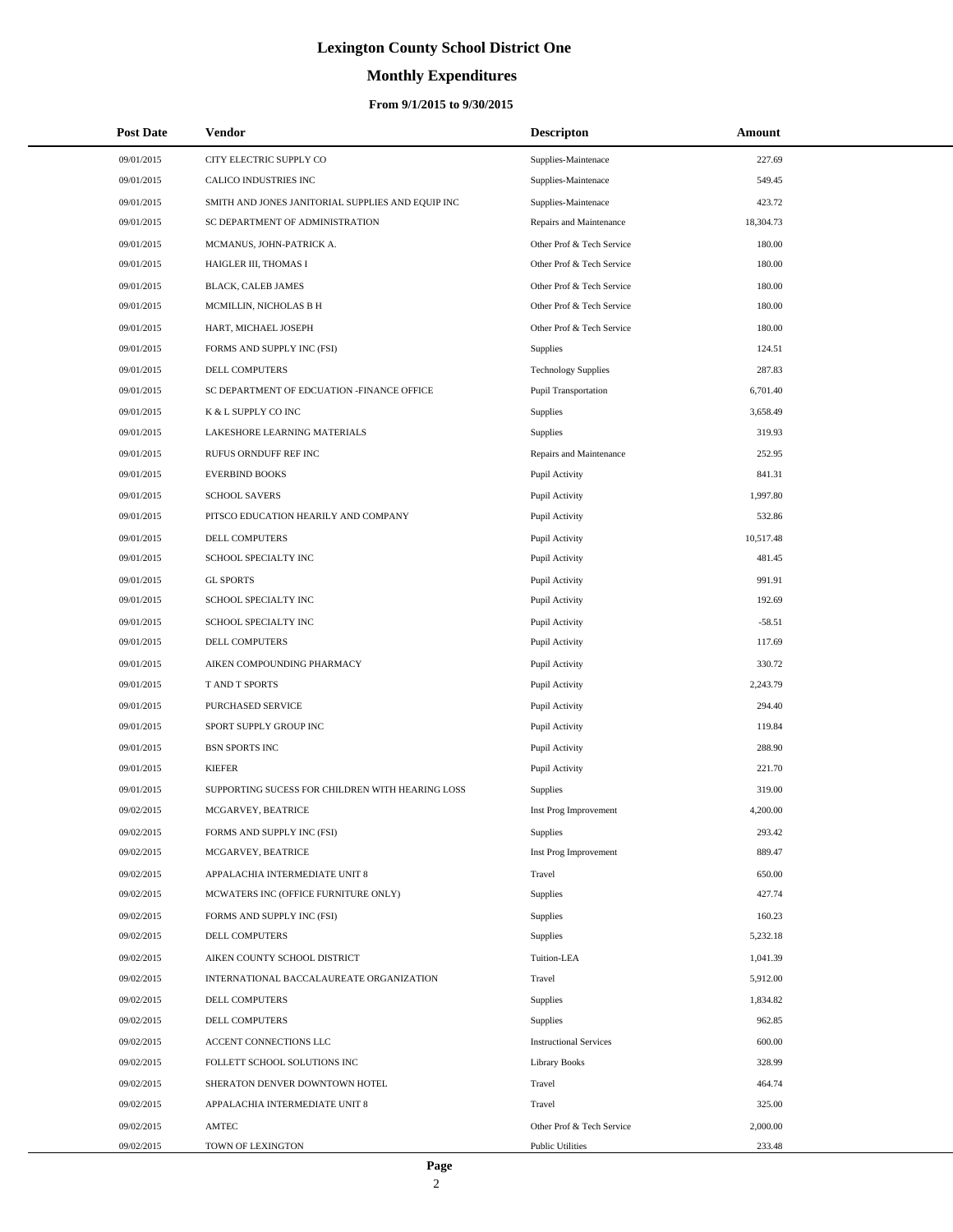# Lexington County School District One

## Monthly Expenditures

### From 9/1/2015 to 9/30/2015

| Post Date | Vendor | Descripton | Amount |
|---|---|---|---|
| 09/01/2015 | CITY ELECTRIC SUPPLY CO | Supplies-Maintenace | 227.69 |
| 09/01/2015 | CALICO INDUSTRIES INC | Supplies-Maintenace | 549.45 |
| 09/01/2015 | SMITH AND JONES JANITORIAL SUPPLIES AND EQUIP INC | Supplies-Maintenace | 423.72 |
| 09/01/2015 | SC DEPARTMENT OF ADMINISTRATION | Repairs and Maintenance | 18,304.73 |
| 09/01/2015 | MCMANUS, JOHN-PATRICK A. | Other Prof & Tech Service | 180.00 |
| 09/01/2015 | HAIGLER III, THOMAS I | Other Prof & Tech Service | 180.00 |
| 09/01/2015 | BLACK, CALEB JAMES | Other Prof & Tech Service | 180.00 |
| 09/01/2015 | MCMILLIN, NICHOLAS B H | Other Prof & Tech Service | 180.00 |
| 09/01/2015 | HART, MICHAEL JOSEPH | Other Prof & Tech Service | 180.00 |
| 09/01/2015 | FORMS AND SUPPLY INC (FSI) | Supplies | 124.51 |
| 09/01/2015 | DELL COMPUTERS | Technology Supplies | 287.83 |
| 09/01/2015 | SC DEPARTMENT OF EDCUATION -FINANCE OFFICE | Pupil Transportation | 6,701.40 |
| 09/01/2015 | K & L SUPPLY CO INC | Supplies | 3,658.49 |
| 09/01/2015 | LAKESHORE LEARNING MATERIALS | Supplies | 319.93 |
| 09/01/2015 | RUFUS ORNDUFF REF INC | Repairs and Maintenance | 252.95 |
| 09/01/2015 | EVERBIND BOOKS | Pupil Activity | 841.31 |
| 09/01/2015 | SCHOOL SAVERS | Pupil Activity | 1,997.80 |
| 09/01/2015 | PITSCO EDUCATION HEARILY AND COMPANY | Pupil Activity | 532.86 |
| 09/01/2015 | DELL COMPUTERS | Pupil Activity | 10,517.48 |
| 09/01/2015 | SCHOOL SPECIALTY INC | Pupil Activity | 481.45 |
| 09/01/2015 | GL SPORTS | Pupil Activity | 991.91 |
| 09/01/2015 | SCHOOL SPECIALTY INC | Pupil Activity | 192.69 |
| 09/01/2015 | SCHOOL SPECIALTY INC | Pupil Activity | -58.51 |
| 09/01/2015 | DELL COMPUTERS | Pupil Activity | 117.69 |
| 09/01/2015 | AIKEN COMPOUNDING PHARMACY | Pupil Activity | 330.72 |
| 09/01/2015 | T AND T SPORTS | Pupil Activity | 2,243.79 |
| 09/01/2015 | PURCHASED SERVICE | Pupil Activity | 294.40 |
| 09/01/2015 | SPORT SUPPLY GROUP INC | Pupil Activity | 119.84 |
| 09/01/2015 | BSN SPORTS INC | Pupil Activity | 288.90 |
| 09/01/2015 | KIEFER | Pupil Activity | 221.70 |
| 09/01/2015 | SUPPORTING SUCESS FOR CHILDREN WITH HEARING LOSS | Supplies | 319.00 |
| 09/02/2015 | MCGARVEY, BEATRICE | Inst Prog Improvement | 4,200.00 |
| 09/02/2015 | FORMS AND SUPPLY INC (FSI) | Supplies | 293.42 |
| 09/02/2015 | MCGARVEY, BEATRICE | Inst Prog Improvement | 889.47 |
| 09/02/2015 | APPALACHIA INTERMEDIATE UNIT 8 | Travel | 650.00 |
| 09/02/2015 | MCWATERS INC (OFFICE FURNITURE ONLY) | Supplies | 427.74 |
| 09/02/2015 | FORMS AND SUPPLY INC (FSI) | Supplies | 160.23 |
| 09/02/2015 | DELL COMPUTERS | Supplies | 5,232.18 |
| 09/02/2015 | AIKEN COUNTY SCHOOL DISTRICT | Tuition-LEA | 1,041.39 |
| 09/02/2015 | INTERNATIONAL BACCALAUREATE ORGANIZATION | Travel | 5,912.00 |
| 09/02/2015 | DELL COMPUTERS | Supplies | 1,834.82 |
| 09/02/2015 | DELL COMPUTERS | Supplies | 962.85 |
| 09/02/2015 | ACCENT CONNECTIONS LLC | Instructional Services | 600.00 |
| 09/02/2015 | FOLLETT SCHOOL SOLUTIONS INC | Library Books | 328.99 |
| 09/02/2015 | SHERATON DENVER DOWNTOWN HOTEL | Travel | 464.74 |
| 09/02/2015 | APPALACHIA INTERMEDIATE UNIT 8 | Travel | 325.00 |
| 09/02/2015 | AMTEC | Other Prof & Tech Service | 2,000.00 |
| 09/02/2015 | TOWN OF LEXINGTON | Public Utilities | 233.48 |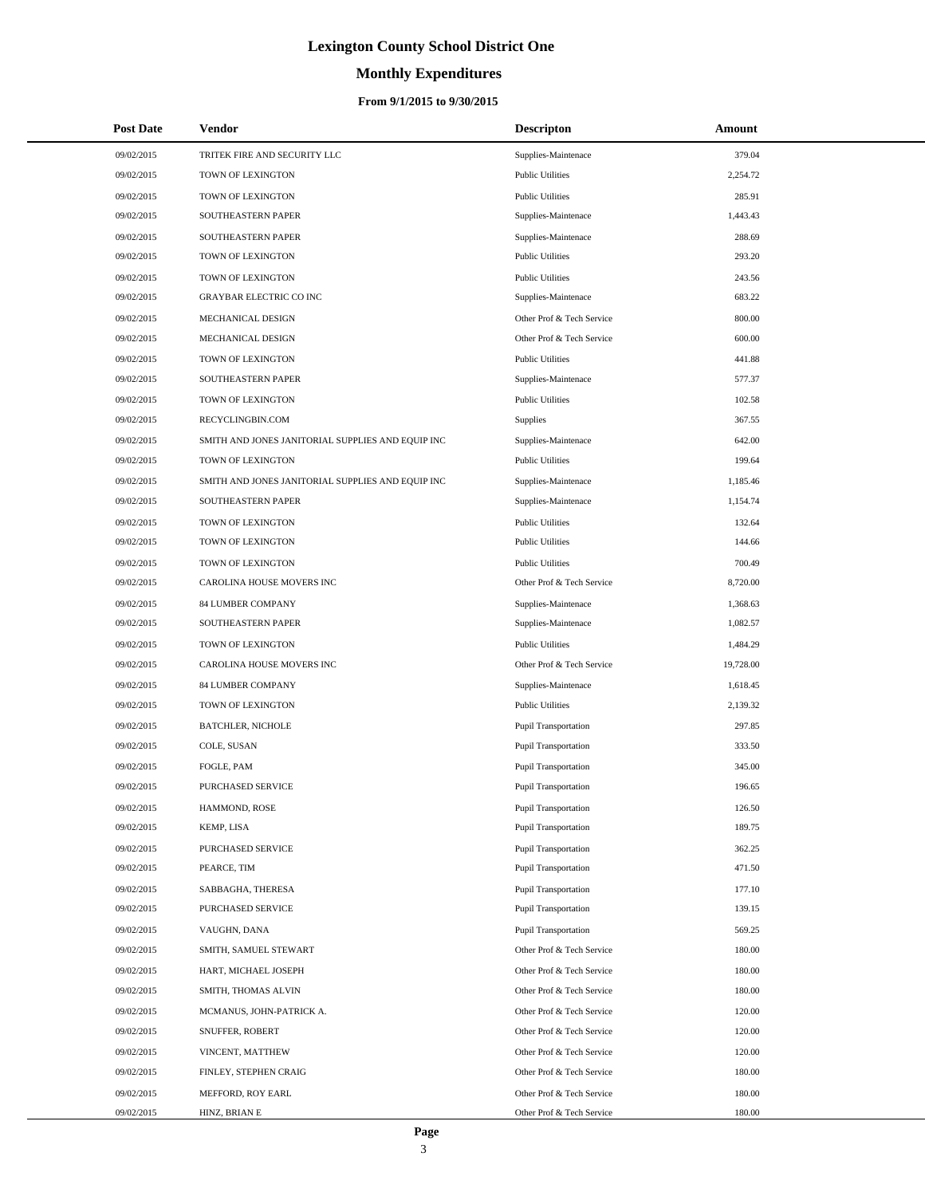# Lexington County School District One

## Monthly Expenditures

### From 9/1/2015 to 9/30/2015

| Post Date | Vendor | Descripton | Amount |
|---|---|---|---|
| 09/02/2015 | TRITEK FIRE AND SECURITY LLC | Supplies-Maintenace | 379.04 |
| 09/02/2015 | TOWN OF LEXINGTON | Public Utilities | 2,254.72 |
| 09/02/2015 | TOWN OF LEXINGTON | Public Utilities | 285.91 |
| 09/02/2015 | SOUTHEASTERN PAPER | Supplies-Maintenace | 1,443.43 |
| 09/02/2015 | SOUTHEASTERN PAPER | Supplies-Maintenace | 288.69 |
| 09/02/2015 | TOWN OF LEXINGTON | Public Utilities | 293.20 |
| 09/02/2015 | TOWN OF LEXINGTON | Public Utilities | 243.56 |
| 09/02/2015 | GRAYBAR ELECTRIC CO INC | Supplies-Maintenace | 683.22 |
| 09/02/2015 | MECHANICAL DESIGN | Other Prof & Tech Service | 800.00 |
| 09/02/2015 | MECHANICAL DESIGN | Other Prof & Tech Service | 600.00 |
| 09/02/2015 | TOWN OF LEXINGTON | Public Utilities | 441.88 |
| 09/02/2015 | SOUTHEASTERN PAPER | Supplies-Maintenace | 577.37 |
| 09/02/2015 | TOWN OF LEXINGTON | Public Utilities | 102.58 |
| 09/02/2015 | RECYCLINGBIN.COM | Supplies | 367.55 |
| 09/02/2015 | SMITH AND JONES JANITORIAL SUPPLIES AND EQUIP INC | Supplies-Maintenace | 642.00 |
| 09/02/2015 | TOWN OF LEXINGTON | Public Utilities | 199.64 |
| 09/02/2015 | SMITH AND JONES JANITORIAL SUPPLIES AND EQUIP INC | Supplies-Maintenace | 1,185.46 |
| 09/02/2015 | SOUTHEASTERN PAPER | Supplies-Maintenace | 1,154.74 |
| 09/02/2015 | TOWN OF LEXINGTON | Public Utilities | 132.64 |
| 09/02/2015 | TOWN OF LEXINGTON | Public Utilities | 144.66 |
| 09/02/2015 | TOWN OF LEXINGTON | Public Utilities | 700.49 |
| 09/02/2015 | CAROLINA HOUSE MOVERS INC | Other Prof & Tech Service | 8,720.00 |
| 09/02/2015 | 84 LUMBER COMPANY | Supplies-Maintenace | 1,368.63 |
| 09/02/2015 | SOUTHEASTERN PAPER | Supplies-Maintenace | 1,082.57 |
| 09/02/2015 | TOWN OF LEXINGTON | Public Utilities | 1,484.29 |
| 09/02/2015 | CAROLINA HOUSE MOVERS INC | Other Prof & Tech Service | 19,728.00 |
| 09/02/2015 | 84 LUMBER COMPANY | Supplies-Maintenace | 1,618.45 |
| 09/02/2015 | TOWN OF LEXINGTON | Public Utilities | 2,139.32 |
| 09/02/2015 | BATCHLER, NICHOLE | Pupil Transportation | 297.85 |
| 09/02/2015 | COLE, SUSAN | Pupil Transportation | 333.50 |
| 09/02/2015 | FOGLE, PAM | Pupil Transportation | 345.00 |
| 09/02/2015 | PURCHASED SERVICE | Pupil Transportation | 196.65 |
| 09/02/2015 | HAMMOND, ROSE | Pupil Transportation | 126.50 |
| 09/02/2015 | KEMP, LISA | Pupil Transportation | 189.75 |
| 09/02/2015 | PURCHASED SERVICE | Pupil Transportation | 362.25 |
| 09/02/2015 | PEARCE, TIM | Pupil Transportation | 471.50 |
| 09/02/2015 | SABBAGHA, THERESA | Pupil Transportation | 177.10 |
| 09/02/2015 | PURCHASED SERVICE | Pupil Transportation | 139.15 |
| 09/02/2015 | VAUGHN, DANA | Pupil Transportation | 569.25 |
| 09/02/2015 | SMITH, SAMUEL STEWART | Other Prof & Tech Service | 180.00 |
| 09/02/2015 | HART, MICHAEL JOSEPH | Other Prof & Tech Service | 180.00 |
| 09/02/2015 | SMITH, THOMAS ALVIN | Other Prof & Tech Service | 180.00 |
| 09/02/2015 | MCMANUS, JOHN-PATRICK A. | Other Prof & Tech Service | 120.00 |
| 09/02/2015 | SNUFFER, ROBERT | Other Prof & Tech Service | 120.00 |
| 09/02/2015 | VINCENT, MATTHEW | Other Prof & Tech Service | 120.00 |
| 09/02/2015 | FINLEY, STEPHEN CRAIG | Other Prof & Tech Service | 180.00 |
| 09/02/2015 | MEFFORD, ROY EARL | Other Prof & Tech Service | 180.00 |
| 09/02/2015 | HINZ, BRIAN E | Other Prof & Tech Service | 180.00 |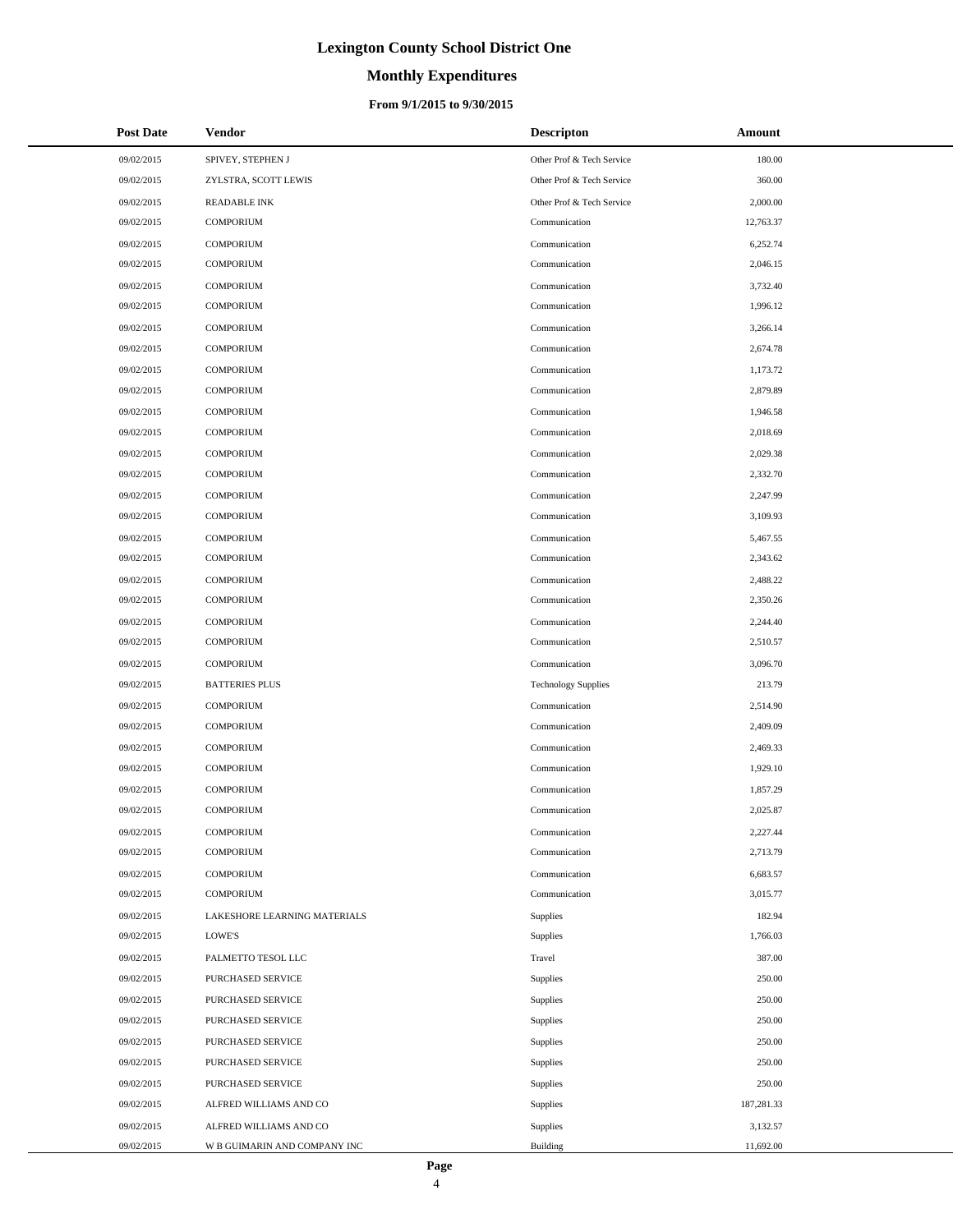# Lexington County School District One

## Monthly Expenditures

### From 9/1/2015 to 9/30/2015

| Post Date | Vendor | Descripton | Amount |
|---|---|---|---|
| 09/02/2015 | SPIVEY, STEPHEN J | Other Prof & Tech Service | 180.00 |
| 09/02/2015 | ZYLSTRA, SCOTT LEWIS | Other Prof & Tech Service | 360.00 |
| 09/02/2015 | READABLE INK | Other Prof & Tech Service | 2,000.00 |
| 09/02/2015 | COMPORIUM | Communication | 12,763.37 |
| 09/02/2015 | COMPORIUM | Communication | 6,252.74 |
| 09/02/2015 | COMPORIUM | Communication | 2,046.15 |
| 09/02/2015 | COMPORIUM | Communication | 3,732.40 |
| 09/02/2015 | COMPORIUM | Communication | 1,996.12 |
| 09/02/2015 | COMPORIUM | Communication | 3,266.14 |
| 09/02/2015 | COMPORIUM | Communication | 2,674.78 |
| 09/02/2015 | COMPORIUM | Communication | 1,173.72 |
| 09/02/2015 | COMPORIUM | Communication | 2,879.89 |
| 09/02/2015 | COMPORIUM | Communication | 1,946.58 |
| 09/02/2015 | COMPORIUM | Communication | 2,018.69 |
| 09/02/2015 | COMPORIUM | Communication | 2,029.38 |
| 09/02/2015 | COMPORIUM | Communication | 2,332.70 |
| 09/02/2015 | COMPORIUM | Communication | 2,247.99 |
| 09/02/2015 | COMPORIUM | Communication | 3,109.93 |
| 09/02/2015 | COMPORIUM | Communication | 5,467.55 |
| 09/02/2015 | COMPORIUM | Communication | 2,343.62 |
| 09/02/2015 | COMPORIUM | Communication | 2,488.22 |
| 09/02/2015 | COMPORIUM | Communication | 2,350.26 |
| 09/02/2015 | COMPORIUM | Communication | 2,244.40 |
| 09/02/2015 | COMPORIUM | Communication | 2,510.57 |
| 09/02/2015 | COMPORIUM | Communication | 3,096.70 |
| 09/02/2015 | BATTERIES PLUS | Technology Supplies | 213.79 |
| 09/02/2015 | COMPORIUM | Communication | 2,514.90 |
| 09/02/2015 | COMPORIUM | Communication | 2,409.09 |
| 09/02/2015 | COMPORIUM | Communication | 2,469.33 |
| 09/02/2015 | COMPORIUM | Communication | 1,929.10 |
| 09/02/2015 | COMPORIUM | Communication | 1,857.29 |
| 09/02/2015 | COMPORIUM | Communication | 2,025.87 |
| 09/02/2015 | COMPORIUM | Communication | 2,227.44 |
| 09/02/2015 | COMPORIUM | Communication | 2,713.79 |
| 09/02/2015 | COMPORIUM | Communication | 6,683.57 |
| 09/02/2015 | COMPORIUM | Communication | 3,015.77 |
| 09/02/2015 | LAKESHORE LEARNING MATERIALS | Supplies | 182.94 |
| 09/02/2015 | LOWE'S | Supplies | 1,766.03 |
| 09/02/2015 | PALMETTO TESOL LLC | Travel | 387.00 |
| 09/02/2015 | PURCHASED SERVICE | Supplies | 250.00 |
| 09/02/2015 | PURCHASED SERVICE | Supplies | 250.00 |
| 09/02/2015 | PURCHASED SERVICE | Supplies | 250.00 |
| 09/02/2015 | PURCHASED SERVICE | Supplies | 250.00 |
| 09/02/2015 | PURCHASED SERVICE | Supplies | 250.00 |
| 09/02/2015 | PURCHASED SERVICE | Supplies | 250.00 |
| 09/02/2015 | ALFRED WILLIAMS AND CO | Supplies | 187,281.33 |
| 09/02/2015 | ALFRED WILLIAMS AND CO | Supplies | 3,132.57 |
| 09/02/2015 | W B GUIMARIN AND COMPANY INC | Building | 11,692.00 |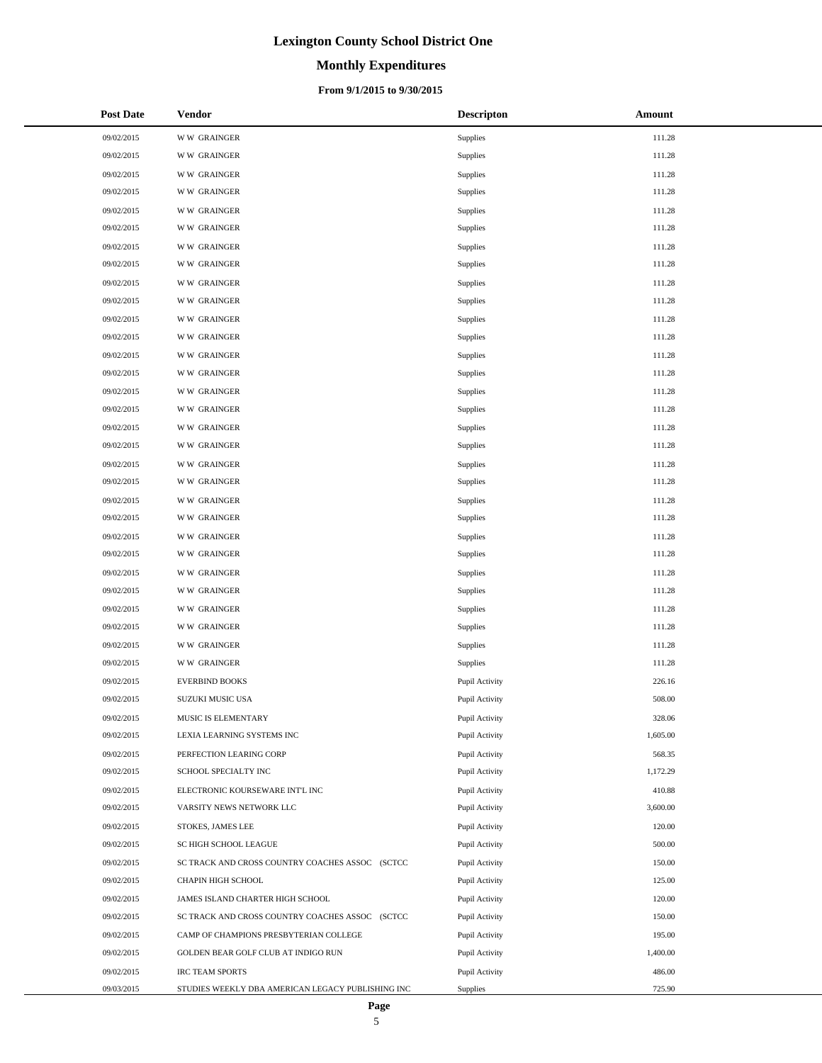# Lexington County School District One

## Monthly Expenditures

### From 9/1/2015 to 9/30/2015

| Post Date | Vendor | Descripton | Amount |
|---|---|---|---|
| 09/02/2015 | W W GRAINGER | Supplies | 111.28 |
| 09/02/2015 | W W GRAINGER | Supplies | 111.28 |
| 09/02/2015 | W W GRAINGER | Supplies | 111.28 |
| 09/02/2015 | W W GRAINGER | Supplies | 111.28 |
| 09/02/2015 | W W GRAINGER | Supplies | 111.28 |
| 09/02/2015 | W W GRAINGER | Supplies | 111.28 |
| 09/02/2015 | W W GRAINGER | Supplies | 111.28 |
| 09/02/2015 | W W GRAINGER | Supplies | 111.28 |
| 09/02/2015 | W W GRAINGER | Supplies | 111.28 |
| 09/02/2015 | W W GRAINGER | Supplies | 111.28 |
| 09/02/2015 | W W GRAINGER | Supplies | 111.28 |
| 09/02/2015 | W W GRAINGER | Supplies | 111.28 |
| 09/02/2015 | W W GRAINGER | Supplies | 111.28 |
| 09/02/2015 | W W GRAINGER | Supplies | 111.28 |
| 09/02/2015 | W W GRAINGER | Supplies | 111.28 |
| 09/02/2015 | W W GRAINGER | Supplies | 111.28 |
| 09/02/2015 | W W GRAINGER | Supplies | 111.28 |
| 09/02/2015 | W W GRAINGER | Supplies | 111.28 |
| 09/02/2015 | W W GRAINGER | Supplies | 111.28 |
| 09/02/2015 | W W GRAINGER | Supplies | 111.28 |
| 09/02/2015 | W W GRAINGER | Supplies | 111.28 |
| 09/02/2015 | W W GRAINGER | Supplies | 111.28 |
| 09/02/2015 | W W GRAINGER | Supplies | 111.28 |
| 09/02/2015 | W W GRAINGER | Supplies | 111.28 |
| 09/02/2015 | W W GRAINGER | Supplies | 111.28 |
| 09/02/2015 | W W GRAINGER | Supplies | 111.28 |
| 09/02/2015 | W W GRAINGER | Supplies | 111.28 |
| 09/02/2015 | W W GRAINGER | Supplies | 111.28 |
| 09/02/2015 | W W GRAINGER | Supplies | 111.28 |
| 09/02/2015 | W W GRAINGER | Supplies | 111.28 |
| 09/02/2015 | EVERBIND BOOKS | Pupil Activity | 226.16 |
| 09/02/2015 | SUZUKI MUSIC USA | Pupil Activity | 508.00 |
| 09/02/2015 | MUSIC IS ELEMENTARY | Pupil Activity | 328.06 |
| 09/02/2015 | LEXIA LEARNING SYSTEMS INC | Pupil Activity | 1,605.00 |
| 09/02/2015 | PERFECTION LEARING CORP | Pupil Activity | 568.35 |
| 09/02/2015 | SCHOOL SPECIALTY INC | Pupil Activity | 1,172.29 |
| 09/02/2015 | ELECTRONIC KOURSEWARE INT'L INC | Pupil Activity | 410.88 |
| 09/02/2015 | VARSITY NEWS NETWORK LLC | Pupil Activity | 3,600.00 |
| 09/02/2015 | STOKES, JAMES LEE | Pupil Activity | 120.00 |
| 09/02/2015 | SC HIGH SCHOOL LEAGUE | Pupil Activity | 500.00 |
| 09/02/2015 | SC TRACK AND CROSS COUNTRY COACHES ASSOC (SCTCC | Pupil Activity | 150.00 |
| 09/02/2015 | CHAPIN HIGH SCHOOL | Pupil Activity | 125.00 |
| 09/02/2015 | JAMES ISLAND CHARTER HIGH SCHOOL | Pupil Activity | 120.00 |
| 09/02/2015 | SC TRACK AND CROSS COUNTRY COACHES ASSOC (SCTCC | Pupil Activity | 150.00 |
| 09/02/2015 | CAMP OF CHAMPIONS PRESBYTERIAN COLLEGE | Pupil Activity | 195.00 |
| 09/02/2015 | GOLDEN BEAR GOLF CLUB AT INDIGO RUN | Pupil Activity | 1,400.00 |
| 09/02/2015 | IRC TEAM SPORTS | Pupil Activity | 486.00 |
| 09/03/2015 | STUDIES WEEKLY DBA AMERICAN LEGACY PUBLISHING INC | Supplies | 725.90 |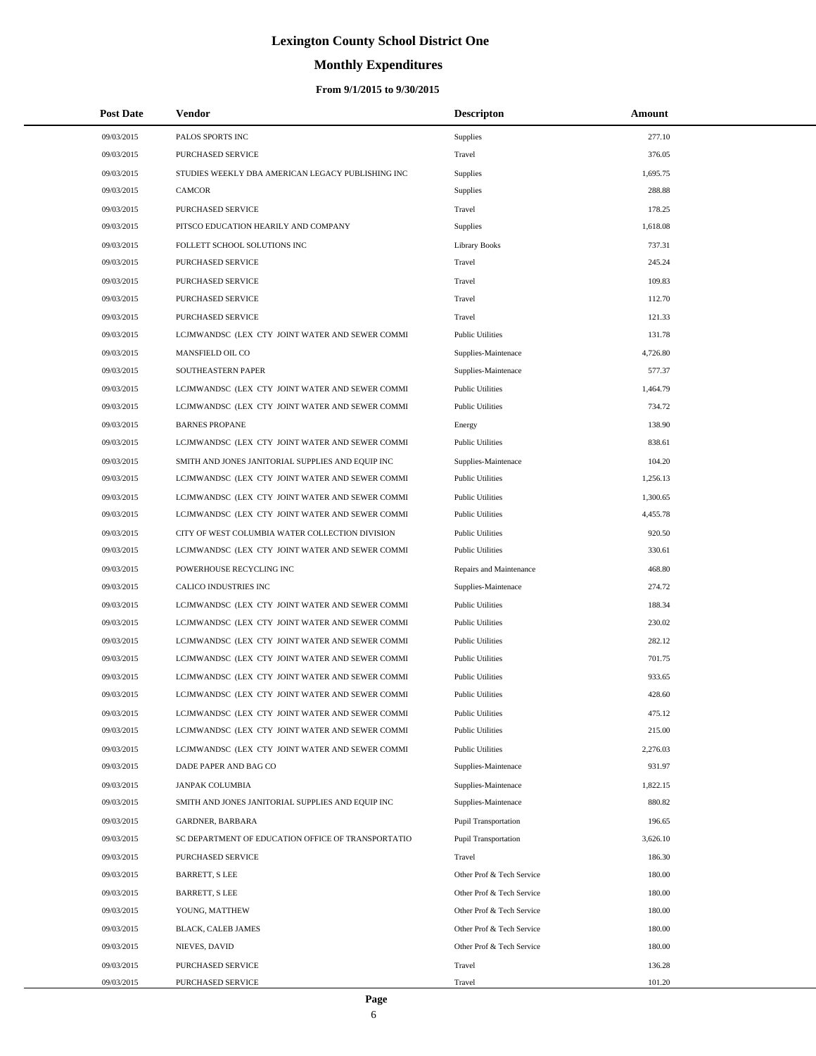# Lexington County School District One

## Monthly Expenditures

### From 9/1/2015 to 9/30/2015

| Post Date | Vendor | Descripton | Amount |
|---|---|---|---|
| 09/03/2015 | PALOS SPORTS INC | Supplies | 277.10 |
| 09/03/2015 | PURCHASED SERVICE | Travel | 376.05 |
| 09/03/2015 | STUDIES WEEKLY DBA AMERICAN LEGACY PUBLISHING INC | Supplies | 1,695.75 |
| 09/03/2015 | CAMCOR | Supplies | 288.88 |
| 09/03/2015 | PURCHASED SERVICE | Travel | 178.25 |
| 09/03/2015 | PITSCO EDUCATION HEARILY AND COMPANY | Supplies | 1,618.08 |
| 09/03/2015 | FOLLETT SCHOOL SOLUTIONS INC | Library Books | 737.31 |
| 09/03/2015 | PURCHASED SERVICE | Travel | 245.24 |
| 09/03/2015 | PURCHASED SERVICE | Travel | 109.83 |
| 09/03/2015 | PURCHASED SERVICE | Travel | 112.70 |
| 09/03/2015 | PURCHASED SERVICE | Travel | 121.33 |
| 09/03/2015 | LCJMWANDSC (LEX CTY JOINT WATER AND SEWER COMMI | Public Utilities | 131.78 |
| 09/03/2015 | MANSFIELD OIL CO | Supplies-Maintenace | 4,726.80 |
| 09/03/2015 | SOUTHEASTERN PAPER | Supplies-Maintenace | 577.37 |
| 09/03/2015 | LCJMWANDSC (LEX CTY JOINT WATER AND SEWER COMMI | Public Utilities | 1,464.79 |
| 09/03/2015 | LCJMWANDSC (LEX CTY JOINT WATER AND SEWER COMMI | Public Utilities | 734.72 |
| 09/03/2015 | BARNES PROPANE | Energy | 138.90 |
| 09/03/2015 | LCJMWANDSC (LEX CTY JOINT WATER AND SEWER COMMI | Public Utilities | 838.61 |
| 09/03/2015 | SMITH AND JONES JANITORIAL SUPPLIES AND EQUIP INC | Supplies-Maintenace | 104.20 |
| 09/03/2015 | LCJMWANDSC (LEX CTY JOINT WATER AND SEWER COMMI | Public Utilities | 1,256.13 |
| 09/03/2015 | LCJMWANDSC (LEX CTY JOINT WATER AND SEWER COMMI | Public Utilities | 1,300.65 |
| 09/03/2015 | LCJMWANDSC (LEX CTY JOINT WATER AND SEWER COMMI | Public Utilities | 4,455.78 |
| 09/03/2015 | CITY OF WEST COLUMBIA WATER COLLECTION DIVISION | Public Utilities | 920.50 |
| 09/03/2015 | LCJMWANDSC (LEX CTY JOINT WATER AND SEWER COMMI | Public Utilities | 330.61 |
| 09/03/2015 | POWERHOUSE RECYCLING INC | Repairs and Maintenance | 468.80 |
| 09/03/2015 | CALICO INDUSTRIES INC | Supplies-Maintenace | 274.72 |
| 09/03/2015 | LCJMWANDSC (LEX CTY JOINT WATER AND SEWER COMMI | Public Utilities | 188.34 |
| 09/03/2015 | LCJMWANDSC (LEX CTY JOINT WATER AND SEWER COMMI | Public Utilities | 230.02 |
| 09/03/2015 | LCJMWANDSC (LEX CTY JOINT WATER AND SEWER COMMI | Public Utilities | 282.12 |
| 09/03/2015 | LCJMWANDSC (LEX CTY JOINT WATER AND SEWER COMMI | Public Utilities | 701.75 |
| 09/03/2015 | LCJMWANDSC (LEX CTY JOINT WATER AND SEWER COMMI | Public Utilities | 933.65 |
| 09/03/2015 | LCJMWANDSC (LEX CTY JOINT WATER AND SEWER COMMI | Public Utilities | 428.60 |
| 09/03/2015 | LCJMWANDSC (LEX CTY JOINT WATER AND SEWER COMMI | Public Utilities | 475.12 |
| 09/03/2015 | LCJMWANDSC (LEX CTY JOINT WATER AND SEWER COMMI | Public Utilities | 215.00 |
| 09/03/2015 | LCJMWANDSC (LEX CTY JOINT WATER AND SEWER COMMI | Public Utilities | 2,276.03 |
| 09/03/2015 | DADE PAPER AND BAG CO | Supplies-Maintenace | 931.97 |
| 09/03/2015 | JANPAK COLUMBIA | Supplies-Maintenace | 1,822.15 |
| 09/03/2015 | SMITH AND JONES JANITORIAL SUPPLIES AND EQUIP INC | Supplies-Maintenace | 880.82 |
| 09/03/2015 | GARDNER, BARBARA | Pupil Transportation | 196.65 |
| 09/03/2015 | SC DEPARTMENT OF EDUCATION OFFICE OF TRANSPORTATIO | Pupil Transportation | 3,626.10 |
| 09/03/2015 | PURCHASED SERVICE | Travel | 186.30 |
| 09/03/2015 | BARRETT, S LEE | Other Prof & Tech Service | 180.00 |
| 09/03/2015 | BARRETT, S LEE | Other Prof & Tech Service | 180.00 |
| 09/03/2015 | YOUNG, MATTHEW | Other Prof & Tech Service | 180.00 |
| 09/03/2015 | BLACK, CALEB JAMES | Other Prof & Tech Service | 180.00 |
| 09/03/2015 | NIEVES, DAVID | Other Prof & Tech Service | 180.00 |
| 09/03/2015 | PURCHASED SERVICE | Travel | 136.28 |
| 09/03/2015 | PURCHASED SERVICE | Travel | 101.20 |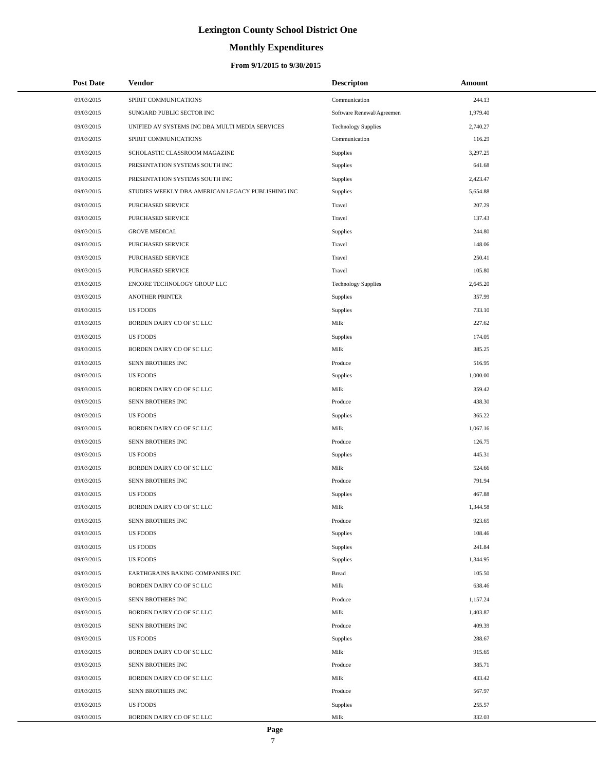# Lexington County School District One

## Monthly Expenditures

### From 9/1/2015 to 9/30/2015

| Post Date | Vendor | Descripton | Amount |
|---|---|---|---|
| 09/03/2015 | SPIRIT COMMUNICATIONS | Communication | 244.13 |
| 09/03/2015 | SUNGARD PUBLIC SECTOR INC | Software Renewal/Agreemen | 1,979.40 |
| 09/03/2015 | UNIFIED AV SYSTEMS INC DBA MULTI MEDIA SERVICES | Technology Supplies | 2,740.27 |
| 09/03/2015 | SPIRIT COMMUNICATIONS | Communication | 116.29 |
| 09/03/2015 | SCHOLASTIC CLASSROOM MAGAZINE | Supplies | 3,297.25 |
| 09/03/2015 | PRESENTATION SYSTEMS SOUTH INC | Supplies | 641.68 |
| 09/03/2015 | PRESENTATION SYSTEMS SOUTH INC | Supplies | 2,423.47 |
| 09/03/2015 | STUDIES WEEKLY DBA AMERICAN LEGACY PUBLISHING INC | Supplies | 5,654.88 |
| 09/03/2015 | PURCHASED SERVICE | Travel | 207.29 |
| 09/03/2015 | PURCHASED SERVICE | Travel | 137.43 |
| 09/03/2015 | GROVE MEDICAL | Supplies | 244.80 |
| 09/03/2015 | PURCHASED SERVICE | Travel | 148.06 |
| 09/03/2015 | PURCHASED SERVICE | Travel | 250.41 |
| 09/03/2015 | PURCHASED SERVICE | Travel | 105.80 |
| 09/03/2015 | ENCORE TECHNOLOGY GROUP LLC | Technology Supplies | 2,645.20 |
| 09/03/2015 | ANOTHER PRINTER | Supplies | 357.99 |
| 09/03/2015 | US FOODS | Supplies | 733.10 |
| 09/03/2015 | BORDEN DAIRY CO OF SC LLC | Milk | 227.62 |
| 09/03/2015 | US FOODS | Supplies | 174.05 |
| 09/03/2015 | BORDEN DAIRY CO OF SC LLC | Milk | 385.25 |
| 09/03/2015 | SENN BROTHERS INC | Produce | 516.95 |
| 09/03/2015 | US FOODS | Supplies | 1,000.00 |
| 09/03/2015 | BORDEN DAIRY CO OF SC LLC | Milk | 359.42 |
| 09/03/2015 | SENN BROTHERS INC | Produce | 438.30 |
| 09/03/2015 | US FOODS | Supplies | 365.22 |
| 09/03/2015 | BORDEN DAIRY CO OF SC LLC | Milk | 1,067.16 |
| 09/03/2015 | SENN BROTHERS INC | Produce | 126.75 |
| 09/03/2015 | US FOODS | Supplies | 445.31 |
| 09/03/2015 | BORDEN DAIRY CO OF SC LLC | Milk | 524.66 |
| 09/03/2015 | SENN BROTHERS INC | Produce | 791.94 |
| 09/03/2015 | US FOODS | Supplies | 467.88 |
| 09/03/2015 | BORDEN DAIRY CO OF SC LLC | Milk | 1,344.58 |
| 09/03/2015 | SENN BROTHERS INC | Produce | 923.65 |
| 09/03/2015 | US FOODS | Supplies | 108.46 |
| 09/03/2015 | US FOODS | Supplies | 241.84 |
| 09/03/2015 | US FOODS | Supplies | 1,344.95 |
| 09/03/2015 | EARTHGRAINS BAKING COMPANIES INC | Bread | 105.50 |
| 09/03/2015 | BORDEN DAIRY CO OF SC LLC | Milk | 638.46 |
| 09/03/2015 | SENN BROTHERS INC | Produce | 1,157.24 |
| 09/03/2015 | BORDEN DAIRY CO OF SC LLC | Milk | 1,403.87 |
| 09/03/2015 | SENN BROTHERS INC | Produce | 409.39 |
| 09/03/2015 | US FOODS | Supplies | 288.67 |
| 09/03/2015 | BORDEN DAIRY CO OF SC LLC | Milk | 915.65 |
| 09/03/2015 | SENN BROTHERS INC | Produce | 385.71 |
| 09/03/2015 | BORDEN DAIRY CO OF SC LLC | Milk | 433.42 |
| 09/03/2015 | SENN BROTHERS INC | Produce | 567.97 |
| 09/03/2015 | US FOODS | Supplies | 255.57 |
| 09/03/2015 | BORDEN DAIRY CO OF SC LLC | Milk | 332.03 |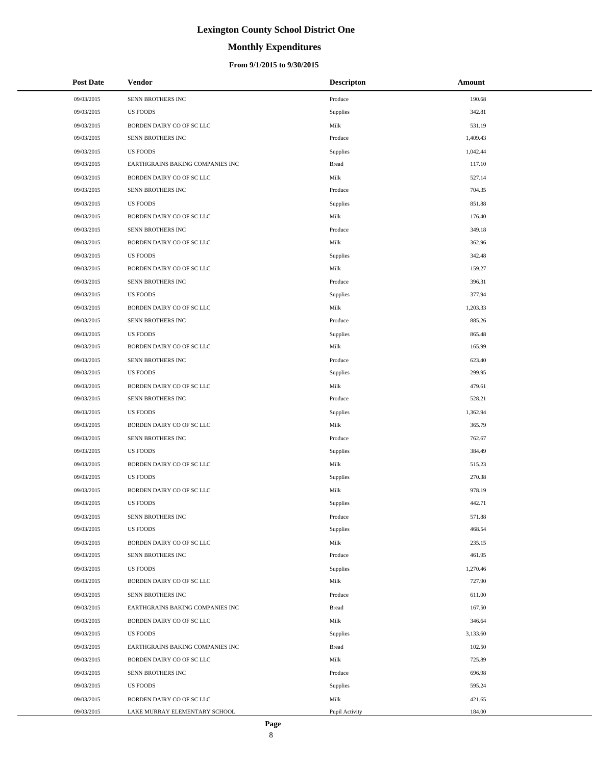# Lexington County School District One

## Monthly Expenditures

### From 9/1/2015 to 9/30/2015

| Post Date | Vendor | Descripton | Amount |
|---|---|---|---|
| 09/03/2015 | SENN BROTHERS INC | Produce | 190.68 |
| 09/03/2015 | US FOODS | Supplies | 342.81 |
| 09/03/2015 | BORDEN DAIRY CO OF SC LLC | Milk | 531.19 |
| 09/03/2015 | SENN BROTHERS INC | Produce | 1,409.43 |
| 09/03/2015 | US FOODS | Supplies | 1,042.44 |
| 09/03/2015 | EARTHGRAINS BAKING COMPANIES INC | Bread | 117.10 |
| 09/03/2015 | BORDEN DAIRY CO OF SC LLC | Milk | 527.14 |
| 09/03/2015 | SENN BROTHERS INC | Produce | 704.35 |
| 09/03/2015 | US FOODS | Supplies | 851.88 |
| 09/03/2015 | BORDEN DAIRY CO OF SC LLC | Milk | 176.40 |
| 09/03/2015 | SENN BROTHERS INC | Produce | 349.18 |
| 09/03/2015 | BORDEN DAIRY CO OF SC LLC | Milk | 362.96 |
| 09/03/2015 | US FOODS | Supplies | 342.48 |
| 09/03/2015 | BORDEN DAIRY CO OF SC LLC | Milk | 159.27 |
| 09/03/2015 | SENN BROTHERS INC | Produce | 396.31 |
| 09/03/2015 | US FOODS | Supplies | 377.94 |
| 09/03/2015 | BORDEN DAIRY CO OF SC LLC | Milk | 1,203.33 |
| 09/03/2015 | SENN BROTHERS INC | Produce | 885.26 |
| 09/03/2015 | US FOODS | Supplies | 865.48 |
| 09/03/2015 | BORDEN DAIRY CO OF SC LLC | Milk | 165.99 |
| 09/03/2015 | SENN BROTHERS INC | Produce | 623.40 |
| 09/03/2015 | US FOODS | Supplies | 299.95 |
| 09/03/2015 | BORDEN DAIRY CO OF SC LLC | Milk | 479.61 |
| 09/03/2015 | SENN BROTHERS INC | Produce | 528.21 |
| 09/03/2015 | US FOODS | Supplies | 1,362.94 |
| 09/03/2015 | BORDEN DAIRY CO OF SC LLC | Milk | 365.79 |
| 09/03/2015 | SENN BROTHERS INC | Produce | 762.67 |
| 09/03/2015 | US FOODS | Supplies | 384.49 |
| 09/03/2015 | BORDEN DAIRY CO OF SC LLC | Milk | 515.23 |
| 09/03/2015 | US FOODS | Supplies | 270.38 |
| 09/03/2015 | BORDEN DAIRY CO OF SC LLC | Milk | 978.19 |
| 09/03/2015 | US FOODS | Supplies | 442.71 |
| 09/03/2015 | SENN BROTHERS INC | Produce | 571.88 |
| 09/03/2015 | US FOODS | Supplies | 468.54 |
| 09/03/2015 | BORDEN DAIRY CO OF SC LLC | Milk | 235.15 |
| 09/03/2015 | SENN BROTHERS INC | Produce | 461.95 |
| 09/03/2015 | US FOODS | Supplies | 1,270.46 |
| 09/03/2015 | BORDEN DAIRY CO OF SC LLC | Milk | 727.90 |
| 09/03/2015 | SENN BROTHERS INC | Produce | 611.00 |
| 09/03/2015 | EARTHGRAINS BAKING COMPANIES INC | Bread | 167.50 |
| 09/03/2015 | BORDEN DAIRY CO OF SC LLC | Milk | 346.64 |
| 09/03/2015 | US FOODS | Supplies | 3,133.60 |
| 09/03/2015 | EARTHGRAINS BAKING COMPANIES INC | Bread | 102.50 |
| 09/03/2015 | BORDEN DAIRY CO OF SC LLC | Milk | 725.89 |
| 09/03/2015 | SENN BROTHERS INC | Produce | 696.98 |
| 09/03/2015 | US FOODS | Supplies | 595.24 |
| 09/03/2015 | BORDEN DAIRY CO OF SC LLC | Milk | 421.65 |
| 09/03/2015 | LAKE MURRAY ELEMENTARY SCHOOL | Pupil Activity | 184.00 |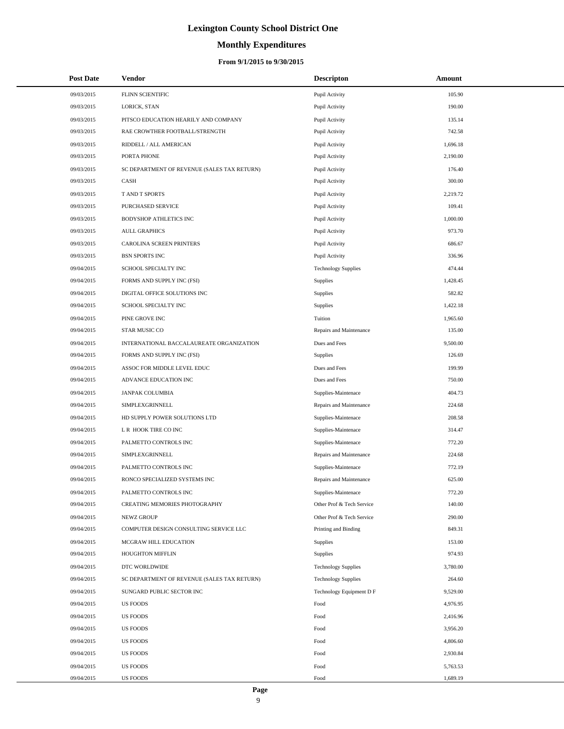# Lexington County School District One

## Monthly Expenditures

### From 9/1/2015 to 9/30/2015

| Post Date | Vendor | Descripton | Amount |
|---|---|---|---|
| 09/03/2015 | FLINN SCIENTIFIC | Pupil Activity | 105.90 |
| 09/03/2015 | LORICK, STAN | Pupil Activity | 190.00 |
| 09/03/2015 | PITSCO EDUCATION HEARILY AND COMPANY | Pupil Activity | 135.14 |
| 09/03/2015 | RAE CROWTHER FOOTBALL/STRENGTH | Pupil Activity | 742.58 |
| 09/03/2015 | RIDDELL / ALL AMERICAN | Pupil Activity | 1,696.18 |
| 09/03/2015 | PORTA PHONE | Pupil Activity | 2,190.00 |
| 09/03/2015 | SC DEPARTMENT OF REVENUE (SALES TAX RETURN) | Pupil Activity | 176.40 |
| 09/03/2015 | CASH | Pupil Activity | 300.00 |
| 09/03/2015 | T AND T SPORTS | Pupil Activity | 2,219.72 |
| 09/03/2015 | PURCHASED SERVICE | Pupil Activity | 109.41 |
| 09/03/2015 | BODYSHOP ATHLETICS INC | Pupil Activity | 1,000.00 |
| 09/03/2015 | AULL GRAPHICS | Pupil Activity | 973.70 |
| 09/03/2015 | CAROLINA SCREEN PRINTERS | Pupil Activity | 686.67 |
| 09/03/2015 | BSN SPORTS INC | Pupil Activity | 336.96 |
| 09/04/2015 | SCHOOL SPECIALTY INC | Technology Supplies | 474.44 |
| 09/04/2015 | FORMS AND SUPPLY INC (FSI) | Supplies | 1,428.45 |
| 09/04/2015 | DIGITAL OFFICE SOLUTIONS INC | Supplies | 582.82 |
| 09/04/2015 | SCHOOL SPECIALTY INC | Supplies | 1,422.18 |
| 09/04/2015 | PINE GROVE INC | Tuition | 1,965.60 |
| 09/04/2015 | STAR MUSIC CO | Repairs and Maintenance | 135.00 |
| 09/04/2015 | INTERNATIONAL BACCALAUREATE ORGANIZATION | Dues and Fees | 9,500.00 |
| 09/04/2015 | FORMS AND SUPPLY INC (FSI) | Supplies | 126.69 |
| 09/04/2015 | ASSOC FOR MIDDLE LEVEL EDUC | Dues and Fees | 199.99 |
| 09/04/2015 | ADVANCE EDUCATION INC | Dues and Fees | 750.00 |
| 09/04/2015 | JANPAK COLUMBIA | Supplies-Maintenace | 404.73 |
| 09/04/2015 | SIMPLEXGRINNELL | Repairs and Maintenance | 224.68 |
| 09/04/2015 | HD SUPPLY POWER SOLUTIONS LTD | Supplies-Maintenace | 208.58 |
| 09/04/2015 | L R HOOK TIRE CO INC | Supplies-Maintenace | 314.47 |
| 09/04/2015 | PALMETTO CONTROLS INC | Supplies-Maintenace | 772.20 |
| 09/04/2015 | SIMPLEXGRINNELL | Repairs and Maintenance | 224.68 |
| 09/04/2015 | PALMETTO CONTROLS INC | Supplies-Maintenace | 772.19 |
| 09/04/2015 | RONCO SPECIALIZED SYSTEMS INC | Repairs and Maintenance | 625.00 |
| 09/04/2015 | PALMETTO CONTROLS INC | Supplies-Maintenace | 772.20 |
| 09/04/2015 | CREATING MEMORIES PHOTOGRAPHY | Other Prof & Tech Service | 140.00 |
| 09/04/2015 | NEWZ GROUP | Other Prof & Tech Service | 290.00 |
| 09/04/2015 | COMPUTER DESIGN CONSULTING SERVICE LLC | Printing and Binding | 849.31 |
| 09/04/2015 | MCGRAW HILL EDUCATION | Supplies | 153.00 |
| 09/04/2015 | HOUGHTON MIFFLIN | Supplies | 974.93 |
| 09/04/2015 | DTC WORLDWIDE | Technology Supplies | 3,780.00 |
| 09/04/2015 | SC DEPARTMENT OF REVENUE (SALES TAX RETURN) | Technology Supplies | 264.60 |
| 09/04/2015 | SUNGARD PUBLIC SECTOR INC | Technology Equipment D F | 9,529.00 |
| 09/04/2015 | US FOODS | Food | 4,976.95 |
| 09/04/2015 | US FOODS | Food | 2,416.96 |
| 09/04/2015 | US FOODS | Food | 3,956.20 |
| 09/04/2015 | US FOODS | Food | 4,806.60 |
| 09/04/2015 | US FOODS | Food | 2,930.84 |
| 09/04/2015 | US FOODS | Food | 5,763.53 |
| 09/04/2015 | US FOODS | Food | 1,689.19 |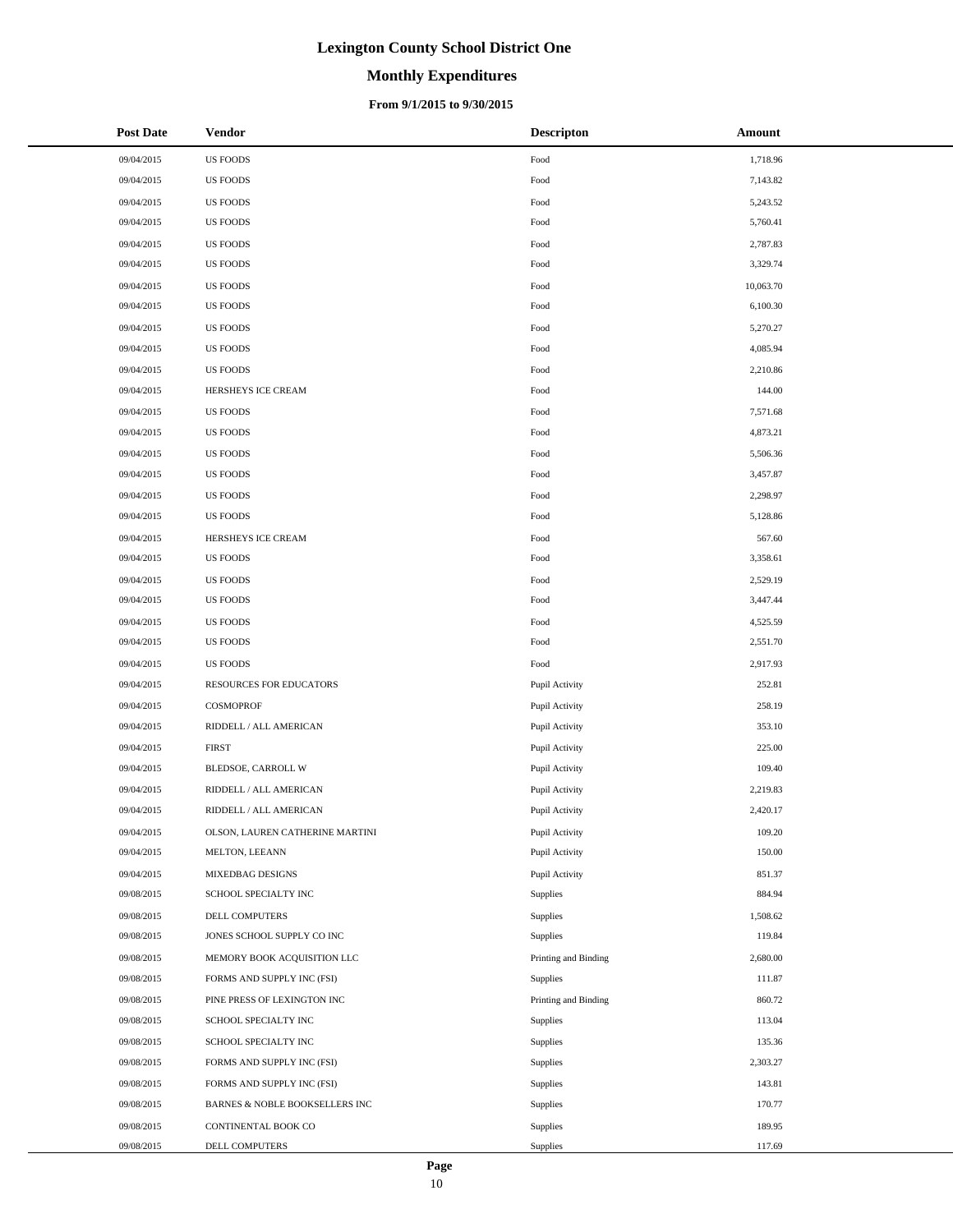# Lexington County School District One

## Monthly Expenditures

### From 9/1/2015 to 9/30/2015

| Post Date | Vendor | Descripton | Amount |
|---|---|---|---|
| 09/04/2015 | US FOODS | Food | 1,718.96 |
| 09/04/2015 | US FOODS | Food | 7,143.82 |
| 09/04/2015 | US FOODS | Food | 5,243.52 |
| 09/04/2015 | US FOODS | Food | 5,760.41 |
| 09/04/2015 | US FOODS | Food | 2,787.83 |
| 09/04/2015 | US FOODS | Food | 3,329.74 |
| 09/04/2015 | US FOODS | Food | 10,063.70 |
| 09/04/2015 | US FOODS | Food | 6,100.30 |
| 09/04/2015 | US FOODS | Food | 5,270.27 |
| 09/04/2015 | US FOODS | Food | 4,085.94 |
| 09/04/2015 | US FOODS | Food | 2,210.86 |
| 09/04/2015 | HERSHEYS ICE CREAM | Food | 144.00 |
| 09/04/2015 | US FOODS | Food | 7,571.68 |
| 09/04/2015 | US FOODS | Food | 4,873.21 |
| 09/04/2015 | US FOODS | Food | 5,506.36 |
| 09/04/2015 | US FOODS | Food | 3,457.87 |
| 09/04/2015 | US FOODS | Food | 2,298.97 |
| 09/04/2015 | US FOODS | Food | 5,128.86 |
| 09/04/2015 | HERSHEYS ICE CREAM | Food | 567.60 |
| 09/04/2015 | US FOODS | Food | 3,358.61 |
| 09/04/2015 | US FOODS | Food | 2,529.19 |
| 09/04/2015 | US FOODS | Food | 3,447.44 |
| 09/04/2015 | US FOODS | Food | 4,525.59 |
| 09/04/2015 | US FOODS | Food | 2,551.70 |
| 09/04/2015 | US FOODS | Food | 2,917.93 |
| 09/04/2015 | RESOURCES FOR EDUCATORS | Pupil Activity | 252.81 |
| 09/04/2015 | COSMOPROF | Pupil Activity | 258.19 |
| 09/04/2015 | RIDDELL / ALL AMERICAN | Pupil Activity | 353.10 |
| 09/04/2015 | FIRST | Pupil Activity | 225.00 |
| 09/04/2015 | BLEDSOE, CARROLL W | Pupil Activity | 109.40 |
| 09/04/2015 | RIDDELL / ALL AMERICAN | Pupil Activity | 2,219.83 |
| 09/04/2015 | RIDDELL / ALL AMERICAN | Pupil Activity | 2,420.17 |
| 09/04/2015 | OLSON, LAUREN CATHERINE MARTINI | Pupil Activity | 109.20 |
| 09/04/2015 | MELTON, LEEANN | Pupil Activity | 150.00 |
| 09/04/2015 | MIXEDBAG DESIGNS | Pupil Activity | 851.37 |
| 09/08/2015 | SCHOOL SPECIALTY INC | Supplies | 884.94 |
| 09/08/2015 | DELL COMPUTERS | Supplies | 1,508.62 |
| 09/08/2015 | JONES SCHOOL SUPPLY CO INC | Supplies | 119.84 |
| 09/08/2015 | MEMORY BOOK ACQUISITION LLC | Printing and Binding | 2,680.00 |
| 09/08/2015 | FORMS AND SUPPLY INC (FSI) | Supplies | 111.87 |
| 09/08/2015 | PINE PRESS OF LEXINGTON INC | Printing and Binding | 860.72 |
| 09/08/2015 | SCHOOL SPECIALTY INC | Supplies | 113.04 |
| 09/08/2015 | SCHOOL SPECIALTY INC | Supplies | 135.36 |
| 09/08/2015 | FORMS AND SUPPLY INC (FSI) | Supplies | 2,303.27 |
| 09/08/2015 | FORMS AND SUPPLY INC (FSI) | Supplies | 143.81 |
| 09/08/2015 | BARNES & NOBLE BOOKSELLERS INC | Supplies | 170.77 |
| 09/08/2015 | CONTINENTAL BOOK CO | Supplies | 189.95 |
| 09/08/2015 | DELL COMPUTERS | Supplies | 117.69 |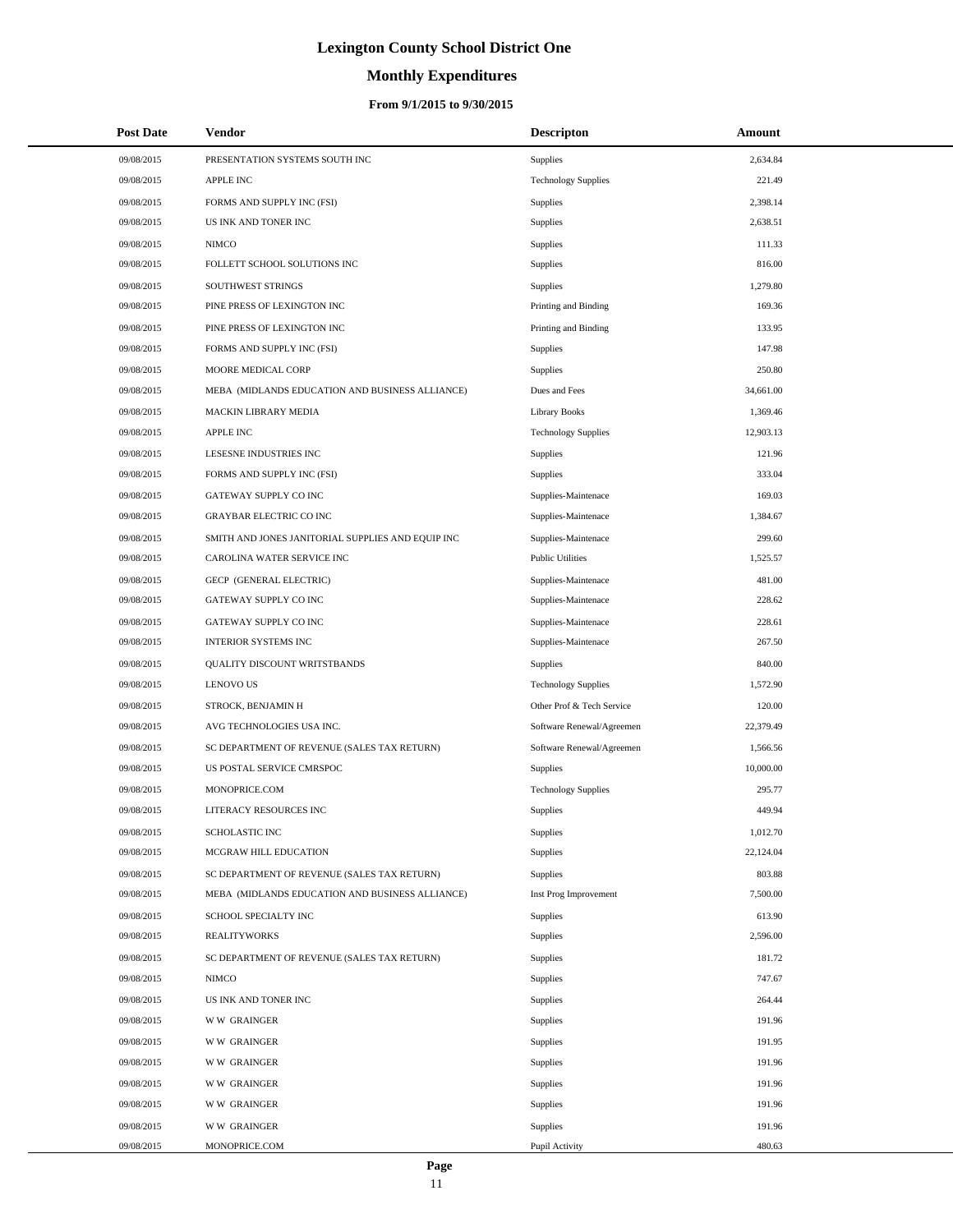# Lexington County School District One

## Monthly Expenditures

### From 9/1/2015 to 9/30/2015

| Post Date | Vendor | Descripton | Amount |
|---|---|---|---|
| 09/08/2015 | PRESENTATION SYSTEMS SOUTH INC | Supplies | 2,634.84 |
| 09/08/2015 | APPLE INC | Technology Supplies | 221.49 |
| 09/08/2015 | FORMS AND SUPPLY INC (FSI) | Supplies | 2,398.14 |
| 09/08/2015 | US INK AND TONER INC | Supplies | 2,638.51 |
| 09/08/2015 | NIMCO | Supplies | 111.33 |
| 09/08/2015 | FOLLETT SCHOOL SOLUTIONS INC | Supplies | 816.00 |
| 09/08/2015 | SOUTHWEST STRINGS | Supplies | 1,279.80 |
| 09/08/2015 | PINE PRESS OF LEXINGTON INC | Printing and Binding | 169.36 |
| 09/08/2015 | PINE PRESS OF LEXINGTON INC | Printing and Binding | 133.95 |
| 09/08/2015 | FORMS AND SUPPLY INC (FSI) | Supplies | 147.98 |
| 09/08/2015 | MOORE MEDICAL CORP | Supplies | 250.80 |
| 09/08/2015 | MEBA (MIDLANDS EDUCATION AND BUSINESS ALLIANCE) | Dues and Fees | 34,661.00 |
| 09/08/2015 | MACKIN LIBRARY MEDIA | Library Books | 1,369.46 |
| 09/08/2015 | APPLE INC | Technology Supplies | 12,903.13 |
| 09/08/2015 | LESESNE INDUSTRIES INC | Supplies | 121.96 |
| 09/08/2015 | FORMS AND SUPPLY INC (FSI) | Supplies | 333.04 |
| 09/08/2015 | GATEWAY SUPPLY CO INC | Supplies-Maintenace | 169.03 |
| 09/08/2015 | GRAYBAR ELECTRIC CO INC | Supplies-Maintenace | 1,384.67 |
| 09/08/2015 | SMITH AND JONES JANITORIAL SUPPLIES AND EQUIP INC | Supplies-Maintenace | 299.60 |
| 09/08/2015 | CAROLINA WATER SERVICE INC | Public Utilities | 1,525.57 |
| 09/08/2015 | GECP (GENERAL ELECTRIC) | Supplies-Maintenace | 481.00 |
| 09/08/2015 | GATEWAY SUPPLY CO INC | Supplies-Maintenace | 228.62 |
| 09/08/2015 | GATEWAY SUPPLY CO INC | Supplies-Maintenace | 228.61 |
| 09/08/2015 | INTERIOR SYSTEMS INC | Supplies-Maintenace | 267.50 |
| 09/08/2015 | QUALITY DISCOUNT WRITSTBANDS | Supplies | 840.00 |
| 09/08/2015 | LENOVO US | Technology Supplies | 1,572.90 |
| 09/08/2015 | STROCK, BENJAMIN H | Other Prof & Tech Service | 120.00 |
| 09/08/2015 | AVG TECHNOLOGIES USA INC. | Software Renewal/Agreemen | 22,379.49 |
| 09/08/2015 | SC DEPARTMENT OF REVENUE (SALES TAX RETURN) | Software Renewal/Agreemen | 1,566.56 |
| 09/08/2015 | US POSTAL SERVICE CMRSPOC | Supplies | 10,000.00 |
| 09/08/2015 | MONOPRICE.COM | Technology Supplies | 295.77 |
| 09/08/2015 | LITERACY RESOURCES INC | Supplies | 449.94 |
| 09/08/2015 | SCHOLASTIC INC | Supplies | 1,012.70 |
| 09/08/2015 | MCGRAW HILL EDUCATION | Supplies | 22,124.04 |
| 09/08/2015 | SC DEPARTMENT OF REVENUE (SALES TAX RETURN) | Supplies | 803.88 |
| 09/08/2015 | MEBA (MIDLANDS EDUCATION AND BUSINESS ALLIANCE) | Inst Prog Improvement | 7,500.00 |
| 09/08/2015 | SCHOOL SPECIALTY INC | Supplies | 613.90 |
| 09/08/2015 | REALITYWORKS | Supplies | 2,596.00 |
| 09/08/2015 | SC DEPARTMENT OF REVENUE (SALES TAX RETURN) | Supplies | 181.72 |
| 09/08/2015 | NIMCO | Supplies | 747.67 |
| 09/08/2015 | US INK AND TONER INC | Supplies | 264.44 |
| 09/08/2015 | W W GRAINGER | Supplies | 191.96 |
| 09/08/2015 | W W GRAINGER | Supplies | 191.95 |
| 09/08/2015 | W W GRAINGER | Supplies | 191.96 |
| 09/08/2015 | W W GRAINGER | Supplies | 191.96 |
| 09/08/2015 | W W GRAINGER | Supplies | 191.96 |
| 09/08/2015 | W W GRAINGER | Supplies | 191.96 |
| 09/08/2015 | MONOPRICE.COM | Pupil Activity | 480.63 |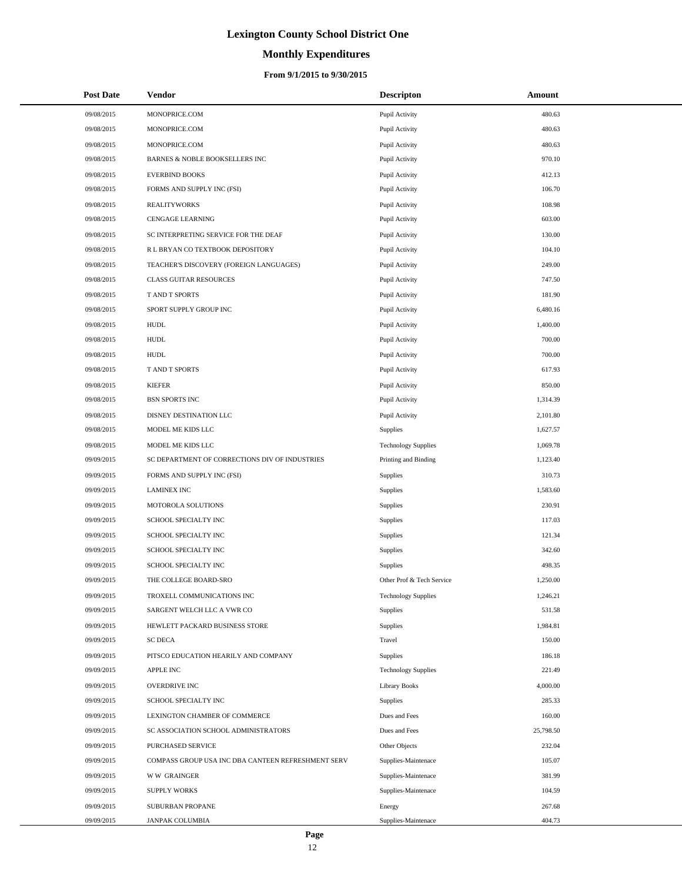# Lexington County School District One

## Monthly Expenditures

### From 9/1/2015 to 9/30/2015

| Post Date | Vendor | Descripton | Amount |
|---|---|---|---|
| 09/08/2015 | MONOPRICE.COM | Pupil Activity | 480.63 |
| 09/08/2015 | MONOPRICE.COM | Pupil Activity | 480.63 |
| 09/08/2015 | MONOPRICE.COM | Pupil Activity | 480.63 |
| 09/08/2015 | BARNES & NOBLE BOOKSELLERS INC | Pupil Activity | 970.10 |
| 09/08/2015 | EVERBIND BOOKS | Pupil Activity | 412.13 |
| 09/08/2015 | FORMS AND SUPPLY INC (FSI) | Pupil Activity | 106.70 |
| 09/08/2015 | REALITYWORKS | Pupil Activity | 108.98 |
| 09/08/2015 | CENGAGE LEARNING | Pupil Activity | 603.00 |
| 09/08/2015 | SC INTERPRETING SERVICE FOR THE DEAF | Pupil Activity | 130.00 |
| 09/08/2015 | R L BRYAN CO TEXTBOOK DEPOSITORY | Pupil Activity | 104.10 |
| 09/08/2015 | TEACHER'S DISCOVERY (FOREIGN LANGUAGES) | Pupil Activity | 249.00 |
| 09/08/2015 | CLASS GUITAR RESOURCES | Pupil Activity | 747.50 |
| 09/08/2015 | T AND T SPORTS | Pupil Activity | 181.90 |
| 09/08/2015 | SPORT SUPPLY GROUP INC | Pupil Activity | 6,480.16 |
| 09/08/2015 | HUDL | Pupil Activity | 1,400.00 |
| 09/08/2015 | HUDL | Pupil Activity | 700.00 |
| 09/08/2015 | HUDL | Pupil Activity | 700.00 |
| 09/08/2015 | T AND T SPORTS | Pupil Activity | 617.93 |
| 09/08/2015 | KIEFER | Pupil Activity | 850.00 |
| 09/08/2015 | BSN SPORTS INC | Pupil Activity | 1,314.39 |
| 09/08/2015 | DISNEY DESTINATION LLC | Pupil Activity | 2,101.80 |
| 09/08/2015 | MODEL ME KIDS LLC | Supplies | 1,627.57 |
| 09/08/2015 | MODEL ME KIDS LLC | Technology Supplies | 1,069.78 |
| 09/09/2015 | SC DEPARTMENT OF CORRECTIONS DIV OF INDUSTRIES | Printing and Binding | 1,123.40 |
| 09/09/2015 | FORMS AND SUPPLY INC (FSI) | Supplies | 310.73 |
| 09/09/2015 | LAMINEX INC | Supplies | 1,583.60 |
| 09/09/2015 | MOTOROLA SOLUTIONS | Supplies | 230.91 |
| 09/09/2015 | SCHOOL SPECIALTY INC | Supplies | 117.03 |
| 09/09/2015 | SCHOOL SPECIALTY INC | Supplies | 121.34 |
| 09/09/2015 | SCHOOL SPECIALTY INC | Supplies | 342.60 |
| 09/09/2015 | SCHOOL SPECIALTY INC | Supplies | 498.35 |
| 09/09/2015 | THE COLLEGE BOARD-SRO | Other Prof & Tech Service | 1,250.00 |
| 09/09/2015 | TROXELL COMMUNICATIONS INC | Technology Supplies | 1,246.21 |
| 09/09/2015 | SARGENT WELCH LLC A VWR CO | Supplies | 531.58 |
| 09/09/2015 | HEWLETT PACKARD BUSINESS STORE | Supplies | 1,984.81 |
| 09/09/2015 | SC DECA | Travel | 150.00 |
| 09/09/2015 | PITSCO EDUCATION HEARILY AND COMPANY | Supplies | 186.18 |
| 09/09/2015 | APPLE INC | Technology Supplies | 221.49 |
| 09/09/2015 | OVERDRIVE INC | Library Books | 4,000.00 |
| 09/09/2015 | SCHOOL SPECIALTY INC | Supplies | 285.33 |
| 09/09/2015 | LEXINGTON CHAMBER OF COMMERCE | Dues and Fees | 160.00 |
| 09/09/2015 | SC ASSOCIATION SCHOOL ADMINISTRATORS | Dues and Fees | 25,798.50 |
| 09/09/2015 | PURCHASED SERVICE | Other Objects | 232.04 |
| 09/09/2015 | COMPASS GROUP USA INC DBA CANTEEN REFRESHMENT SERV | Supplies-Maintenace | 105.07 |
| 09/09/2015 | W W GRAINGER | Supplies-Maintenace | 381.99 |
| 09/09/2015 | SUPPLY WORKS | Supplies-Maintenace | 104.59 |
| 09/09/2015 | SUBURBAN PROPANE | Energy | 267.68 |
| 09/09/2015 | JANPAK COLUMBIA | Supplies-Maintenace | 404.73 |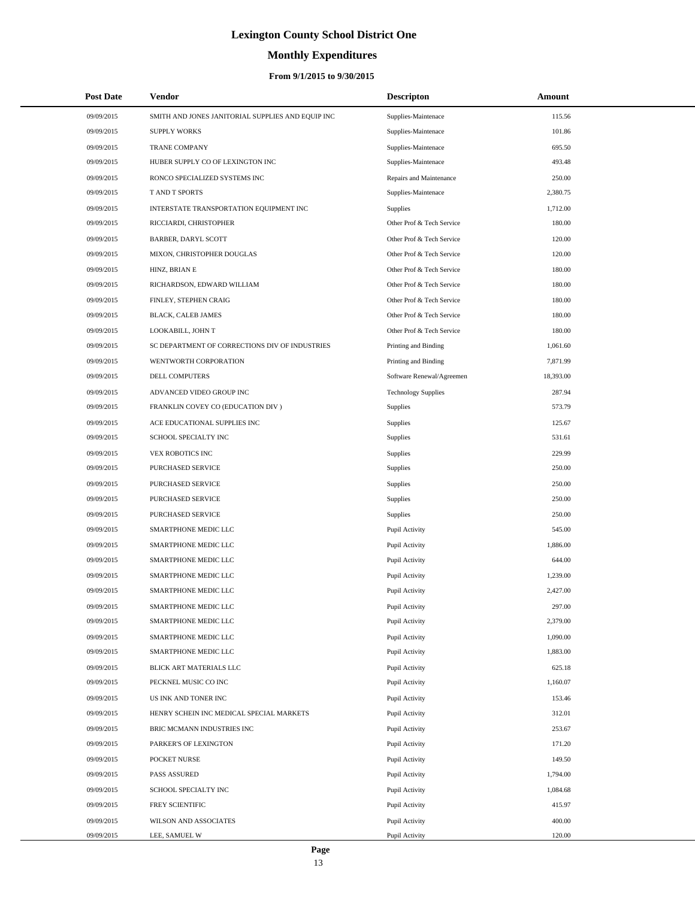# Lexington County School District One

## Monthly Expenditures

### From 9/1/2015 to 9/30/2015

| Post Date | Vendor | Descripton | Amount |
|---|---|---|---|
| 09/09/2015 | SMITH AND JONES JANITORIAL SUPPLIES AND EQUIP INC | Supplies-Maintenace | 115.56 |
| 09/09/2015 | SUPPLY WORKS | Supplies-Maintenace | 101.86 |
| 09/09/2015 | TRANE COMPANY | Supplies-Maintenace | 695.50 |
| 09/09/2015 | HUBER SUPPLY CO OF LEXINGTON INC | Supplies-Maintenace | 493.48 |
| 09/09/2015 | RONCO SPECIALIZED SYSTEMS INC | Repairs and Maintenance | 250.00 |
| 09/09/2015 | T AND T SPORTS | Supplies-Maintenace | 2,380.75 |
| 09/09/2015 | INTERSTATE TRANSPORTATION EQUIPMENT INC | Supplies | 1,712.00 |
| 09/09/2015 | RICCIARDI, CHRISTOPHER | Other Prof & Tech Service | 180.00 |
| 09/09/2015 | BARBER, DARYL SCOTT | Other Prof & Tech Service | 120.00 |
| 09/09/2015 | MIXON, CHRISTOPHER DOUGLAS | Other Prof & Tech Service | 120.00 |
| 09/09/2015 | HINZ, BRIAN E | Other Prof & Tech Service | 180.00 |
| 09/09/2015 | RICHARDSON, EDWARD WILLIAM | Other Prof & Tech Service | 180.00 |
| 09/09/2015 | FINLEY, STEPHEN CRAIG | Other Prof & Tech Service | 180.00 |
| 09/09/2015 | BLACK, CALEB JAMES | Other Prof & Tech Service | 180.00 |
| 09/09/2015 | LOOKABILL, JOHN T | Other Prof & Tech Service | 180.00 |
| 09/09/2015 | SC DEPARTMENT OF CORRECTIONS DIV OF INDUSTRIES | Printing and Binding | 1,061.60 |
| 09/09/2015 | WENTWORTH CORPORATION | Printing and Binding | 7,871.99 |
| 09/09/2015 | DELL COMPUTERS | Software Renewal/Agreemen | 18,393.00 |
| 09/09/2015 | ADVANCED VIDEO GROUP INC | Technology Supplies | 287.94 |
| 09/09/2015 | FRANKLIN COVEY CO (EDUCATION DIV ) | Supplies | 573.79 |
| 09/09/2015 | ACE EDUCATIONAL SUPPLIES INC | Supplies | 125.67 |
| 09/09/2015 | SCHOOL SPECIALTY INC | Supplies | 531.61 |
| 09/09/2015 | VEX ROBOTICS INC | Supplies | 229.99 |
| 09/09/2015 | PURCHASED SERVICE | Supplies | 250.00 |
| 09/09/2015 | PURCHASED SERVICE | Supplies | 250.00 |
| 09/09/2015 | PURCHASED SERVICE | Supplies | 250.00 |
| 09/09/2015 | PURCHASED SERVICE | Supplies | 250.00 |
| 09/09/2015 | SMARTPHONE MEDIC LLC | Pupil Activity | 545.00 |
| 09/09/2015 | SMARTPHONE MEDIC LLC | Pupil Activity | 1,886.00 |
| 09/09/2015 | SMARTPHONE MEDIC LLC | Pupil Activity | 644.00 |
| 09/09/2015 | SMARTPHONE MEDIC LLC | Pupil Activity | 1,239.00 |
| 09/09/2015 | SMARTPHONE MEDIC LLC | Pupil Activity | 2,427.00 |
| 09/09/2015 | SMARTPHONE MEDIC LLC | Pupil Activity | 297.00 |
| 09/09/2015 | SMARTPHONE MEDIC LLC | Pupil Activity | 2,379.00 |
| 09/09/2015 | SMARTPHONE MEDIC LLC | Pupil Activity | 1,090.00 |
| 09/09/2015 | SMARTPHONE MEDIC LLC | Pupil Activity | 1,883.00 |
| 09/09/2015 | BLICK ART MATERIALS LLC | Pupil Activity | 625.18 |
| 09/09/2015 | PECKNEL MUSIC CO INC | Pupil Activity | 1,160.07 |
| 09/09/2015 | US INK AND TONER INC | Pupil Activity | 153.46 |
| 09/09/2015 | HENRY SCHEIN INC MEDICAL SPECIAL MARKETS | Pupil Activity | 312.01 |
| 09/09/2015 | BRIC MCMANN INDUSTRIES INC | Pupil Activity | 253.67 |
| 09/09/2015 | PARKER'S OF LEXINGTON | Pupil Activity | 171.20 |
| 09/09/2015 | POCKET NURSE | Pupil Activity | 149.50 |
| 09/09/2015 | PASS ASSURED | Pupil Activity | 1,794.00 |
| 09/09/2015 | SCHOOL SPECIALTY INC | Pupil Activity | 1,084.68 |
| 09/09/2015 | FREY SCIENTIFIC | Pupil Activity | 415.97 |
| 09/09/2015 | WILSON AND ASSOCIATES | Pupil Activity | 400.00 |
| 09/09/2015 | LEE, SAMUEL W | Pupil Activity | 120.00 |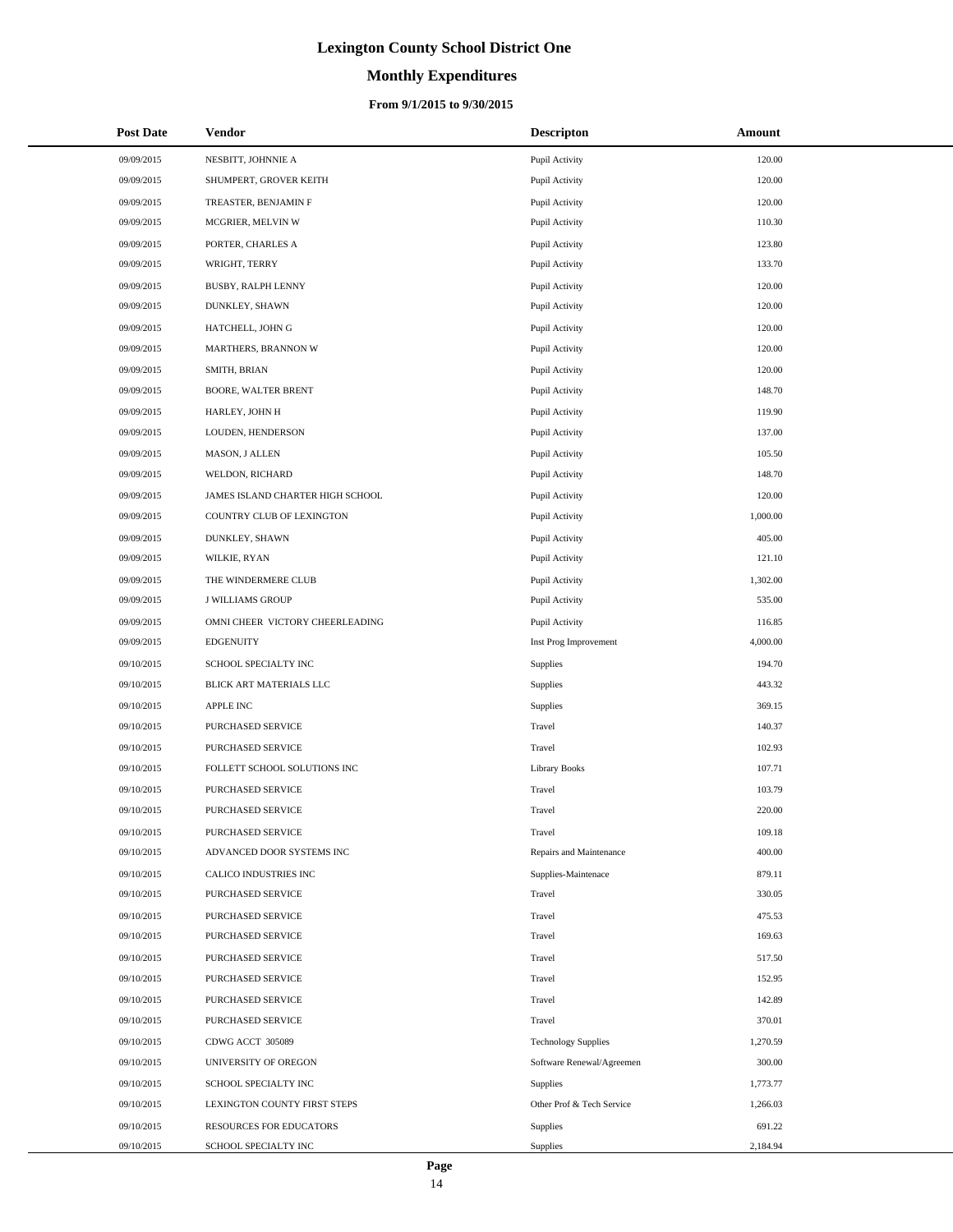# Lexington County School District One

## Monthly Expenditures

### From 9/1/2015 to 9/30/2015

| Post Date | Vendor | Descripton | Amount |
|---|---|---|---|
| 09/09/2015 | NESBITT, JOHNNIE A | Pupil Activity | 120.00 |
| 09/09/2015 | SHUMPERT, GROVER KEITH | Pupil Activity | 120.00 |
| 09/09/2015 | TREASTER, BENJAMIN F | Pupil Activity | 120.00 |
| 09/09/2015 | MCGRIER, MELVIN W | Pupil Activity | 110.30 |
| 09/09/2015 | PORTER, CHARLES A | Pupil Activity | 123.80 |
| 09/09/2015 | WRIGHT, TERRY | Pupil Activity | 133.70 |
| 09/09/2015 | BUSBY, RALPH LENNY | Pupil Activity | 120.00 |
| 09/09/2015 | DUNKLEY, SHAWN | Pupil Activity | 120.00 |
| 09/09/2015 | HATCHELL, JOHN G | Pupil Activity | 120.00 |
| 09/09/2015 | MARTHERS, BRANNON W | Pupil Activity | 120.00 |
| 09/09/2015 | SMITH, BRIAN | Pupil Activity | 120.00 |
| 09/09/2015 | BOORE, WALTER BRENT | Pupil Activity | 148.70 |
| 09/09/2015 | HARLEY, JOHN H | Pupil Activity | 119.90 |
| 09/09/2015 | LOUDEN, HENDERSON | Pupil Activity | 137.00 |
| 09/09/2015 | MASON, J ALLEN | Pupil Activity | 105.50 |
| 09/09/2015 | WELDON, RICHARD | Pupil Activity | 148.70 |
| 09/09/2015 | JAMES ISLAND CHARTER HIGH SCHOOL | Pupil Activity | 120.00 |
| 09/09/2015 | COUNTRY CLUB OF LEXINGTON | Pupil Activity | 1,000.00 |
| 09/09/2015 | DUNKLEY, SHAWN | Pupil Activity | 405.00 |
| 09/09/2015 | WILKIE, RYAN | Pupil Activity | 121.10 |
| 09/09/2015 | THE WINDERMERE CLUB | Pupil Activity | 1,302.00 |
| 09/09/2015 | J WILLIAMS GROUP | Pupil Activity | 535.00 |
| 09/09/2015 | OMNI CHEER VICTORY CHEERLEADING | Pupil Activity | 116.85 |
| 09/09/2015 | EDGENUITY | Inst Prog Improvement | 4,000.00 |
| 09/10/2015 | SCHOOL SPECIALTY INC | Supplies | 194.70 |
| 09/10/2015 | BLICK ART MATERIALS LLC | Supplies | 443.32 |
| 09/10/2015 | APPLE INC | Supplies | 369.15 |
| 09/10/2015 | PURCHASED SERVICE | Travel | 140.37 |
| 09/10/2015 | PURCHASED SERVICE | Travel | 102.93 |
| 09/10/2015 | FOLLETT SCHOOL SOLUTIONS INC | Library Books | 107.71 |
| 09/10/2015 | PURCHASED SERVICE | Travel | 103.79 |
| 09/10/2015 | PURCHASED SERVICE | Travel | 220.00 |
| 09/10/2015 | PURCHASED SERVICE | Travel | 109.18 |
| 09/10/2015 | ADVANCED DOOR SYSTEMS INC | Repairs and Maintenance | 400.00 |
| 09/10/2015 | CALICO INDUSTRIES INC | Supplies-Maintenace | 879.11 |
| 09/10/2015 | PURCHASED SERVICE | Travel | 330.05 |
| 09/10/2015 | PURCHASED SERVICE | Travel | 475.53 |
| 09/10/2015 | PURCHASED SERVICE | Travel | 169.63 |
| 09/10/2015 | PURCHASED SERVICE | Travel | 517.50 |
| 09/10/2015 | PURCHASED SERVICE | Travel | 152.95 |
| 09/10/2015 | PURCHASED SERVICE | Travel | 142.89 |
| 09/10/2015 | PURCHASED SERVICE | Travel | 370.01 |
| 09/10/2015 | CDWG ACCT 305089 | Technology Supplies | 1,270.59 |
| 09/10/2015 | UNIVERSITY OF OREGON | Software Renewal/Agreemen | 300.00 |
| 09/10/2015 | SCHOOL SPECIALTY INC | Supplies | 1,773.77 |
| 09/10/2015 | LEXINGTON COUNTY FIRST STEPS | Other Prof & Tech Service | 1,266.03 |
| 09/10/2015 | RESOURCES FOR EDUCATORS | Supplies | 691.22 |
| 09/10/2015 | SCHOOL SPECIALTY INC | Supplies | 2,184.94 |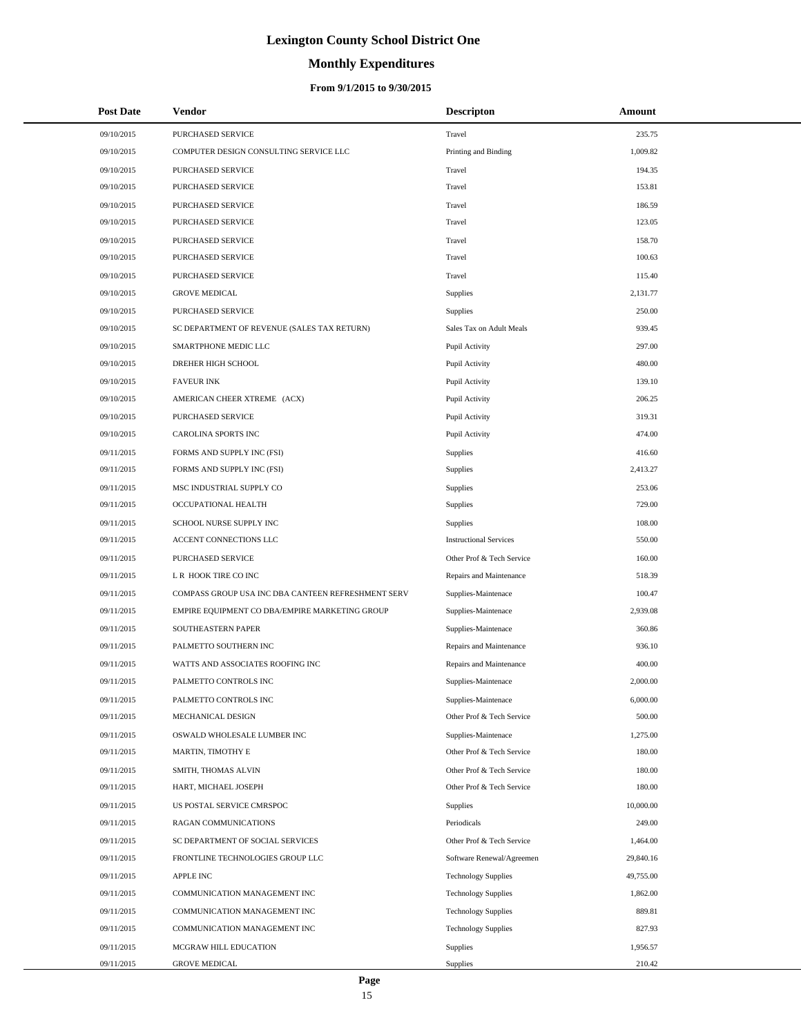# Lexington County School District One

## Monthly Expenditures

### From 9/1/2015 to 9/30/2015

| Post Date | Vendor | Descripton | Amount |
|---|---|---|---|
| 09/10/2015 | PURCHASED SERVICE | Travel | 235.75 |
| 09/10/2015 | COMPUTER DESIGN CONSULTING SERVICE LLC | Printing and Binding | 1,009.82 |
| 09/10/2015 | PURCHASED SERVICE | Travel | 194.35 |
| 09/10/2015 | PURCHASED SERVICE | Travel | 153.81 |
| 09/10/2015 | PURCHASED SERVICE | Travel | 186.59 |
| 09/10/2015 | PURCHASED SERVICE | Travel | 123.05 |
| 09/10/2015 | PURCHASED SERVICE | Travel | 158.70 |
| 09/10/2015 | PURCHASED SERVICE | Travel | 100.63 |
| 09/10/2015 | PURCHASED SERVICE | Travel | 115.40 |
| 09/10/2015 | GROVE MEDICAL | Supplies | 2,131.77 |
| 09/10/2015 | PURCHASED SERVICE | Supplies | 250.00 |
| 09/10/2015 | SC DEPARTMENT OF REVENUE (SALES TAX RETURN) | Sales Tax on Adult Meals | 939.45 |
| 09/10/2015 | SMARTPHONE MEDIC LLC | Pupil Activity | 297.00 |
| 09/10/2015 | DREHER HIGH SCHOOL | Pupil Activity | 480.00 |
| 09/10/2015 | FAVEUR INK | Pupil Activity | 139.10 |
| 09/10/2015 | AMERICAN CHEER XTREME (ACX) | Pupil Activity | 206.25 |
| 09/10/2015 | PURCHASED SERVICE | Pupil Activity | 319.31 |
| 09/10/2015 | CAROLINA SPORTS INC | Pupil Activity | 474.00 |
| 09/11/2015 | FORMS AND SUPPLY INC (FSI) | Supplies | 416.60 |
| 09/11/2015 | FORMS AND SUPPLY INC (FSI) | Supplies | 2,413.27 |
| 09/11/2015 | MSC INDUSTRIAL SUPPLY CO | Supplies | 253.06 |
| 09/11/2015 | OCCUPATIONAL HEALTH | Supplies | 729.00 |
| 09/11/2015 | SCHOOL NURSE SUPPLY INC | Supplies | 108.00 |
| 09/11/2015 | ACCENT CONNECTIONS LLC | Instructional Services | 550.00 |
| 09/11/2015 | PURCHASED SERVICE | Other Prof & Tech Service | 160.00 |
| 09/11/2015 | L R HOOK TIRE CO INC | Repairs and Maintenance | 518.39 |
| 09/11/2015 | COMPASS GROUP USA INC DBA CANTEEN REFRESHMENT SERV | Supplies-Maintenace | 100.47 |
| 09/11/2015 | EMPIRE EQUIPMENT CO DBA/EMPIRE MARKETING GROUP | Supplies-Maintenace | 2,939.08 |
| 09/11/2015 | SOUTHEASTERN PAPER | Supplies-Maintenace | 360.86 |
| 09/11/2015 | PALMETTO SOUTHERN INC | Repairs and Maintenance | 936.10 |
| 09/11/2015 | WATTS AND ASSOCIATES ROOFING INC | Repairs and Maintenance | 400.00 |
| 09/11/2015 | PALMETTO CONTROLS INC | Supplies-Maintenace | 2,000.00 |
| 09/11/2015 | PALMETTO CONTROLS INC | Supplies-Maintenace | 6,000.00 |
| 09/11/2015 | MECHANICAL DESIGN | Other Prof & Tech Service | 500.00 |
| 09/11/2015 | OSWALD WHOLESALE LUMBER INC | Supplies-Maintenace | 1,275.00 |
| 09/11/2015 | MARTIN, TIMOTHY E | Other Prof & Tech Service | 180.00 |
| 09/11/2015 | SMITH, THOMAS ALVIN | Other Prof & Tech Service | 180.00 |
| 09/11/2015 | HART, MICHAEL JOSEPH | Other Prof & Tech Service | 180.00 |
| 09/11/2015 | US POSTAL SERVICE CMRSPOC | Supplies | 10,000.00 |
| 09/11/2015 | RAGAN COMMUNICATIONS | Periodicals | 249.00 |
| 09/11/2015 | SC DEPARTMENT OF SOCIAL SERVICES | Other Prof & Tech Service | 1,464.00 |
| 09/11/2015 | FRONTLINE TECHNOLOGIES GROUP LLC | Software Renewal/Agreemen | 29,840.16 |
| 09/11/2015 | APPLE INC | Technology Supplies | 49,755.00 |
| 09/11/2015 | COMMUNICATION MANAGEMENT INC | Technology Supplies | 1,862.00 |
| 09/11/2015 | COMMUNICATION MANAGEMENT INC | Technology Supplies | 889.81 |
| 09/11/2015 | COMMUNICATION MANAGEMENT INC | Technology Supplies | 827.93 |
| 09/11/2015 | MCGRAW HILL EDUCATION | Supplies | 1,956.57 |
| 09/11/2015 | GROVE MEDICAL | Supplies | 210.42 |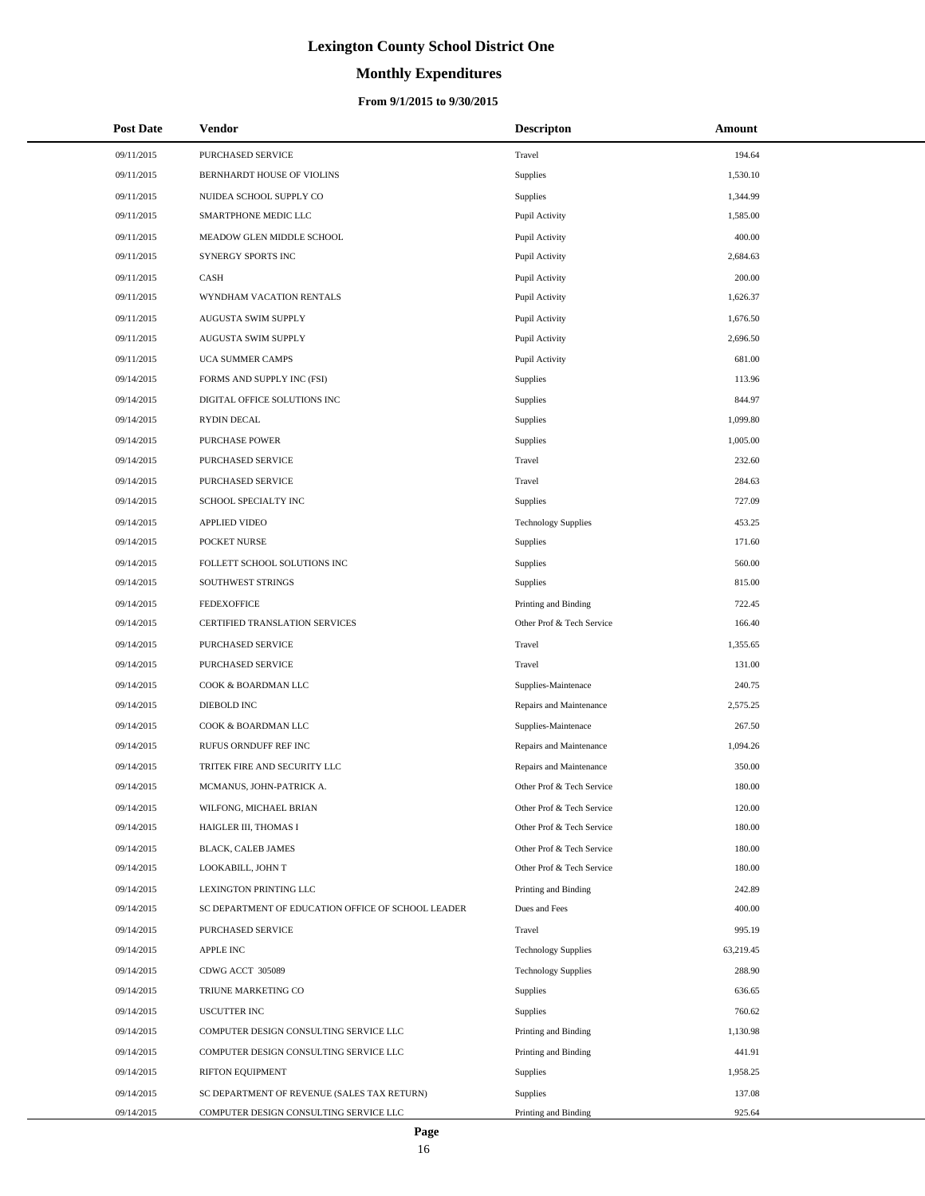# Lexington County School District One

## Monthly Expenditures

### From 9/1/2015 to 9/30/2015

| Post Date | Vendor | Descripton | Amount |
|---|---|---|---|
| 09/11/2015 | PURCHASED SERVICE | Travel | 194.64 |
| 09/11/2015 | BERNHARDT HOUSE OF VIOLINS | Supplies | 1,530.10 |
| 09/11/2015 | NUIDEA SCHOOL SUPPLY CO | Supplies | 1,344.99 |
| 09/11/2015 | SMARTPHONE MEDIC LLC | Pupil Activity | 1,585.00 |
| 09/11/2015 | MEADOW GLEN MIDDLE SCHOOL | Pupil Activity | 400.00 |
| 09/11/2015 | SYNERGY SPORTS INC | Pupil Activity | 2,684.63 |
| 09/11/2015 | CASH | Pupil Activity | 200.00 |
| 09/11/2015 | WYNDHAM VACATION RENTALS | Pupil Activity | 1,626.37 |
| 09/11/2015 | AUGUSTA SWIM SUPPLY | Pupil Activity | 1,676.50 |
| 09/11/2015 | AUGUSTA SWIM SUPPLY | Pupil Activity | 2,696.50 |
| 09/11/2015 | UCA SUMMER CAMPS | Pupil Activity | 681.00 |
| 09/14/2015 | FORMS AND SUPPLY INC (FSI) | Supplies | 113.96 |
| 09/14/2015 | DIGITAL OFFICE SOLUTIONS INC | Supplies | 844.97 |
| 09/14/2015 | RYDIN DECAL | Supplies | 1,099.80 |
| 09/14/2015 | PURCHASE POWER | Supplies | 1,005.00 |
| 09/14/2015 | PURCHASED SERVICE | Travel | 232.60 |
| 09/14/2015 | PURCHASED SERVICE | Travel | 284.63 |
| 09/14/2015 | SCHOOL SPECIALTY INC | Supplies | 727.09 |
| 09/14/2015 | APPLIED VIDEO | Technology Supplies | 453.25 |
| 09/14/2015 | POCKET NURSE | Supplies | 171.60 |
| 09/14/2015 | FOLLETT SCHOOL SOLUTIONS INC | Supplies | 560.00 |
| 09/14/2015 | SOUTHWEST STRINGS | Supplies | 815.00 |
| 09/14/2015 | FEDEXOFFICE | Printing and Binding | 722.45 |
| 09/14/2015 | CERTIFIED TRANSLATION SERVICES | Other Prof & Tech Service | 166.40 |
| 09/14/2015 | PURCHASED SERVICE | Travel | 1,355.65 |
| 09/14/2015 | PURCHASED SERVICE | Travel | 131.00 |
| 09/14/2015 | COOK & BOARDMAN LLC | Supplies-Maintenace | 240.75 |
| 09/14/2015 | DIEBOLD INC | Repairs and Maintenance | 2,575.25 |
| 09/14/2015 | COOK & BOARDMAN LLC | Supplies-Maintenace | 267.50 |
| 09/14/2015 | RUFUS ORNDUFF REF INC | Repairs and Maintenance | 1,094.26 |
| 09/14/2015 | TRITEK FIRE AND SECURITY LLC | Repairs and Maintenance | 350.00 |
| 09/14/2015 | MCMANUS, JOHN-PATRICK A. | Other Prof & Tech Service | 180.00 |
| 09/14/2015 | WILFONG, MICHAEL BRIAN | Other Prof & Tech Service | 120.00 |
| 09/14/2015 | HAIGLER III, THOMAS I | Other Prof & Tech Service | 180.00 |
| 09/14/2015 | BLACK, CALEB JAMES | Other Prof & Tech Service | 180.00 |
| 09/14/2015 | LOOKABILL, JOHN T | Other Prof & Tech Service | 180.00 |
| 09/14/2015 | LEXINGTON PRINTING LLC | Printing and Binding | 242.89 |
| 09/14/2015 | SC DEPARTMENT OF EDUCATION OFFICE OF SCHOOL LEADER | Dues and Fees | 400.00 |
| 09/14/2015 | PURCHASED SERVICE | Travel | 995.19 |
| 09/14/2015 | APPLE INC | Technology Supplies | 63,219.45 |
| 09/14/2015 | CDWG ACCT 305089 | Technology Supplies | 288.90 |
| 09/14/2015 | TRIUNE MARKETING CO | Supplies | 636.65 |
| 09/14/2015 | USCUTTER INC | Supplies | 760.62 |
| 09/14/2015 | COMPUTER DESIGN CONSULTING SERVICE LLC | Printing and Binding | 1,130.98 |
| 09/14/2015 | COMPUTER DESIGN CONSULTING SERVICE LLC | Printing and Binding | 441.91 |
| 09/14/2015 | RIFTON EQUIPMENT | Supplies | 1,958.25 |
| 09/14/2015 | SC DEPARTMENT OF REVENUE (SALES TAX RETURN) | Supplies | 137.08 |
| 09/14/2015 | COMPUTER DESIGN CONSULTING SERVICE LLC | Printing and Binding | 925.64 |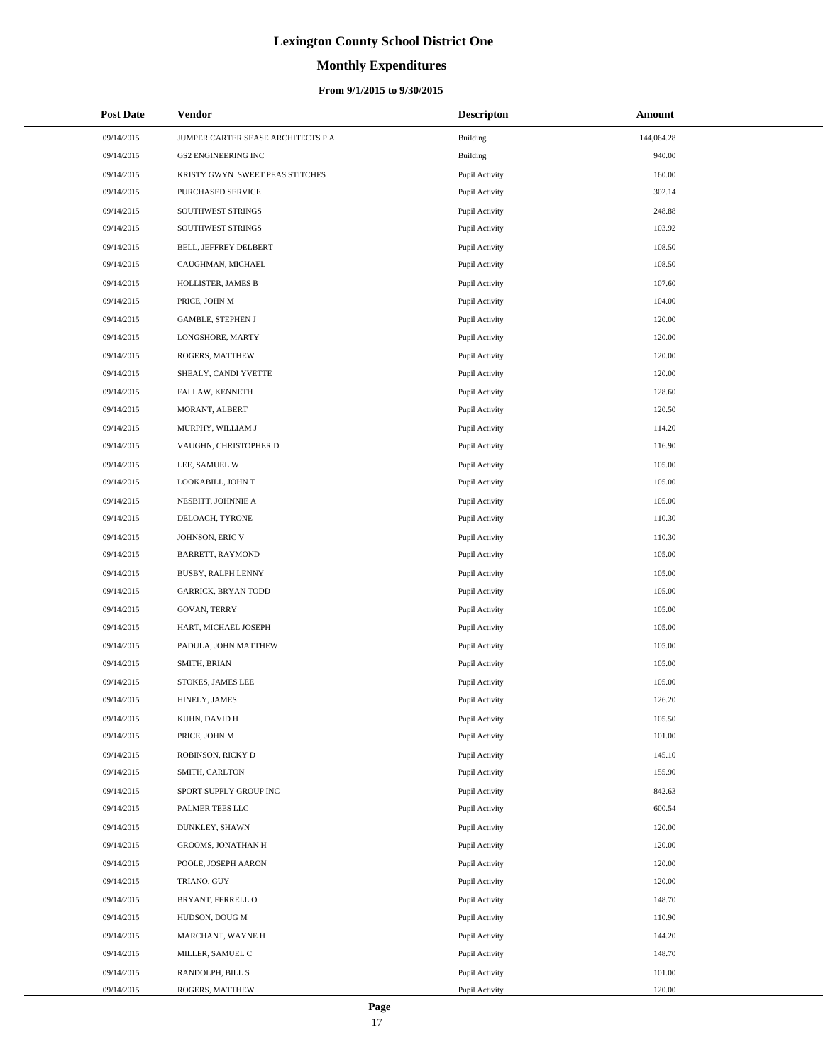# Lexington County School District One

## Monthly Expenditures

### From 9/1/2015 to 9/30/2015

| Post Date | Vendor | Descripton | Amount |
|---|---|---|---|
| 09/14/2015 | JUMPER CARTER SEASE ARCHITECTS P A | Building | 144,064.28 |
| 09/14/2015 | GS2 ENGINEERING INC | Building | 940.00 |
| 09/14/2015 | KRISTY GWYN SWEET PEAS STITCHES | Pupil Activity | 160.00 |
| 09/14/2015 | PURCHASED SERVICE | Pupil Activity | 302.14 |
| 09/14/2015 | SOUTHWEST STRINGS | Pupil Activity | 248.88 |
| 09/14/2015 | SOUTHWEST STRINGS | Pupil Activity | 103.92 |
| 09/14/2015 | BELL, JEFFREY DELBERT | Pupil Activity | 108.50 |
| 09/14/2015 | CAUGHMAN, MICHAEL | Pupil Activity | 108.50 |
| 09/14/2015 | HOLLISTER, JAMES B | Pupil Activity | 107.60 |
| 09/14/2015 | PRICE, JOHN M | Pupil Activity | 104.00 |
| 09/14/2015 | GAMBLE, STEPHEN J | Pupil Activity | 120.00 |
| 09/14/2015 | LONGSHORE, MARTY | Pupil Activity | 120.00 |
| 09/14/2015 | ROGERS, MATTHEW | Pupil Activity | 120.00 |
| 09/14/2015 | SHEALY, CANDI YVETTE | Pupil Activity | 120.00 |
| 09/14/2015 | FALLAW, KENNETH | Pupil Activity | 128.60 |
| 09/14/2015 | MORANT, ALBERT | Pupil Activity | 120.50 |
| 09/14/2015 | MURPHY, WILLIAM J | Pupil Activity | 114.20 |
| 09/14/2015 | VAUGHN, CHRISTOPHER D | Pupil Activity | 116.90 |
| 09/14/2015 | LEE, SAMUEL W | Pupil Activity | 105.00 |
| 09/14/2015 | LOOKABILL, JOHN T | Pupil Activity | 105.00 |
| 09/14/2015 | NESBITT, JOHNNIE A | Pupil Activity | 105.00 |
| 09/14/2015 | DELOACH, TYRONE | Pupil Activity | 110.30 |
| 09/14/2015 | JOHNSON, ERIC V | Pupil Activity | 110.30 |
| 09/14/2015 | BARRETT, RAYMOND | Pupil Activity | 105.00 |
| 09/14/2015 | BUSBY, RALPH LENNY | Pupil Activity | 105.00 |
| 09/14/2015 | GARRICK, BRYAN TODD | Pupil Activity | 105.00 |
| 09/14/2015 | GOVAN, TERRY | Pupil Activity | 105.00 |
| 09/14/2015 | HART, MICHAEL JOSEPH | Pupil Activity | 105.00 |
| 09/14/2015 | PADULA, JOHN MATTHEW | Pupil Activity | 105.00 |
| 09/14/2015 | SMITH, BRIAN | Pupil Activity | 105.00 |
| 09/14/2015 | STOKES, JAMES LEE | Pupil Activity | 105.00 |
| 09/14/2015 | HINELY, JAMES | Pupil Activity | 126.20 |
| 09/14/2015 | KUHN, DAVID H | Pupil Activity | 105.50 |
| 09/14/2015 | PRICE, JOHN M | Pupil Activity | 101.00 |
| 09/14/2015 | ROBINSON, RICKY D | Pupil Activity | 145.10 |
| 09/14/2015 | SMITH, CARLTON | Pupil Activity | 155.90 |
| 09/14/2015 | SPORT SUPPLY GROUP INC | Pupil Activity | 842.63 |
| 09/14/2015 | PALMER TEES LLC | Pupil Activity | 600.54 |
| 09/14/2015 | DUNKLEY, SHAWN | Pupil Activity | 120.00 |
| 09/14/2015 | GROOMS, JONATHAN H | Pupil Activity | 120.00 |
| 09/14/2015 | POOLE, JOSEPH AARON | Pupil Activity | 120.00 |
| 09/14/2015 | TRIANO, GUY | Pupil Activity | 120.00 |
| 09/14/2015 | BRYANT, FERRELL O | Pupil Activity | 148.70 |
| 09/14/2015 | HUDSON, DOUG M | Pupil Activity | 110.90 |
| 09/14/2015 | MARCHANT, WAYNE H | Pupil Activity | 144.20 |
| 09/14/2015 | MILLER, SAMUEL C | Pupil Activity | 148.70 |
| 09/14/2015 | RANDOLPH, BILL S | Pupil Activity | 101.00 |
| 09/14/2015 | ROGERS, MATTHEW | Pupil Activity | 120.00 |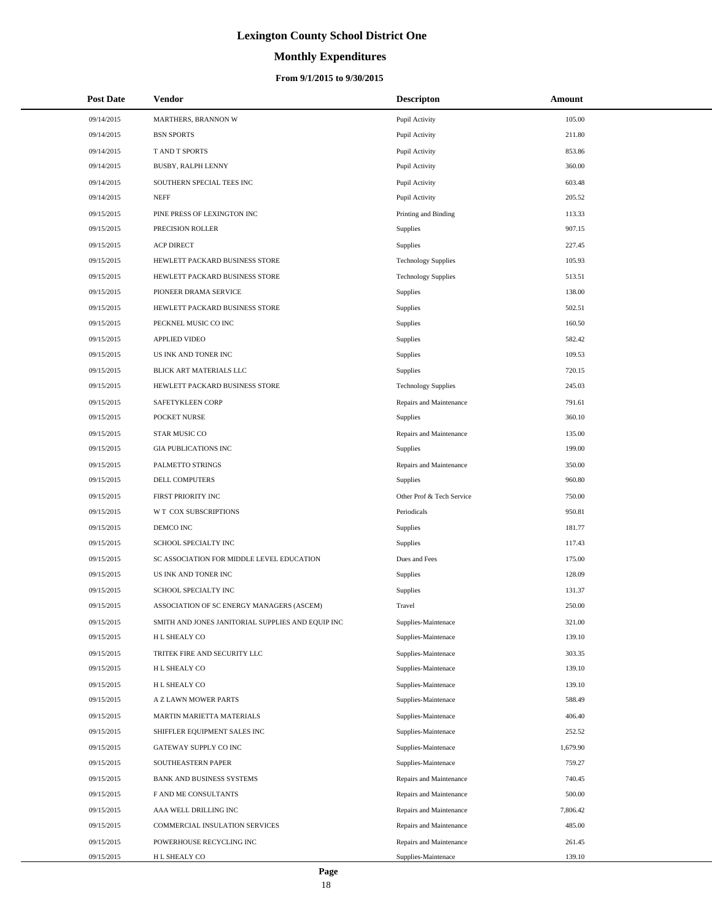# Lexington County School District One

## Monthly Expenditures

### From 9/1/2015 to 9/30/2015

| Post Date | Vendor | Descripton | Amount |
|---|---|---|---|
| 09/14/2015 | MARTHERS, BRANNON W | Pupil Activity | 105.00 |
| 09/14/2015 | BSN SPORTS | Pupil Activity | 211.80 |
| 09/14/2015 | T AND T SPORTS | Pupil Activity | 853.86 |
| 09/14/2015 | BUSBY, RALPH LENNY | Pupil Activity | 360.00 |
| 09/14/2015 | SOUTHERN SPECIAL TEES INC | Pupil Activity | 603.48 |
| 09/14/2015 | NEFF | Pupil Activity | 205.52 |
| 09/15/2015 | PINE PRESS OF LEXINGTON INC | Printing and Binding | 113.33 |
| 09/15/2015 | PRECISION ROLLER | Supplies | 907.15 |
| 09/15/2015 | ACP DIRECT | Supplies | 227.45 |
| 09/15/2015 | HEWLETT PACKARD BUSINESS STORE | Technology Supplies | 105.93 |
| 09/15/2015 | HEWLETT PACKARD BUSINESS STORE | Technology Supplies | 513.51 |
| 09/15/2015 | PIONEER DRAMA SERVICE | Supplies | 138.00 |
| 09/15/2015 | HEWLETT PACKARD BUSINESS STORE | Supplies | 502.51 |
| 09/15/2015 | PECKNEL MUSIC CO INC | Supplies | 160.50 |
| 09/15/2015 | APPLIED VIDEO | Supplies | 582.42 |
| 09/15/2015 | US INK AND TONER INC | Supplies | 109.53 |
| 09/15/2015 | BLICK ART MATERIALS LLC | Supplies | 720.15 |
| 09/15/2015 | HEWLETT PACKARD BUSINESS STORE | Technology Supplies | 245.03 |
| 09/15/2015 | SAFETYKLEEN CORP | Repairs and Maintenance | 791.61 |
| 09/15/2015 | POCKET NURSE | Supplies | 360.10 |
| 09/15/2015 | STAR MUSIC CO | Repairs and Maintenance | 135.00 |
| 09/15/2015 | GIA PUBLICATIONS INC | Supplies | 199.00 |
| 09/15/2015 | PALMETTO STRINGS | Repairs and Maintenance | 350.00 |
| 09/15/2015 | DELL COMPUTERS | Supplies | 960.80 |
| 09/15/2015 | FIRST PRIORITY INC | Other Prof & Tech Service | 750.00 |
| 09/15/2015 | W T COX SUBSCRIPTIONS | Periodicals | 950.81 |
| 09/15/2015 | DEMCO INC | Supplies | 181.77 |
| 09/15/2015 | SCHOOL SPECIALTY INC | Supplies | 117.43 |
| 09/15/2015 | SC ASSOCIATION FOR MIDDLE LEVEL EDUCATION | Dues and Fees | 175.00 |
| 09/15/2015 | US INK AND TONER INC | Supplies | 128.09 |
| 09/15/2015 | SCHOOL SPECIALTY INC | Supplies | 131.37 |
| 09/15/2015 | ASSOCIATION OF SC ENERGY MANAGERS (ASCEM) | Travel | 250.00 |
| 09/15/2015 | SMITH AND JONES JANITORIAL SUPPLIES AND EQUIP INC | Supplies-Maintenace | 321.00 |
| 09/15/2015 | H L SHEALY CO | Supplies-Maintenace | 139.10 |
| 09/15/2015 | TRITEK FIRE AND SECURITY LLC | Supplies-Maintenace | 303.35 |
| 09/15/2015 | H L SHEALY CO | Supplies-Maintenace | 139.10 |
| 09/15/2015 | H L SHEALY CO | Supplies-Maintenace | 139.10 |
| 09/15/2015 | A Z LAWN MOWER PARTS | Supplies-Maintenace | 588.49 |
| 09/15/2015 | MARTIN MARIETTA MATERIALS | Supplies-Maintenace | 406.40 |
| 09/15/2015 | SHIFFLER EQUIPMENT SALES INC | Supplies-Maintenace | 252.52 |
| 09/15/2015 | GATEWAY SUPPLY CO INC | Supplies-Maintenace | 1,679.90 |
| 09/15/2015 | SOUTHEASTERN PAPER | Supplies-Maintenace | 759.27 |
| 09/15/2015 | BANK AND BUSINESS SYSTEMS | Repairs and Maintenance | 740.45 |
| 09/15/2015 | F AND ME CONSULTANTS | Repairs and Maintenance | 500.00 |
| 09/15/2015 | AAA WELL DRILLING INC | Repairs and Maintenance | 7,806.42 |
| 09/15/2015 | COMMERCIAL INSULATION SERVICES | Repairs and Maintenance | 485.00 |
| 09/15/2015 | POWERHOUSE RECYCLING INC | Repairs and Maintenance | 261.45 |
| 09/15/2015 | H L SHEALY CO | Supplies-Maintenace | 139.10 |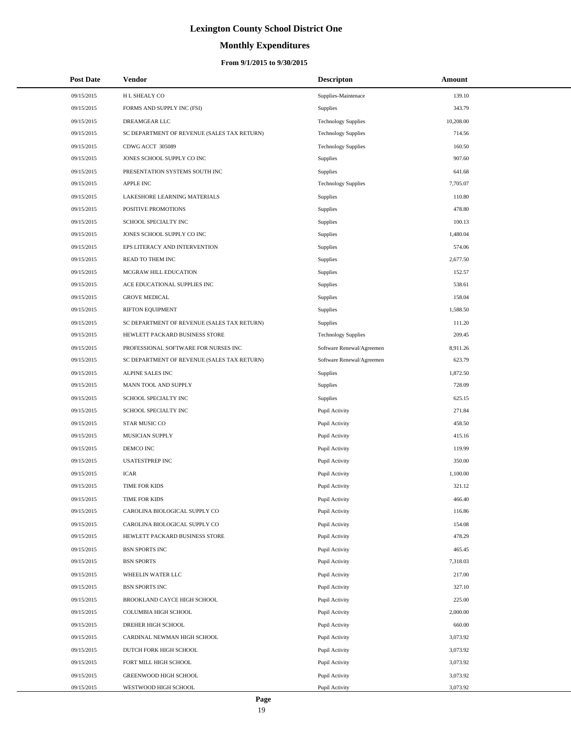# Lexington County School District One

## Monthly Expenditures

### From 9/1/2015 to 9/30/2015

| Post Date | Vendor | Descripton | Amount |
|---|---|---|---|
| 09/15/2015 | H L SHEALY CO | Supplies-Maintenace | 139.10 |
| 09/15/2015 | FORMS AND SUPPLY INC (FSI) | Supplies | 343.79 |
| 09/15/2015 | DREAMGEAR LLC | Technology Supplies | 10,208.00 |
| 09/15/2015 | SC DEPARTMENT OF REVENUE (SALES TAX RETURN) | Technology Supplies | 714.56 |
| 09/15/2015 | CDWG ACCT 305089 | Technology Supplies | 160.50 |
| 09/15/2015 | JONES SCHOOL SUPPLY CO INC | Supplies | 907.60 |
| 09/15/2015 | PRESENTATION SYSTEMS SOUTH INC | Supplies | 641.68 |
| 09/15/2015 | APPLE INC | Technology Supplies | 7,705.07 |
| 09/15/2015 | LAKESHORE LEARNING MATERIALS | Supplies | 110.80 |
| 09/15/2015 | POSITIVE PROMOTIONS | Supplies | 478.80 |
| 09/15/2015 | SCHOOL SPECIALTY INC | Supplies | 100.13 |
| 09/15/2015 | JONES SCHOOL SUPPLY CO INC | Supplies | 1,480.04 |
| 09/15/2015 | EPS LITERACY AND INTERVENTION | Supplies | 574.06 |
| 09/15/2015 | READ TO THEM INC | Supplies | 2,677.50 |
| 09/15/2015 | MCGRAW HILL EDUCATION | Supplies | 152.57 |
| 09/15/2015 | ACE EDUCATIONAL SUPPLIES INC | Supplies | 538.61 |
| 09/15/2015 | GROVE MEDICAL | Supplies | 158.04 |
| 09/15/2015 | RIFTON EQUIPMENT | Supplies | 1,588.50 |
| 09/15/2015 | SC DEPARTMENT OF REVENUE (SALES TAX RETURN) | Supplies | 111.20 |
| 09/15/2015 | HEWLETT PACKARD BUSINESS STORE | Technology Supplies | 209.45 |
| 09/15/2015 | PROFESSIONAL SOFTWARE FOR NURSES INC | Software Renewal/Agreemen | 8,911.26 |
| 09/15/2015 | SC DEPARTMENT OF REVENUE (SALES TAX RETURN) | Software Renewal/Agreemen | 623.79 |
| 09/15/2015 | ALPINE SALES INC | Supplies | 1,872.50 |
| 09/15/2015 | MANN TOOL AND SUPPLY | Supplies | 728.09 |
| 09/15/2015 | SCHOOL SPECIALTY INC | Supplies | 625.15 |
| 09/15/2015 | SCHOOL SPECIALTY INC | Pupil Activity | 271.84 |
| 09/15/2015 | STAR MUSIC CO | Pupil Activity | 458.50 |
| 09/15/2015 | MUSICIAN SUPPLY | Pupil Activity | 415.16 |
| 09/15/2015 | DEMCO INC | Pupil Activity | 119.99 |
| 09/15/2015 | USATESTPREP INC | Pupil Activity | 350.00 |
| 09/15/2015 | ICAR | Pupil Activity | 1,100.00 |
| 09/15/2015 | TIME FOR KIDS | Pupil Activity | 321.12 |
| 09/15/2015 | TIME FOR KIDS | Pupil Activity | 466.40 |
| 09/15/2015 | CAROLINA BIOLOGICAL SUPPLY CO | Pupil Activity | 116.86 |
| 09/15/2015 | CAROLINA BIOLOGICAL SUPPLY CO | Pupil Activity | 154.08 |
| 09/15/2015 | HEWLETT PACKARD BUSINESS STORE | Pupil Activity | 478.29 |
| 09/15/2015 | BSN SPORTS INC | Pupil Activity | 465.45 |
| 09/15/2015 | BSN SPORTS | Pupil Activity | 7,318.03 |
| 09/15/2015 | WHEELIN WATER LLC | Pupil Activity | 217.00 |
| 09/15/2015 | BSN SPORTS INC | Pupil Activity | 327.10 |
| 09/15/2015 | BROOKLAND CAYCE HIGH SCHOOL | Pupil Activity | 225.00 |
| 09/15/2015 | COLUMBIA HIGH SCHOOL | Pupil Activity | 2,000.00 |
| 09/15/2015 | DREHER HIGH SCHOOL | Pupil Activity | 660.00 |
| 09/15/2015 | CARDINAL NEWMAN HIGH SCHOOL | Pupil Activity | 3,073.92 |
| 09/15/2015 | DUTCH FORK HIGH SCHOOL | Pupil Activity | 3,073.92 |
| 09/15/2015 | FORT MILL HIGH SCHOOL | Pupil Activity | 3,073.92 |
| 09/15/2015 | GREENWOOD HIGH SCHOOL | Pupil Activity | 3,073.92 |
| 09/15/2015 | WESTWOOD HIGH SCHOOL | Pupil Activity | 3,073.92 |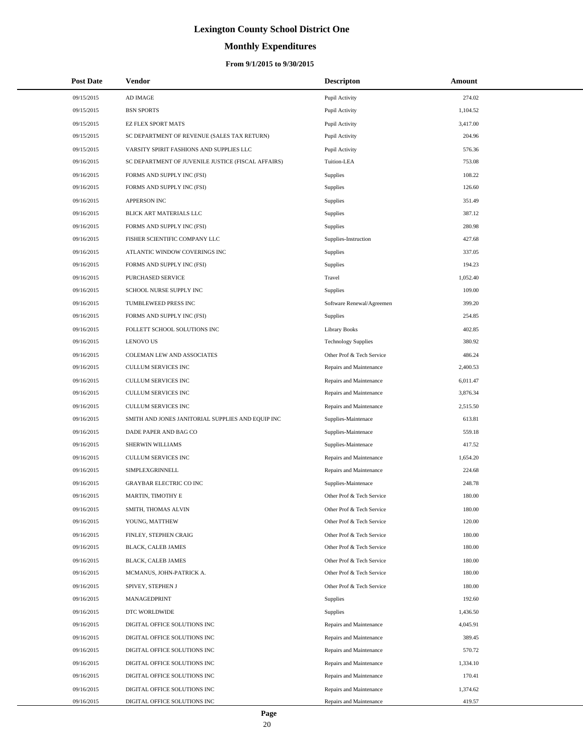# Lexington County School District One

## Monthly Expenditures

### From 9/1/2015 to 9/30/2015

| Post Date | Vendor | Descripton | Amount |
|---|---|---|---|
| 09/15/2015 | AD IMAGE | Pupil Activity | 274.02 |
| 09/15/2015 | BSN SPORTS | Pupil Activity | 1,104.52 |
| 09/15/2015 | EZ FLEX SPORT MATS | Pupil Activity | 3,417.00 |
| 09/15/2015 | SC DEPARTMENT OF REVENUE (SALES TAX RETURN) | Pupil Activity | 204.96 |
| 09/15/2015 | VARSITY SPIRIT FASHIONS AND SUPPLIES LLC | Pupil Activity | 576.36 |
| 09/16/2015 | SC DEPARTMENT OF JUVENILE JUSTICE (FISCAL AFFAIRS) | Tuition-LEA | 753.08 |
| 09/16/2015 | FORMS AND SUPPLY INC (FSI) | Supplies | 108.22 |
| 09/16/2015 | FORMS AND SUPPLY INC (FSI) | Supplies | 126.60 |
| 09/16/2015 | APPERSON INC | Supplies | 351.49 |
| 09/16/2015 | BLICK ART MATERIALS LLC | Supplies | 387.12 |
| 09/16/2015 | FORMS AND SUPPLY INC (FSI) | Supplies | 280.98 |
| 09/16/2015 | FISHER SCIENTIFIC COMPANY LLC | Supplies-Instruction | 427.68 |
| 09/16/2015 | ATLANTIC WINDOW COVERINGS INC | Supplies | 337.05 |
| 09/16/2015 | FORMS AND SUPPLY INC (FSI) | Supplies | 194.23 |
| 09/16/2015 | PURCHASED SERVICE | Travel | 1,052.40 |
| 09/16/2015 | SCHOOL NURSE SUPPLY INC | Supplies | 109.00 |
| 09/16/2015 | TUMBLEWEED PRESS INC | Software Renewal/Agreemen | 399.20 |
| 09/16/2015 | FORMS AND SUPPLY INC (FSI) | Supplies | 254.85 |
| 09/16/2015 | FOLLETT SCHOOL SOLUTIONS INC | Library Books | 402.85 |
| 09/16/2015 | LENOVO US | Technology Supplies | 380.92 |
| 09/16/2015 | COLEMAN LEW AND ASSOCIATES | Other Prof & Tech Service | 486.24 |
| 09/16/2015 | CULLUM SERVICES INC | Repairs and Maintenance | 2,400.53 |
| 09/16/2015 | CULLUM SERVICES INC | Repairs and Maintenance | 6,011.47 |
| 09/16/2015 | CULLUM SERVICES INC | Repairs and Maintenance | 3,876.34 |
| 09/16/2015 | CULLUM SERVICES INC | Repairs and Maintenance | 2,515.50 |
| 09/16/2015 | SMITH AND JONES JANITORIAL SUPPLIES AND EQUIP INC | Supplies-Maintenace | 613.81 |
| 09/16/2015 | DADE PAPER AND BAG CO | Supplies-Maintenace | 559.18 |
| 09/16/2015 | SHERWIN WILLIAMS | Supplies-Maintenace | 417.52 |
| 09/16/2015 | CULLUM SERVICES INC | Repairs and Maintenance | 1,654.20 |
| 09/16/2015 | SIMPLEXGRINNELL | Repairs and Maintenance | 224.68 |
| 09/16/2015 | GRAYBAR ELECTRIC CO INC | Supplies-Maintenace | 248.78 |
| 09/16/2015 | MARTIN, TIMOTHY E | Other Prof & Tech Service | 180.00 |
| 09/16/2015 | SMITH, THOMAS ALVIN | Other Prof & Tech Service | 180.00 |
| 09/16/2015 | YOUNG, MATTHEW | Other Prof & Tech Service | 120.00 |
| 09/16/2015 | FINLEY, STEPHEN CRAIG | Other Prof & Tech Service | 180.00 |
| 09/16/2015 | BLACK, CALEB JAMES | Other Prof & Tech Service | 180.00 |
| 09/16/2015 | BLACK, CALEB JAMES | Other Prof & Tech Service | 180.00 |
| 09/16/2015 | MCMANUS, JOHN-PATRICK A. | Other Prof & Tech Service | 180.00 |
| 09/16/2015 | SPIVEY, STEPHEN J | Other Prof & Tech Service | 180.00 |
| 09/16/2015 | MANAGEDPRINT | Supplies | 192.60 |
| 09/16/2015 | DTC WORLDWIDE | Supplies | 1,436.50 |
| 09/16/2015 | DIGITAL OFFICE SOLUTIONS INC | Repairs and Maintenance | 4,045.91 |
| 09/16/2015 | DIGITAL OFFICE SOLUTIONS INC | Repairs and Maintenance | 389.45 |
| 09/16/2015 | DIGITAL OFFICE SOLUTIONS INC | Repairs and Maintenance | 570.72 |
| 09/16/2015 | DIGITAL OFFICE SOLUTIONS INC | Repairs and Maintenance | 1,334.10 |
| 09/16/2015 | DIGITAL OFFICE SOLUTIONS INC | Repairs and Maintenance | 170.41 |
| 09/16/2015 | DIGITAL OFFICE SOLUTIONS INC | Repairs and Maintenance | 1,374.62 |
| 09/16/2015 | DIGITAL OFFICE SOLUTIONS INC | Repairs and Maintenance | 419.57 |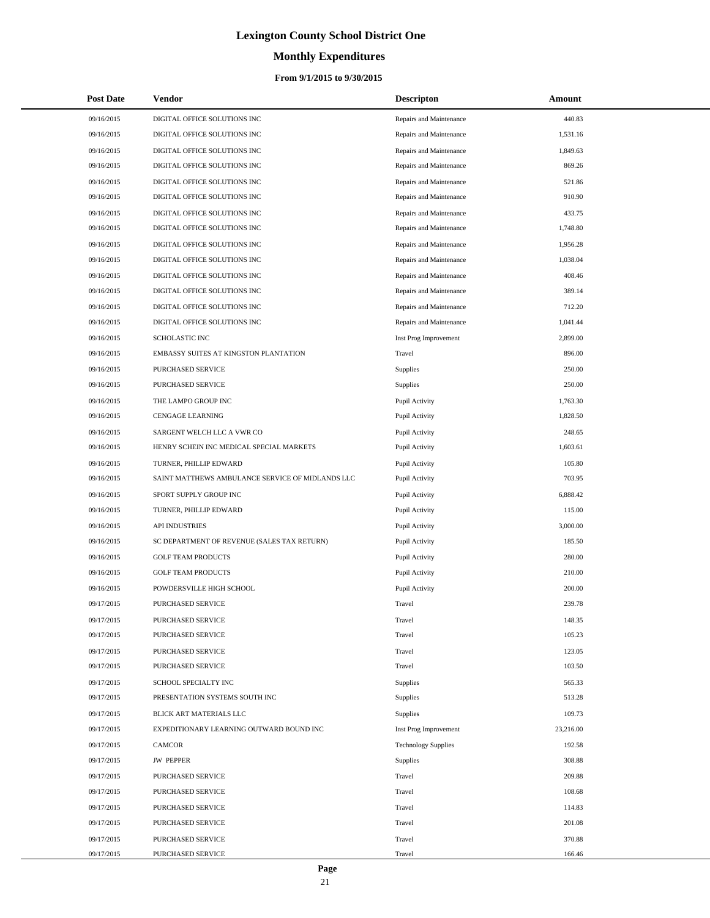# Lexington County School District One

## Monthly Expenditures

### From 9/1/2015 to 9/30/2015

| Post Date | Vendor | Descripton | Amount |
|---|---|---|---|
| 09/16/2015 | DIGITAL OFFICE SOLUTIONS INC | Repairs and Maintenance | 440.83 |
| 09/16/2015 | DIGITAL OFFICE SOLUTIONS INC | Repairs and Maintenance | 1,531.16 |
| 09/16/2015 | DIGITAL OFFICE SOLUTIONS INC | Repairs and Maintenance | 1,849.63 |
| 09/16/2015 | DIGITAL OFFICE SOLUTIONS INC | Repairs and Maintenance | 869.26 |
| 09/16/2015 | DIGITAL OFFICE SOLUTIONS INC | Repairs and Maintenance | 521.86 |
| 09/16/2015 | DIGITAL OFFICE SOLUTIONS INC | Repairs and Maintenance | 910.90 |
| 09/16/2015 | DIGITAL OFFICE SOLUTIONS INC | Repairs and Maintenance | 433.75 |
| 09/16/2015 | DIGITAL OFFICE SOLUTIONS INC | Repairs and Maintenance | 1,748.80 |
| 09/16/2015 | DIGITAL OFFICE SOLUTIONS INC | Repairs and Maintenance | 1,956.28 |
| 09/16/2015 | DIGITAL OFFICE SOLUTIONS INC | Repairs and Maintenance | 1,038.04 |
| 09/16/2015 | DIGITAL OFFICE SOLUTIONS INC | Repairs and Maintenance | 408.46 |
| 09/16/2015 | DIGITAL OFFICE SOLUTIONS INC | Repairs and Maintenance | 389.14 |
| 09/16/2015 | DIGITAL OFFICE SOLUTIONS INC | Repairs and Maintenance | 712.20 |
| 09/16/2015 | DIGITAL OFFICE SOLUTIONS INC | Repairs and Maintenance | 1,041.44 |
| 09/16/2015 | SCHOLASTIC INC | Inst Prog Improvement | 2,899.00 |
| 09/16/2015 | EMBASSY SUITES AT KINGSTON PLANTATION | Travel | 896.00 |
| 09/16/2015 | PURCHASED SERVICE | Supplies | 250.00 |
| 09/16/2015 | PURCHASED SERVICE | Supplies | 250.00 |
| 09/16/2015 | THE LAMPO GROUP INC | Pupil Activity | 1,763.30 |
| 09/16/2015 | CENGAGE LEARNING | Pupil Activity | 1,828.50 |
| 09/16/2015 | SARGENT WELCH LLC A VWR CO | Pupil Activity | 248.65 |
| 09/16/2015 | HENRY SCHEIN INC MEDICAL SPECIAL MARKETS | Pupil Activity | 1,603.61 |
| 09/16/2015 | TURNER, PHILLIP EDWARD | Pupil Activity | 105.80 |
| 09/16/2015 | SAINT MATTHEWS AMBULANCE SERVICE OF MIDLANDS LLC | Pupil Activity | 703.95 |
| 09/16/2015 | SPORT SUPPLY GROUP INC | Pupil Activity | 6,888.42 |
| 09/16/2015 | TURNER, PHILLIP EDWARD | Pupil Activity | 115.00 |
| 09/16/2015 | API INDUSTRIES | Pupil Activity | 3,000.00 |
| 09/16/2015 | SC DEPARTMENT OF REVENUE (SALES TAX RETURN) | Pupil Activity | 185.50 |
| 09/16/2015 | GOLF TEAM PRODUCTS | Pupil Activity | 280.00 |
| 09/16/2015 | GOLF TEAM PRODUCTS | Pupil Activity | 210.00 |
| 09/16/2015 | POWDERSVILLE HIGH SCHOOL | Pupil Activity | 200.00 |
| 09/17/2015 | PURCHASED SERVICE | Travel | 239.78 |
| 09/17/2015 | PURCHASED SERVICE | Travel | 148.35 |
| 09/17/2015 | PURCHASED SERVICE | Travel | 105.23 |
| 09/17/2015 | PURCHASED SERVICE | Travel | 123.05 |
| 09/17/2015 | PURCHASED SERVICE | Travel | 103.50 |
| 09/17/2015 | SCHOOL SPECIALTY INC | Supplies | 565.33 |
| 09/17/2015 | PRESENTATION SYSTEMS SOUTH INC | Supplies | 513.28 |
| 09/17/2015 | BLICK ART MATERIALS LLC | Supplies | 109.73 |
| 09/17/2015 | EXPEDITIONARY LEARNING OUTWARD BOUND INC | Inst Prog Improvement | 23,216.00 |
| 09/17/2015 | CAMCOR | Technology Supplies | 192.58 |
| 09/17/2015 | JW PEPPER | Supplies | 308.88 |
| 09/17/2015 | PURCHASED SERVICE | Travel | 209.88 |
| 09/17/2015 | PURCHASED SERVICE | Travel | 108.68 |
| 09/17/2015 | PURCHASED SERVICE | Travel | 114.83 |
| 09/17/2015 | PURCHASED SERVICE | Travel | 201.08 |
| 09/17/2015 | PURCHASED SERVICE | Travel | 370.88 |
| 09/17/2015 | PURCHASED SERVICE | Travel | 166.46 |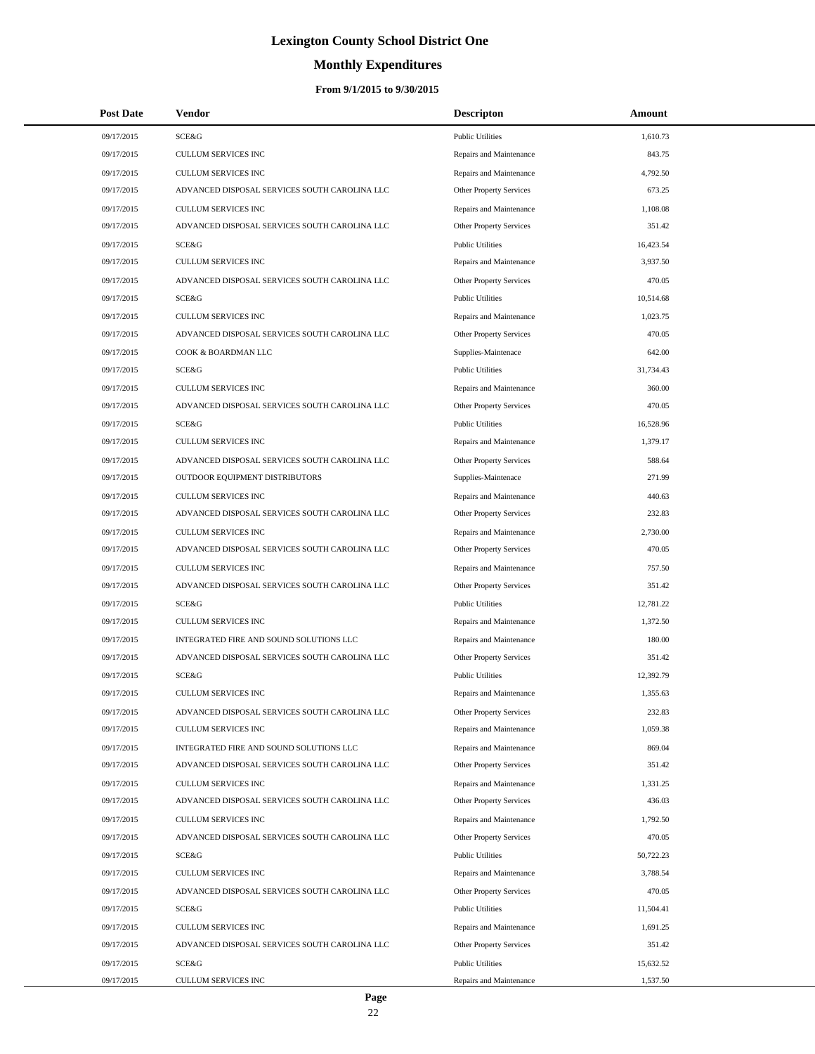# Lexington County School District One

## Monthly Expenditures

### From 9/1/2015 to 9/30/2015

| Post Date | Vendor | Descripton | Amount |
|---|---|---|---|
| 09/17/2015 | SCE&G | Public Utilities | 1,610.73 |
| 09/17/2015 | CULLUM SERVICES INC | Repairs and Maintenance | 843.75 |
| 09/17/2015 | CULLUM SERVICES INC | Repairs and Maintenance | 4,792.50 |
| 09/17/2015 | ADVANCED DISPOSAL SERVICES SOUTH CAROLINA LLC | Other Property Services | 673.25 |
| 09/17/2015 | CULLUM SERVICES INC | Repairs and Maintenance | 1,108.08 |
| 09/17/2015 | ADVANCED DISPOSAL SERVICES SOUTH CAROLINA LLC | Other Property Services | 351.42 |
| 09/17/2015 | SCE&G | Public Utilities | 16,423.54 |
| 09/17/2015 | CULLUM SERVICES INC | Repairs and Maintenance | 3,937.50 |
| 09/17/2015 | ADVANCED DISPOSAL SERVICES SOUTH CAROLINA LLC | Other Property Services | 470.05 |
| 09/17/2015 | SCE&G | Public Utilities | 10,514.68 |
| 09/17/2015 | CULLUM SERVICES INC | Repairs and Maintenance | 1,023.75 |
| 09/17/2015 | ADVANCED DISPOSAL SERVICES SOUTH CAROLINA LLC | Other Property Services | 470.05 |
| 09/17/2015 | COOK & BOARDMAN LLC | Supplies-Maintenace | 642.00 |
| 09/17/2015 | SCE&G | Public Utilities | 31,734.43 |
| 09/17/2015 | CULLUM SERVICES INC | Repairs and Maintenance | 360.00 |
| 09/17/2015 | ADVANCED DISPOSAL SERVICES SOUTH CAROLINA LLC | Other Property Services | 470.05 |
| 09/17/2015 | SCE&G | Public Utilities | 16,528.96 |
| 09/17/2015 | CULLUM SERVICES INC | Repairs and Maintenance | 1,379.17 |
| 09/17/2015 | ADVANCED DISPOSAL SERVICES SOUTH CAROLINA LLC | Other Property Services | 588.64 |
| 09/17/2015 | OUTDOOR EQUIPMENT DISTRIBUTORS | Supplies-Maintenace | 271.99 |
| 09/17/2015 | CULLUM SERVICES INC | Repairs and Maintenance | 440.63 |
| 09/17/2015 | ADVANCED DISPOSAL SERVICES SOUTH CAROLINA LLC | Other Property Services | 232.83 |
| 09/17/2015 | CULLUM SERVICES INC | Repairs and Maintenance | 2,730.00 |
| 09/17/2015 | ADVANCED DISPOSAL SERVICES SOUTH CAROLINA LLC | Other Property Services | 470.05 |
| 09/17/2015 | CULLUM SERVICES INC | Repairs and Maintenance | 757.50 |
| 09/17/2015 | ADVANCED DISPOSAL SERVICES SOUTH CAROLINA LLC | Other Property Services | 351.42 |
| 09/17/2015 | SCE&G | Public Utilities | 12,781.22 |
| 09/17/2015 | CULLUM SERVICES INC | Repairs and Maintenance | 1,372.50 |
| 09/17/2015 | INTEGRATED FIRE AND SOUND SOLUTIONS LLC | Repairs and Maintenance | 180.00 |
| 09/17/2015 | ADVANCED DISPOSAL SERVICES SOUTH CAROLINA LLC | Other Property Services | 351.42 |
| 09/17/2015 | SCE&G | Public Utilities | 12,392.79 |
| 09/17/2015 | CULLUM SERVICES INC | Repairs and Maintenance | 1,355.63 |
| 09/17/2015 | ADVANCED DISPOSAL SERVICES SOUTH CAROLINA LLC | Other Property Services | 232.83 |
| 09/17/2015 | CULLUM SERVICES INC | Repairs and Maintenance | 1,059.38 |
| 09/17/2015 | INTEGRATED FIRE AND SOUND SOLUTIONS LLC | Repairs and Maintenance | 869.04 |
| 09/17/2015 | ADVANCED DISPOSAL SERVICES SOUTH CAROLINA LLC | Other Property Services | 351.42 |
| 09/17/2015 | CULLUM SERVICES INC | Repairs and Maintenance | 1,331.25 |
| 09/17/2015 | ADVANCED DISPOSAL SERVICES SOUTH CAROLINA LLC | Other Property Services | 436.03 |
| 09/17/2015 | CULLUM SERVICES INC | Repairs and Maintenance | 1,792.50 |
| 09/17/2015 | ADVANCED DISPOSAL SERVICES SOUTH CAROLINA LLC | Other Property Services | 470.05 |
| 09/17/2015 | SCE&G | Public Utilities | 50,722.23 |
| 09/17/2015 | CULLUM SERVICES INC | Repairs and Maintenance | 3,788.54 |
| 09/17/2015 | ADVANCED DISPOSAL SERVICES SOUTH CAROLINA LLC | Other Property Services | 470.05 |
| 09/17/2015 | SCE&G | Public Utilities | 11,504.41 |
| 09/17/2015 | CULLUM SERVICES INC | Repairs and Maintenance | 1,691.25 |
| 09/17/2015 | ADVANCED DISPOSAL SERVICES SOUTH CAROLINA LLC | Other Property Services | 351.42 |
| 09/17/2015 | SCE&G | Public Utilities | 15,632.52 |
| 09/17/2015 | CULLUM SERVICES INC | Repairs and Maintenance | 1,537.50 |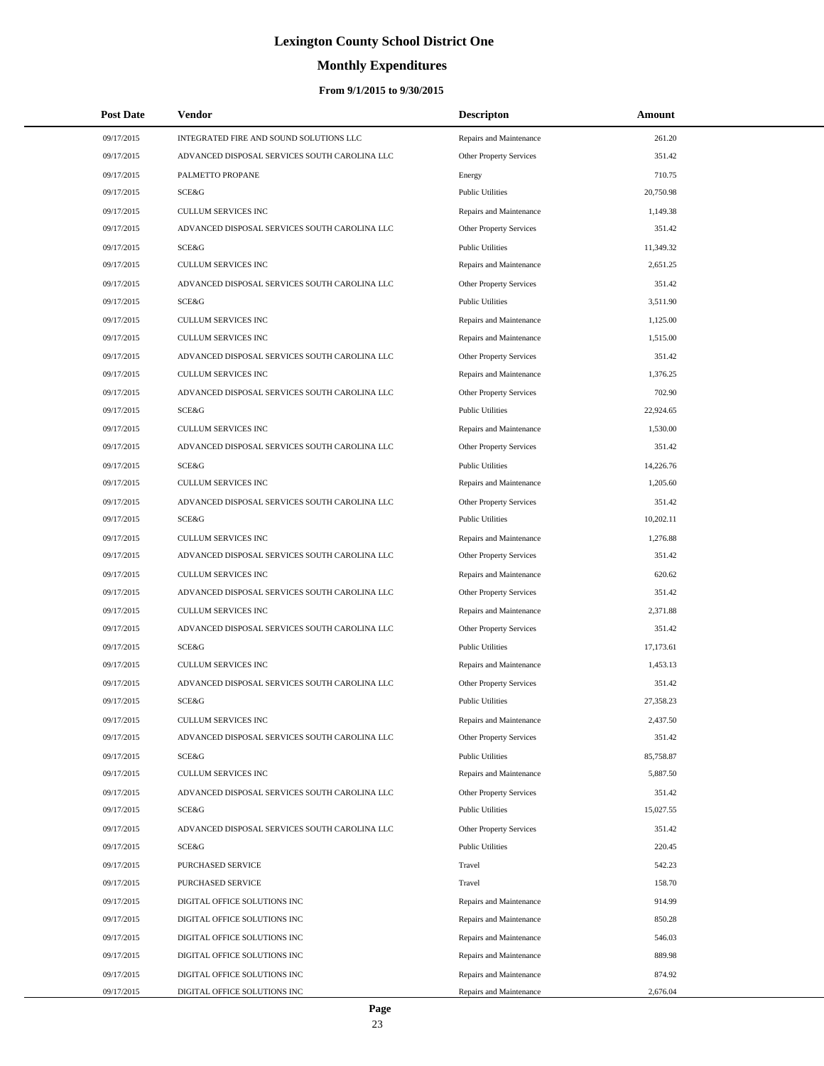# Lexington County School District One

## Monthly Expenditures

### From 9/1/2015 to 9/30/2015

| Post Date | Vendor | Descripton | Amount |
|---|---|---|---|
| 09/17/2015 | INTEGRATED FIRE AND SOUND SOLUTIONS LLC | Repairs and Maintenance | 261.20 |
| 09/17/2015 | ADVANCED DISPOSAL SERVICES SOUTH CAROLINA LLC | Other Property Services | 351.42 |
| 09/17/2015 | PALMETTO PROPANE | Energy | 710.75 |
| 09/17/2015 | SCE&G | Public Utilities | 20,750.98 |
| 09/17/2015 | CULLUM SERVICES INC | Repairs and Maintenance | 1,149.38 |
| 09/17/2015 | ADVANCED DISPOSAL SERVICES SOUTH CAROLINA LLC | Other Property Services | 351.42 |
| 09/17/2015 | SCE&G | Public Utilities | 11,349.32 |
| 09/17/2015 | CULLUM SERVICES INC | Repairs and Maintenance | 2,651.25 |
| 09/17/2015 | ADVANCED DISPOSAL SERVICES SOUTH CAROLINA LLC | Other Property Services | 351.42 |
| 09/17/2015 | SCE&G | Public Utilities | 3,511.90 |
| 09/17/2015 | CULLUM SERVICES INC | Repairs and Maintenance | 1,125.00 |
| 09/17/2015 | CULLUM SERVICES INC | Repairs and Maintenance | 1,515.00 |
| 09/17/2015 | ADVANCED DISPOSAL SERVICES SOUTH CAROLINA LLC | Other Property Services | 351.42 |
| 09/17/2015 | CULLUM SERVICES INC | Repairs and Maintenance | 1,376.25 |
| 09/17/2015 | ADVANCED DISPOSAL SERVICES SOUTH CAROLINA LLC | Other Property Services | 702.90 |
| 09/17/2015 | SCE&G | Public Utilities | 22,924.65 |
| 09/17/2015 | CULLUM SERVICES INC | Repairs and Maintenance | 1,530.00 |
| 09/17/2015 | ADVANCED DISPOSAL SERVICES SOUTH CAROLINA LLC | Other Property Services | 351.42 |
| 09/17/2015 | SCE&G | Public Utilities | 14,226.76 |
| 09/17/2015 | CULLUM SERVICES INC | Repairs and Maintenance | 1,205.60 |
| 09/17/2015 | ADVANCED DISPOSAL SERVICES SOUTH CAROLINA LLC | Other Property Services | 351.42 |
| 09/17/2015 | SCE&G | Public Utilities | 10,202.11 |
| 09/17/2015 | CULLUM SERVICES INC | Repairs and Maintenance | 1,276.88 |
| 09/17/2015 | ADVANCED DISPOSAL SERVICES SOUTH CAROLINA LLC | Other Property Services | 351.42 |
| 09/17/2015 | CULLUM SERVICES INC | Repairs and Maintenance | 620.62 |
| 09/17/2015 | ADVANCED DISPOSAL SERVICES SOUTH CAROLINA LLC | Other Property Services | 351.42 |
| 09/17/2015 | CULLUM SERVICES INC | Repairs and Maintenance | 2,371.88 |
| 09/17/2015 | ADVANCED DISPOSAL SERVICES SOUTH CAROLINA LLC | Other Property Services | 351.42 |
| 09/17/2015 | SCE&G | Public Utilities | 17,173.61 |
| 09/17/2015 | CULLUM SERVICES INC | Repairs and Maintenance | 1,453.13 |
| 09/17/2015 | ADVANCED DISPOSAL SERVICES SOUTH CAROLINA LLC | Other Property Services | 351.42 |
| 09/17/2015 | SCE&G | Public Utilities | 27,358.23 |
| 09/17/2015 | CULLUM SERVICES INC | Repairs and Maintenance | 2,437.50 |
| 09/17/2015 | ADVANCED DISPOSAL SERVICES SOUTH CAROLINA LLC | Other Property Services | 351.42 |
| 09/17/2015 | SCE&G | Public Utilities | 85,758.87 |
| 09/17/2015 | CULLUM SERVICES INC | Repairs and Maintenance | 5,887.50 |
| 09/17/2015 | ADVANCED DISPOSAL SERVICES SOUTH CAROLINA LLC | Other Property Services | 351.42 |
| 09/17/2015 | SCE&G | Public Utilities | 15,027.55 |
| 09/17/2015 | ADVANCED DISPOSAL SERVICES SOUTH CAROLINA LLC | Other Property Services | 351.42 |
| 09/17/2015 | SCE&G | Public Utilities | 220.45 |
| 09/17/2015 | PURCHASED SERVICE | Travel | 542.23 |
| 09/17/2015 | PURCHASED SERVICE | Travel | 158.70 |
| 09/17/2015 | DIGITAL OFFICE SOLUTIONS INC | Repairs and Maintenance | 914.99 |
| 09/17/2015 | DIGITAL OFFICE SOLUTIONS INC | Repairs and Maintenance | 850.28 |
| 09/17/2015 | DIGITAL OFFICE SOLUTIONS INC | Repairs and Maintenance | 546.03 |
| 09/17/2015 | DIGITAL OFFICE SOLUTIONS INC | Repairs and Maintenance | 889.98 |
| 09/17/2015 | DIGITAL OFFICE SOLUTIONS INC | Repairs and Maintenance | 874.92 |
| 09/17/2015 | DIGITAL OFFICE SOLUTIONS INC | Repairs and Maintenance | 2,676.04 |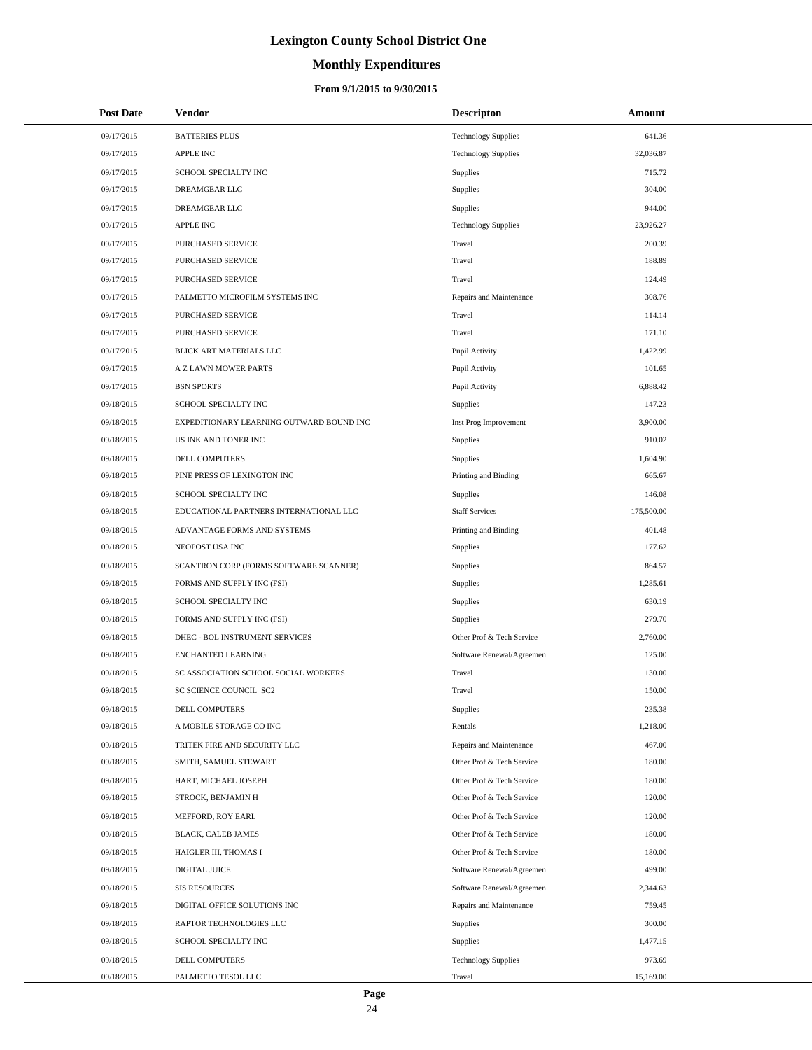# Lexington County School District One

## Monthly Expenditures

### From 9/1/2015 to 9/30/2015

| Post Date | Vendor | Descripton | Amount |
|---|---|---|---|
| 09/17/2015 | BATTERIES PLUS | Technology Supplies | 641.36 |
| 09/17/2015 | APPLE INC | Technology Supplies | 32,036.87 |
| 09/17/2015 | SCHOOL SPECIALTY INC | Supplies | 715.72 |
| 09/17/2015 | DREAMGEAR LLC | Supplies | 304.00 |
| 09/17/2015 | DREAMGEAR LLC | Supplies | 944.00 |
| 09/17/2015 | APPLE INC | Technology Supplies | 23,926.27 |
| 09/17/2015 | PURCHASED SERVICE | Travel | 200.39 |
| 09/17/2015 | PURCHASED SERVICE | Travel | 188.89 |
| 09/17/2015 | PURCHASED SERVICE | Travel | 124.49 |
| 09/17/2015 | PALMETTO MICROFILM SYSTEMS INC | Repairs and Maintenance | 308.76 |
| 09/17/2015 | PURCHASED SERVICE | Travel | 114.14 |
| 09/17/2015 | PURCHASED SERVICE | Travel | 171.10 |
| 09/17/2015 | BLICK ART MATERIALS LLC | Pupil Activity | 1,422.99 |
| 09/17/2015 | A Z LAWN MOWER PARTS | Pupil Activity | 101.65 |
| 09/17/2015 | BSN SPORTS | Pupil Activity | 6,888.42 |
| 09/18/2015 | SCHOOL SPECIALTY INC | Supplies | 147.23 |
| 09/18/2015 | EXPEDITIONARY LEARNING OUTWARD BOUND INC | Inst Prog Improvement | 3,900.00 |
| 09/18/2015 | US INK AND TONER INC | Supplies | 910.02 |
| 09/18/2015 | DELL COMPUTERS | Supplies | 1,604.90 |
| 09/18/2015 | PINE PRESS OF LEXINGTON INC | Printing and Binding | 665.67 |
| 09/18/2015 | SCHOOL SPECIALTY INC | Supplies | 146.08 |
| 09/18/2015 | EDUCATIONAL PARTNERS INTERNATIONAL LLC | Staff Services | 175,500.00 |
| 09/18/2015 | ADVANTAGE FORMS AND SYSTEMS | Printing and Binding | 401.48 |
| 09/18/2015 | NEOPOST USA INC | Supplies | 177.62 |
| 09/18/2015 | SCANTRON CORP (FORMS SOFTWARE SCANNER) | Supplies | 864.57 |
| 09/18/2015 | FORMS AND SUPPLY INC (FSI) | Supplies | 1,285.61 |
| 09/18/2015 | SCHOOL SPECIALTY INC | Supplies | 630.19 |
| 09/18/2015 | FORMS AND SUPPLY INC (FSI) | Supplies | 279.70 |
| 09/18/2015 | DHEC - BOL INSTRUMENT SERVICES | Other Prof & Tech Service | 2,760.00 |
| 09/18/2015 | ENCHANTED LEARNING | Software Renewal/Agreemen | 125.00 |
| 09/18/2015 | SC ASSOCIATION SCHOOL SOCIAL WORKERS | Travel | 130.00 |
| 09/18/2015 | SC SCIENCE COUNCIL SC2 | Travel | 150.00 |
| 09/18/2015 | DELL COMPUTERS | Supplies | 235.38 |
| 09/18/2015 | A MOBILE STORAGE CO INC | Rentals | 1,218.00 |
| 09/18/2015 | TRITEK FIRE AND SECURITY LLC | Repairs and Maintenance | 467.00 |
| 09/18/2015 | SMITH, SAMUEL STEWART | Other Prof & Tech Service | 180.00 |
| 09/18/2015 | HART, MICHAEL JOSEPH | Other Prof & Tech Service | 180.00 |
| 09/18/2015 | STROCK, BENJAMIN H | Other Prof & Tech Service | 120.00 |
| 09/18/2015 | MEFFORD, ROY EARL | Other Prof & Tech Service | 120.00 |
| 09/18/2015 | BLACK, CALEB JAMES | Other Prof & Tech Service | 180.00 |
| 09/18/2015 | HAIGLER III, THOMAS I | Other Prof & Tech Service | 180.00 |
| 09/18/2015 | DIGITAL JUICE | Software Renewal/Agreemen | 499.00 |
| 09/18/2015 | SIS RESOURCES | Software Renewal/Agreemen | 2,344.63 |
| 09/18/2015 | DIGITAL OFFICE SOLUTIONS INC | Repairs and Maintenance | 759.45 |
| 09/18/2015 | RAPTOR TECHNOLOGIES LLC | Supplies | 300.00 |
| 09/18/2015 | SCHOOL SPECIALTY INC | Supplies | 1,477.15 |
| 09/18/2015 | DELL COMPUTERS | Technology Supplies | 973.69 |
| 09/18/2015 | PALMETTO TESOL LLC | Travel | 15,169.00 |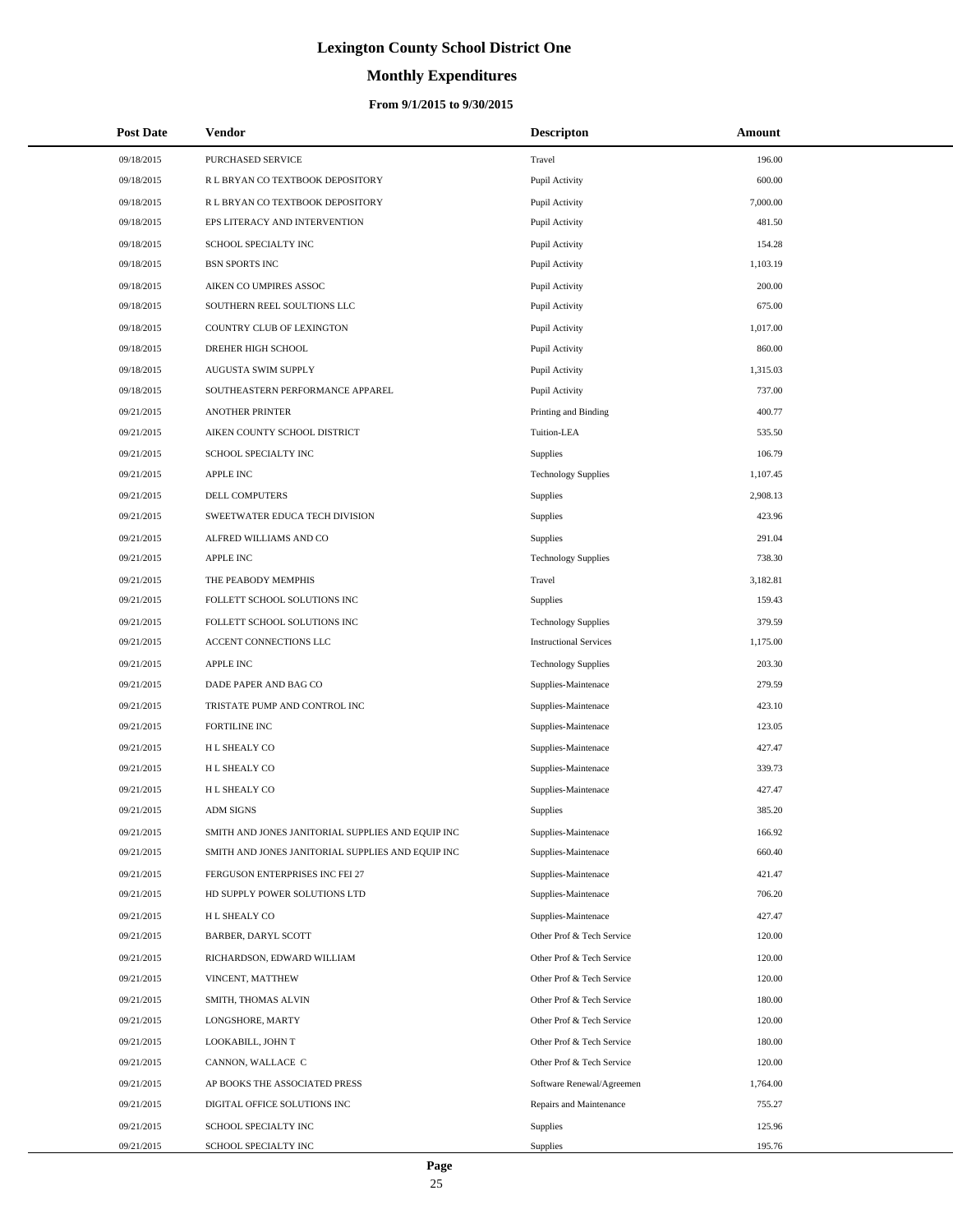# Lexington County School District One

## Monthly Expenditures

### From 9/1/2015 to 9/30/2015

| Post Date | Vendor | Descripton | Amount |
|---|---|---|---|
| 09/18/2015 | PURCHASED SERVICE | Travel | 196.00 |
| 09/18/2015 | R L BRYAN CO TEXTBOOK DEPOSITORY | Pupil Activity | 600.00 |
| 09/18/2015 | R L BRYAN CO TEXTBOOK DEPOSITORY | Pupil Activity | 7,000.00 |
| 09/18/2015 | EPS LITERACY AND INTERVENTION | Pupil Activity | 481.50 |
| 09/18/2015 | SCHOOL SPECIALTY INC | Pupil Activity | 154.28 |
| 09/18/2015 | BSN SPORTS INC | Pupil Activity | 1,103.19 |
| 09/18/2015 | AIKEN CO UMPIRES ASSOC | Pupil Activity | 200.00 |
| 09/18/2015 | SOUTHERN REEL SOULTIONS LLC | Pupil Activity | 675.00 |
| 09/18/2015 | COUNTRY CLUB OF LEXINGTON | Pupil Activity | 1,017.00 |
| 09/18/2015 | DREHER HIGH SCHOOL | Pupil Activity | 860.00 |
| 09/18/2015 | AUGUSTA SWIM SUPPLY | Pupil Activity | 1,315.03 |
| 09/18/2015 | SOUTHEASTERN PERFORMANCE APPAREL | Pupil Activity | 737.00 |
| 09/21/2015 | ANOTHER PRINTER | Printing and Binding | 400.77 |
| 09/21/2015 | AIKEN COUNTY SCHOOL DISTRICT | Tuition-LEA | 535.50 |
| 09/21/2015 | SCHOOL SPECIALTY INC | Supplies | 106.79 |
| 09/21/2015 | APPLE INC | Technology Supplies | 1,107.45 |
| 09/21/2015 | DELL COMPUTERS | Supplies | 2,908.13 |
| 09/21/2015 | SWEETWATER EDUCA TECH DIVISION | Supplies | 423.96 |
| 09/21/2015 | ALFRED WILLIAMS AND CO | Supplies | 291.04 |
| 09/21/2015 | APPLE INC | Technology Supplies | 738.30 |
| 09/21/2015 | THE PEABODY MEMPHIS | Travel | 3,182.81 |
| 09/21/2015 | FOLLETT SCHOOL SOLUTIONS INC | Supplies | 159.43 |
| 09/21/2015 | FOLLETT SCHOOL SOLUTIONS INC | Technology Supplies | 379.59 |
| 09/21/2015 | ACCENT CONNECTIONS LLC | Instructional Services | 1,175.00 |
| 09/21/2015 | APPLE INC | Technology Supplies | 203.30 |
| 09/21/2015 | DADE PAPER AND BAG CO | Supplies-Maintenace | 279.59 |
| 09/21/2015 | TRISTATE PUMP AND CONTROL INC | Supplies-Maintenace | 423.10 |
| 09/21/2015 | FORTILINE INC | Supplies-Maintenace | 123.05 |
| 09/21/2015 | H L SHEALY CO | Supplies-Maintenace | 427.47 |
| 09/21/2015 | H L SHEALY CO | Supplies-Maintenace | 339.73 |
| 09/21/2015 | H L SHEALY CO | Supplies-Maintenace | 427.47 |
| 09/21/2015 | ADM SIGNS | Supplies | 385.20 |
| 09/21/2015 | SMITH AND JONES JANITORIAL SUPPLIES AND EQUIP INC | Supplies-Maintenace | 166.92 |
| 09/21/2015 | SMITH AND JONES JANITORIAL SUPPLIES AND EQUIP INC | Supplies-Maintenace | 660.40 |
| 09/21/2015 | FERGUSON ENTERPRISES INC FEI 27 | Supplies-Maintenace | 421.47 |
| 09/21/2015 | HD SUPPLY POWER SOLUTIONS LTD | Supplies-Maintenace | 706.20 |
| 09/21/2015 | H L SHEALY CO | Supplies-Maintenace | 427.47 |
| 09/21/2015 | BARBER, DARYL SCOTT | Other Prof & Tech Service | 120.00 |
| 09/21/2015 | RICHARDSON, EDWARD WILLIAM | Other Prof & Tech Service | 120.00 |
| 09/21/2015 | VINCENT, MATTHEW | Other Prof & Tech Service | 120.00 |
| 09/21/2015 | SMITH, THOMAS ALVIN | Other Prof & Tech Service | 180.00 |
| 09/21/2015 | LONGSHORE, MARTY | Other Prof & Tech Service | 120.00 |
| 09/21/2015 | LOOKABILL, JOHN T | Other Prof & Tech Service | 180.00 |
| 09/21/2015 | CANNON, WALLACE C | Other Prof & Tech Service | 120.00 |
| 09/21/2015 | AP BOOKS THE ASSOCIATED PRESS | Software Renewal/Agreemen | 1,764.00 |
| 09/21/2015 | DIGITAL OFFICE SOLUTIONS INC | Repairs and Maintenance | 755.27 |
| 09/21/2015 | SCHOOL SPECIALTY INC | Supplies | 125.96 |
| 09/21/2015 | SCHOOL SPECIALTY INC | Supplies | 195.76 |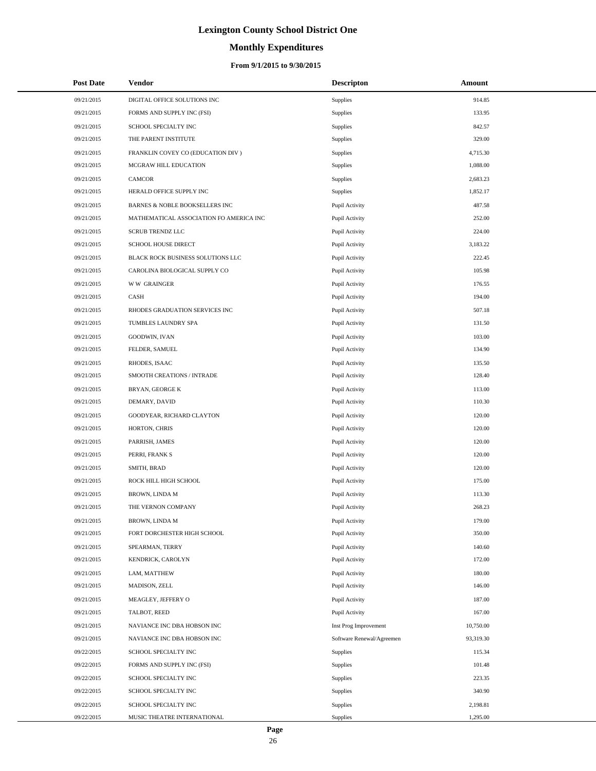# Lexington County School District One

## Monthly Expenditures

### From 9/1/2015 to 9/30/2015

| Post Date | Vendor | Descripton | Amount |
|---|---|---|---|
| 09/21/2015 | DIGITAL OFFICE SOLUTIONS INC | Supplies | 914.85 |
| 09/21/2015 | FORMS AND SUPPLY INC (FSI) | Supplies | 133.95 |
| 09/21/2015 | SCHOOL SPECIALTY INC | Supplies | 842.57 |
| 09/21/2015 | THE PARENT INSTITUTE | Supplies | 329.00 |
| 09/21/2015 | FRANKLIN COVEY CO (EDUCATION DIV ) | Supplies | 4,715.30 |
| 09/21/2015 | MCGRAW HILL EDUCATION | Supplies | 1,088.00 |
| 09/21/2015 | CAMCOR | Supplies | 2,683.23 |
| 09/21/2015 | HERALD OFFICE SUPPLY INC | Supplies | 1,852.17 |
| 09/21/2015 | BARNES & NOBLE BOOKSELLERS INC | Pupil Activity | 487.58 |
| 09/21/2015 | MATHEMATICAL ASSOCIATION FO AMERICA INC | Pupil Activity | 252.00 |
| 09/21/2015 | SCRUB TRENDZ LLC | Pupil Activity | 224.00 |
| 09/21/2015 | SCHOOL HOUSE DIRECT | Pupil Activity | 3,183.22 |
| 09/21/2015 | BLACK ROCK BUSINESS SOLUTIONS LLC | Pupil Activity | 222.45 |
| 09/21/2015 | CAROLINA BIOLOGICAL SUPPLY CO | Pupil Activity | 105.98 |
| 09/21/2015 | W W GRAINGER | Pupil Activity | 176.55 |
| 09/21/2015 | CASH | Pupil Activity | 194.00 |
| 09/21/2015 | RHODES GRADUATION SERVICES INC | Pupil Activity | 507.18 |
| 09/21/2015 | TUMBLES LAUNDRY SPA | Pupil Activity | 131.50 |
| 09/21/2015 | GOODWIN, IVAN | Pupil Activity | 103.00 |
| 09/21/2015 | FELDER, SAMUEL | Pupil Activity | 134.90 |
| 09/21/2015 | RHODES, ISAAC | Pupil Activity | 135.50 |
| 09/21/2015 | SMOOTH CREATIONS / INTRADE | Pupil Activity | 128.40 |
| 09/21/2015 | BRYAN, GEORGE K | Pupil Activity | 113.00 |
| 09/21/2015 | DEMARY, DAVID | Pupil Activity | 110.30 |
| 09/21/2015 | GOODYEAR, RICHARD CLAYTON | Pupil Activity | 120.00 |
| 09/21/2015 | HORTON, CHRIS | Pupil Activity | 120.00 |
| 09/21/2015 | PARRISH, JAMES | Pupil Activity | 120.00 |
| 09/21/2015 | PERRI, FRANK S | Pupil Activity | 120.00 |
| 09/21/2015 | SMITH, BRAD | Pupil Activity | 120.00 |
| 09/21/2015 | ROCK HILL HIGH SCHOOL | Pupil Activity | 175.00 |
| 09/21/2015 | BROWN, LINDA M | Pupil Activity | 113.30 |
| 09/21/2015 | THE VERNON COMPANY | Pupil Activity | 268.23 |
| 09/21/2015 | BROWN, LINDA M | Pupil Activity | 179.00 |
| 09/21/2015 | FORT DORCHESTER HIGH SCHOOL | Pupil Activity | 350.00 |
| 09/21/2015 | SPEARMAN, TERRY | Pupil Activity | 140.60 |
| 09/21/2015 | KENDRICK, CAROLYN | Pupil Activity | 172.00 |
| 09/21/2015 | LAM, MATTHEW | Pupil Activity | 180.00 |
| 09/21/2015 | MADISON, ZELL | Pupil Activity | 146.00 |
| 09/21/2015 | MEAGLEY, JEFFERY O | Pupil Activity | 187.00 |
| 09/21/2015 | TALBOT, REED | Pupil Activity | 167.00 |
| 09/21/2015 | NAVIANCE INC DBA HOBSON INC | Inst Prog Improvement | 10,750.00 |
| 09/21/2015 | NAVIANCE INC DBA HOBSON INC | Software Renewal/Agreemen | 93,319.30 |
| 09/22/2015 | SCHOOL SPECIALTY INC | Supplies | 115.34 |
| 09/22/2015 | FORMS AND SUPPLY INC (FSI) | Supplies | 101.48 |
| 09/22/2015 | SCHOOL SPECIALTY INC | Supplies | 223.35 |
| 09/22/2015 | SCHOOL SPECIALTY INC | Supplies | 340.90 |
| 09/22/2015 | SCHOOL SPECIALTY INC | Supplies | 2,198.81 |
| 09/22/2015 | MUSIC THEATRE INTERNATIONAL | Supplies | 1,295.00 |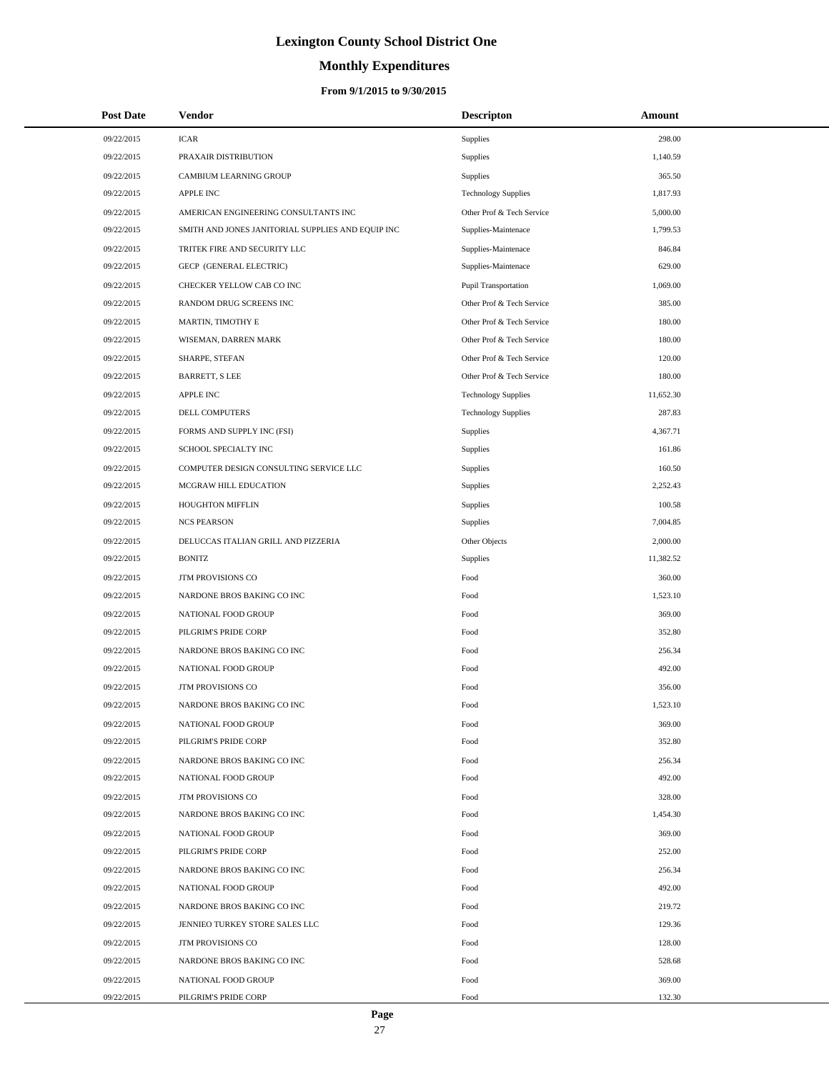# Lexington County School District One

## Monthly Expenditures

### From 9/1/2015 to 9/30/2015

| Post Date | Vendor | Descripton | Amount |
|---|---|---|---|
| 09/22/2015 | ICAR | Supplies | 298.00 |
| 09/22/2015 | PRAXAIR DISTRIBUTION | Supplies | 1,140.59 |
| 09/22/2015 | CAMBIUM LEARNING GROUP | Supplies | 365.50 |
| 09/22/2015 | APPLE INC | Technology Supplies | 1,817.93 |
| 09/22/2015 | AMERICAN ENGINEERING CONSULTANTS INC | Other Prof & Tech Service | 5,000.00 |
| 09/22/2015 | SMITH AND JONES JANITORIAL SUPPLIES AND EQUIP INC | Supplies-Maintenace | 1,799.53 |
| 09/22/2015 | TRITEK FIRE AND SECURITY LLC | Supplies-Maintenace | 846.84 |
| 09/22/2015 | GECP (GENERAL ELECTRIC) | Supplies-Maintenace | 629.00 |
| 09/22/2015 | CHECKER YELLOW CAB CO INC | Pupil Transportation | 1,069.00 |
| 09/22/2015 | RANDOM DRUG SCREENS INC | Other Prof & Tech Service | 385.00 |
| 09/22/2015 | MARTIN, TIMOTHY E | Other Prof & Tech Service | 180.00 |
| 09/22/2015 | WISEMAN, DARREN MARK | Other Prof & Tech Service | 180.00 |
| 09/22/2015 | SHARPE, STEFAN | Other Prof & Tech Service | 120.00 |
| 09/22/2015 | BARRETT, S LEE | Other Prof & Tech Service | 180.00 |
| 09/22/2015 | APPLE INC | Technology Supplies | 11,652.30 |
| 09/22/2015 | DELL COMPUTERS | Technology Supplies | 287.83 |
| 09/22/2015 | FORMS AND SUPPLY INC (FSI) | Supplies | 4,367.71 |
| 09/22/2015 | SCHOOL SPECIALTY INC | Supplies | 161.86 |
| 09/22/2015 | COMPUTER DESIGN CONSULTING SERVICE LLC | Supplies | 160.50 |
| 09/22/2015 | MCGRAW HILL EDUCATION | Supplies | 2,252.43 |
| 09/22/2015 | HOUGHTON MIFFLIN | Supplies | 100.58 |
| 09/22/2015 | NCS PEARSON | Supplies | 7,004.85 |
| 09/22/2015 | DELUCCAS ITALIAN GRILL AND PIZZERIA | Other Objects | 2,000.00 |
| 09/22/2015 | BONITZ | Supplies | 11,382.52 |
| 09/22/2015 | JTM PROVISIONS CO | Food | 360.00 |
| 09/22/2015 | NARDONE BROS BAKING CO INC | Food | 1,523.10 |
| 09/22/2015 | NATIONAL FOOD GROUP | Food | 369.00 |
| 09/22/2015 | PILGRIM'S PRIDE CORP | Food | 352.80 |
| 09/22/2015 | NARDONE BROS BAKING CO INC | Food | 256.34 |
| 09/22/2015 | NATIONAL FOOD GROUP | Food | 492.00 |
| 09/22/2015 | JTM PROVISIONS CO | Food | 356.00 |
| 09/22/2015 | NARDONE BROS BAKING CO INC | Food | 1,523.10 |
| 09/22/2015 | NATIONAL FOOD GROUP | Food | 369.00 |
| 09/22/2015 | PILGRIM'S PRIDE CORP | Food | 352.80 |
| 09/22/2015 | NARDONE BROS BAKING CO INC | Food | 256.34 |
| 09/22/2015 | NATIONAL FOOD GROUP | Food | 492.00 |
| 09/22/2015 | JTM PROVISIONS CO | Food | 328.00 |
| 09/22/2015 | NARDONE BROS BAKING CO INC | Food | 1,454.30 |
| 09/22/2015 | NATIONAL FOOD GROUP | Food | 369.00 |
| 09/22/2015 | PILGRIM'S PRIDE CORP | Food | 252.00 |
| 09/22/2015 | NARDONE BROS BAKING CO INC | Food | 256.34 |
| 09/22/2015 | NATIONAL FOOD GROUP | Food | 492.00 |
| 09/22/2015 | NARDONE BROS BAKING CO INC | Food | 219.72 |
| 09/22/2015 | JENNIEO TURKEY STORE SALES LLC | Food | 129.36 |
| 09/22/2015 | JTM PROVISIONS CO | Food | 128.00 |
| 09/22/2015 | NARDONE BROS BAKING CO INC | Food | 528.68 |
| 09/22/2015 | NATIONAL FOOD GROUP | Food | 369.00 |
| 09/22/2015 | PILGRIM'S PRIDE CORP | Food | 132.30 |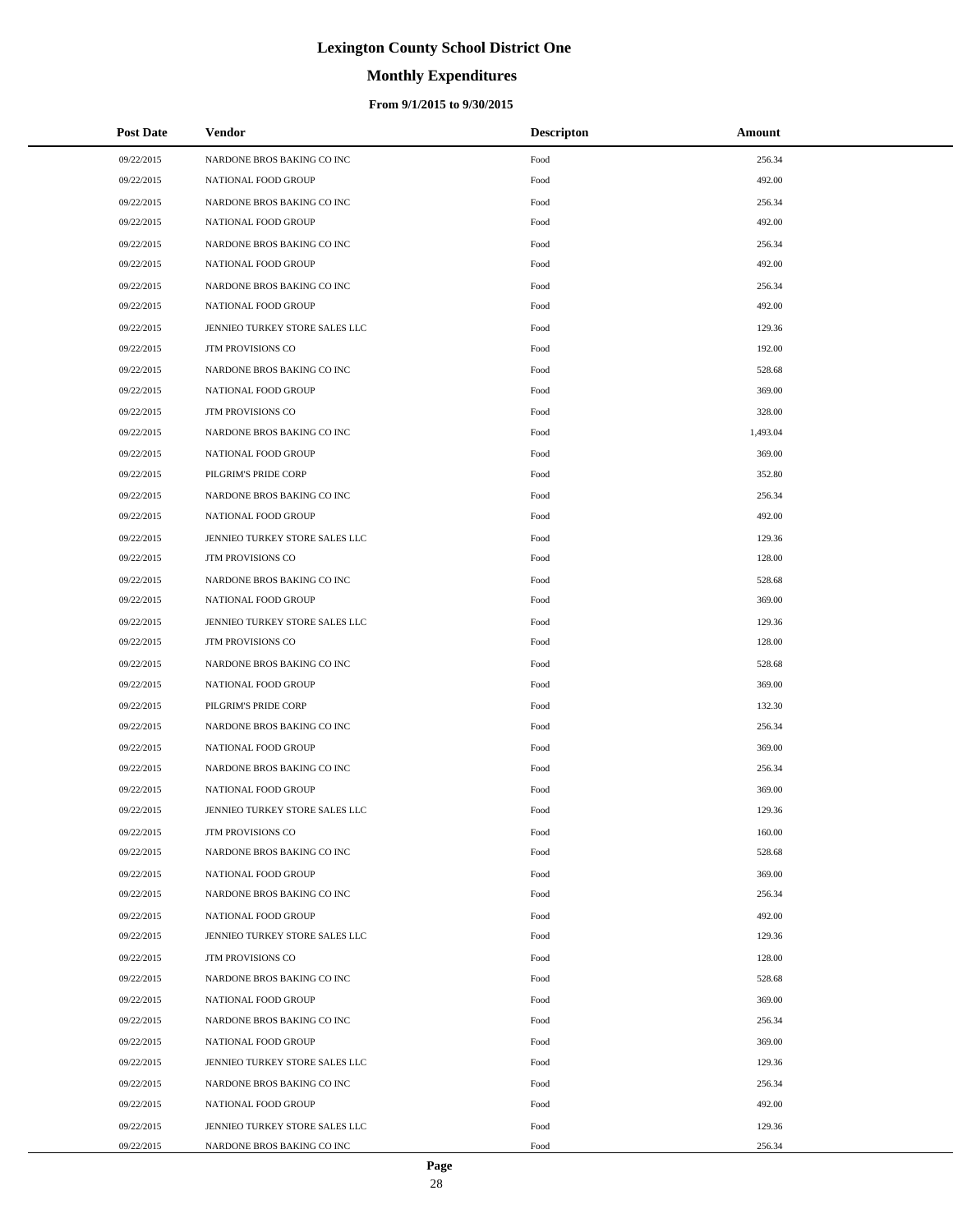# Lexington County School District One

## Monthly Expenditures

### From 9/1/2015 to 9/30/2015

| Post Date | Vendor | Descripton | Amount |
|---|---|---|---|
| 09/22/2015 | NARDONE BROS BAKING CO INC | Food | 256.34 |
| 09/22/2015 | NATIONAL FOOD GROUP | Food | 492.00 |
| 09/22/2015 | NARDONE BROS BAKING CO INC | Food | 256.34 |
| 09/22/2015 | NATIONAL FOOD GROUP | Food | 492.00 |
| 09/22/2015 | NARDONE BROS BAKING CO INC | Food | 256.34 |
| 09/22/2015 | NATIONAL FOOD GROUP | Food | 492.00 |
| 09/22/2015 | NARDONE BROS BAKING CO INC | Food | 256.34 |
| 09/22/2015 | NATIONAL FOOD GROUP | Food | 492.00 |
| 09/22/2015 | JENNIEO TURKEY STORE SALES LLC | Food | 129.36 |
| 09/22/2015 | JTM PROVISIONS CO | Food | 192.00 |
| 09/22/2015 | NARDONE BROS BAKING CO INC | Food | 528.68 |
| 09/22/2015 | NATIONAL FOOD GROUP | Food | 369.00 |
| 09/22/2015 | JTM PROVISIONS CO | Food | 328.00 |
| 09/22/2015 | NARDONE BROS BAKING CO INC | Food | 1,493.04 |
| 09/22/2015 | NATIONAL FOOD GROUP | Food | 369.00 |
| 09/22/2015 | PILGRIM'S PRIDE CORP | Food | 352.80 |
| 09/22/2015 | NARDONE BROS BAKING CO INC | Food | 256.34 |
| 09/22/2015 | NATIONAL FOOD GROUP | Food | 492.00 |
| 09/22/2015 | JENNIEO TURKEY STORE SALES LLC | Food | 129.36 |
| 09/22/2015 | JTM PROVISIONS CO | Food | 128.00 |
| 09/22/2015 | NARDONE BROS BAKING CO INC | Food | 528.68 |
| 09/22/2015 | NATIONAL FOOD GROUP | Food | 369.00 |
| 09/22/2015 | JENNIEO TURKEY STORE SALES LLC | Food | 129.36 |
| 09/22/2015 | JTM PROVISIONS CO | Food | 128.00 |
| 09/22/2015 | NARDONE BROS BAKING CO INC | Food | 528.68 |
| 09/22/2015 | NATIONAL FOOD GROUP | Food | 369.00 |
| 09/22/2015 | PILGRIM'S PRIDE CORP | Food | 132.30 |
| 09/22/2015 | NARDONE BROS BAKING CO INC | Food | 256.34 |
| 09/22/2015 | NATIONAL FOOD GROUP | Food | 369.00 |
| 09/22/2015 | NARDONE BROS BAKING CO INC | Food | 256.34 |
| 09/22/2015 | NATIONAL FOOD GROUP | Food | 369.00 |
| 09/22/2015 | JENNIEO TURKEY STORE SALES LLC | Food | 129.36 |
| 09/22/2015 | JTM PROVISIONS CO | Food | 160.00 |
| 09/22/2015 | NARDONE BROS BAKING CO INC | Food | 528.68 |
| 09/22/2015 | NATIONAL FOOD GROUP | Food | 369.00 |
| 09/22/2015 | NARDONE BROS BAKING CO INC | Food | 256.34 |
| 09/22/2015 | NATIONAL FOOD GROUP | Food | 492.00 |
| 09/22/2015 | JENNIEO TURKEY STORE SALES LLC | Food | 129.36 |
| 09/22/2015 | JTM PROVISIONS CO | Food | 128.00 |
| 09/22/2015 | NARDONE BROS BAKING CO INC | Food | 528.68 |
| 09/22/2015 | NATIONAL FOOD GROUP | Food | 369.00 |
| 09/22/2015 | NARDONE BROS BAKING CO INC | Food | 256.34 |
| 09/22/2015 | NATIONAL FOOD GROUP | Food | 369.00 |
| 09/22/2015 | JENNIEO TURKEY STORE SALES LLC | Food | 129.36 |
| 09/22/2015 | NARDONE BROS BAKING CO INC | Food | 256.34 |
| 09/22/2015 | NATIONAL FOOD GROUP | Food | 492.00 |
| 09/22/2015 | JENNIEO TURKEY STORE SALES LLC | Food | 129.36 |
| 09/22/2015 | NARDONE BROS BAKING CO INC | Food | 256.34 |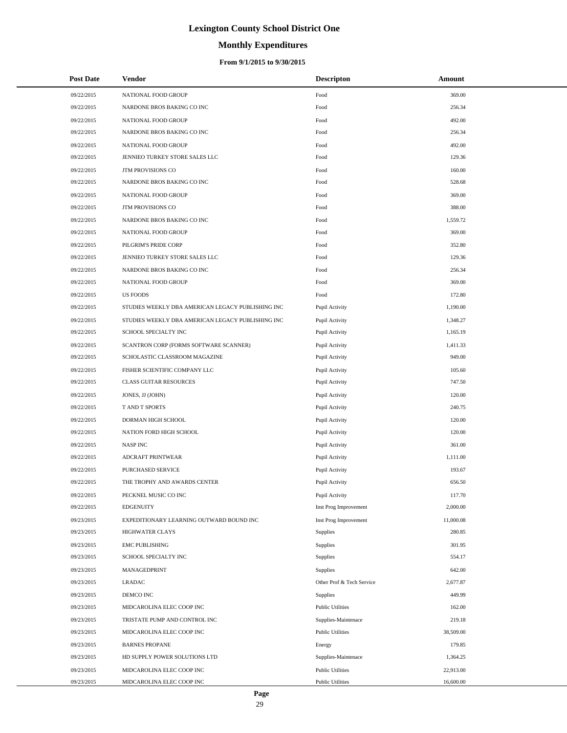# Lexington County School District One

## Monthly Expenditures

### From 9/1/2015 to 9/30/2015

| Post Date | Vendor | Descripton | Amount |
|---|---|---|---|
| 09/22/2015 | NATIONAL FOOD GROUP | Food | 369.00 |
| 09/22/2015 | NARDONE BROS BAKING CO INC | Food | 256.34 |
| 09/22/2015 | NATIONAL FOOD GROUP | Food | 492.00 |
| 09/22/2015 | NARDONE BROS BAKING CO INC | Food | 256.34 |
| 09/22/2015 | NATIONAL FOOD GROUP | Food | 492.00 |
| 09/22/2015 | JENNIEO TURKEY STORE SALES LLC | Food | 129.36 |
| 09/22/2015 | JTM PROVISIONS CO | Food | 160.00 |
| 09/22/2015 | NARDONE BROS BAKING CO INC | Food | 528.68 |
| 09/22/2015 | NATIONAL FOOD GROUP | Food | 369.00 |
| 09/22/2015 | JTM PROVISIONS CO | Food | 388.00 |
| 09/22/2015 | NARDONE BROS BAKING CO INC | Food | 1,559.72 |
| 09/22/2015 | NATIONAL FOOD GROUP | Food | 369.00 |
| 09/22/2015 | PILGRIM'S PRIDE CORP | Food | 352.80 |
| 09/22/2015 | JENNIEO TURKEY STORE SALES LLC | Food | 129.36 |
| 09/22/2015 | NARDONE BROS BAKING CO INC | Food | 256.34 |
| 09/22/2015 | NATIONAL FOOD GROUP | Food | 369.00 |
| 09/22/2015 | US FOODS | Food | 172.80 |
| 09/22/2015 | STUDIES WEEKLY DBA AMERICAN LEGACY PUBLISHING INC | Pupil Activity | 1,190.00 |
| 09/22/2015 | STUDIES WEEKLY DBA AMERICAN LEGACY PUBLISHING INC | Pupil Activity | 1,348.27 |
| 09/22/2015 | SCHOOL SPECIALTY INC | Pupil Activity | 1,165.19 |
| 09/22/2015 | SCANTRON CORP (FORMS SOFTWARE SCANNER) | Pupil Activity | 1,411.33 |
| 09/22/2015 | SCHOLASTIC CLASSROOM MAGAZINE | Pupil Activity | 949.00 |
| 09/22/2015 | FISHER SCIENTIFIC COMPANY LLC | Pupil Activity | 105.60 |
| 09/22/2015 | CLASS GUITAR RESOURCES | Pupil Activity | 747.50 |
| 09/22/2015 | JONES, JJ (JOHN) | Pupil Activity | 120.00 |
| 09/22/2015 | T AND T SPORTS | Pupil Activity | 240.75 |
| 09/22/2015 | DORMAN HIGH SCHOOL | Pupil Activity | 120.00 |
| 09/22/2015 | NATION FORD HIGH SCHOOL | Pupil Activity | 120.00 |
| 09/22/2015 | NASP INC | Pupil Activity | 361.00 |
| 09/22/2015 | ADCRAFT PRINTWEAR | Pupil Activity | 1,111.00 |
| 09/22/2015 | PURCHASED SERVICE | Pupil Activity | 193.67 |
| 09/22/2015 | THE TROPHY AND AWARDS CENTER | Pupil Activity | 656.50 |
| 09/22/2015 | PECKNEL MUSIC CO INC | Pupil Activity | 117.70 |
| 09/22/2015 | EDGENUITY | Inst Prog Improvement | 2,000.00 |
| 09/23/2015 | EXPEDITIONARY LEARNING OUTWARD BOUND INC | Inst Prog Improvement | 11,000.08 |
| 09/23/2015 | HIGHWATER CLAYS | Supplies | 280.85 |
| 09/23/2015 | EMC PUBLISHING | Supplies | 301.95 |
| 09/23/2015 | SCHOOL SPECIALTY INC | Supplies | 554.17 |
| 09/23/2015 | MANAGEDPRINT | Supplies | 642.00 |
| 09/23/2015 | LRADAC | Other Prof & Tech Service | 2,677.87 |
| 09/23/2015 | DEMCO INC | Supplies | 449.99 |
| 09/23/2015 | MIDCAROLINA ELEC COOP INC | Public Utilities | 162.00 |
| 09/23/2015 | TRISTATE PUMP AND CONTROL INC | Supplies-Maintenace | 219.18 |
| 09/23/2015 | MIDCAROLINA ELEC COOP INC | Public Utilities | 38,509.00 |
| 09/23/2015 | BARNES PROPANE | Energy | 179.85 |
| 09/23/2015 | HD SUPPLY POWER SOLUTIONS LTD | Supplies-Maintenace | 1,364.25 |
| 09/23/2015 | MIDCAROLINA ELEC COOP INC | Public Utilities | 22,913.00 |
| 09/23/2015 | MIDCAROLINA ELEC COOP INC | Public Utilities | 16,600.00 |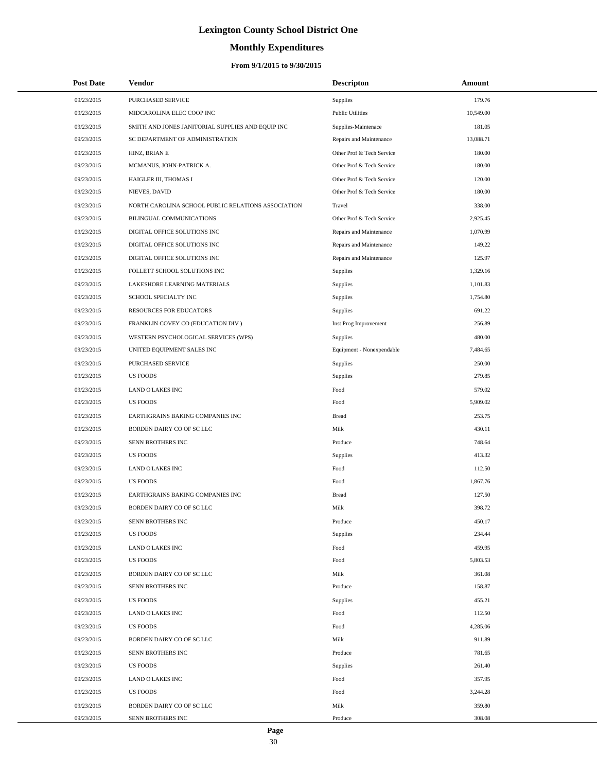# Lexington County School District One

## Monthly Expenditures

### From 9/1/2015 to 9/30/2015

| Post Date | Vendor | Descripton | Amount |
|---|---|---|---|
| 09/23/2015 | PURCHASED SERVICE | Supplies | 179.76 |
| 09/23/2015 | MIDCAROLINA ELEC COOP INC | Public Utilities | 10,549.00 |
| 09/23/2015 | SMITH AND JONES JANITORIAL SUPPLIES AND EQUIP INC | Supplies-Maintenace | 181.05 |
| 09/23/2015 | SC DEPARTMENT OF ADMINISTRATION | Repairs and Maintenance | 13,088.71 |
| 09/23/2015 | HINZ, BRIAN E | Other Prof & Tech Service | 180.00 |
| 09/23/2015 | MCMANUS, JOHN-PATRICK A. | Other Prof & Tech Service | 180.00 |
| 09/23/2015 | HAIGLER III, THOMAS I | Other Prof & Tech Service | 120.00 |
| 09/23/2015 | NIEVES, DAVID | Other Prof & Tech Service | 180.00 |
| 09/23/2015 | NORTH CAROLINA SCHOOL PUBLIC RELATIONS ASSOCIATION | Travel | 338.00 |
| 09/23/2015 | BILINGUAL COMMUNICATIONS | Other Prof & Tech Service | 2,925.45 |
| 09/23/2015 | DIGITAL OFFICE SOLUTIONS INC | Repairs and Maintenance | 1,070.99 |
| 09/23/2015 | DIGITAL OFFICE SOLUTIONS INC | Repairs and Maintenance | 149.22 |
| 09/23/2015 | DIGITAL OFFICE SOLUTIONS INC | Repairs and Maintenance | 125.97 |
| 09/23/2015 | FOLLETT SCHOOL SOLUTIONS INC | Supplies | 1,329.16 |
| 09/23/2015 | LAKESHORE LEARNING MATERIALS | Supplies | 1,101.83 |
| 09/23/2015 | SCHOOL SPECIALTY INC | Supplies | 1,754.80 |
| 09/23/2015 | RESOURCES FOR EDUCATORS | Supplies | 691.22 |
| 09/23/2015 | FRANKLIN COVEY CO (EDUCATION DIV ) | Inst Prog Improvement | 256.89 |
| 09/23/2015 | WESTERN PSYCHOLOGICAL SERVICES (WPS) | Supplies | 480.00 |
| 09/23/2015 | UNITED EQUIPMENT SALES INC | Equipment - Nonexpendable | 7,484.65 |
| 09/23/2015 | PURCHASED SERVICE | Supplies | 250.00 |
| 09/23/2015 | US FOODS | Supplies | 279.85 |
| 09/23/2015 | LAND O'LAKES INC | Food | 579.02 |
| 09/23/2015 | US FOODS | Food | 5,909.02 |
| 09/23/2015 | EARTHGRAINS BAKING COMPANIES INC | Bread | 253.75 |
| 09/23/2015 | BORDEN DAIRY CO OF SC LLC | Milk | 430.11 |
| 09/23/2015 | SENN BROTHERS INC | Produce | 748.64 |
| 09/23/2015 | US FOODS | Supplies | 413.32 |
| 09/23/2015 | LAND O'LAKES INC | Food | 112.50 |
| 09/23/2015 | US FOODS | Food | 1,867.76 |
| 09/23/2015 | EARTHGRAINS BAKING COMPANIES INC | Bread | 127.50 |
| 09/23/2015 | BORDEN DAIRY CO OF SC LLC | Milk | 398.72 |
| 09/23/2015 | SENN BROTHERS INC | Produce | 450.17 |
| 09/23/2015 | US FOODS | Supplies | 234.44 |
| 09/23/2015 | LAND O'LAKES INC | Food | 459.95 |
| 09/23/2015 | US FOODS | Food | 5,803.53 |
| 09/23/2015 | BORDEN DAIRY CO OF SC LLC | Milk | 361.08 |
| 09/23/2015 | SENN BROTHERS INC | Produce | 158.87 |
| 09/23/2015 | US FOODS | Supplies | 455.21 |
| 09/23/2015 | LAND O'LAKES INC | Food | 112.50 |
| 09/23/2015 | US FOODS | Food | 4,285.06 |
| 09/23/2015 | BORDEN DAIRY CO OF SC LLC | Milk | 911.89 |
| 09/23/2015 | SENN BROTHERS INC | Produce | 781.65 |
| 09/23/2015 | US FOODS | Supplies | 261.40 |
| 09/23/2015 | LAND O'LAKES INC | Food | 357.95 |
| 09/23/2015 | US FOODS | Food | 3,244.28 |
| 09/23/2015 | BORDEN DAIRY CO OF SC LLC | Milk | 359.80 |
| 09/23/2015 | SENN BROTHERS INC | Produce | 308.08 |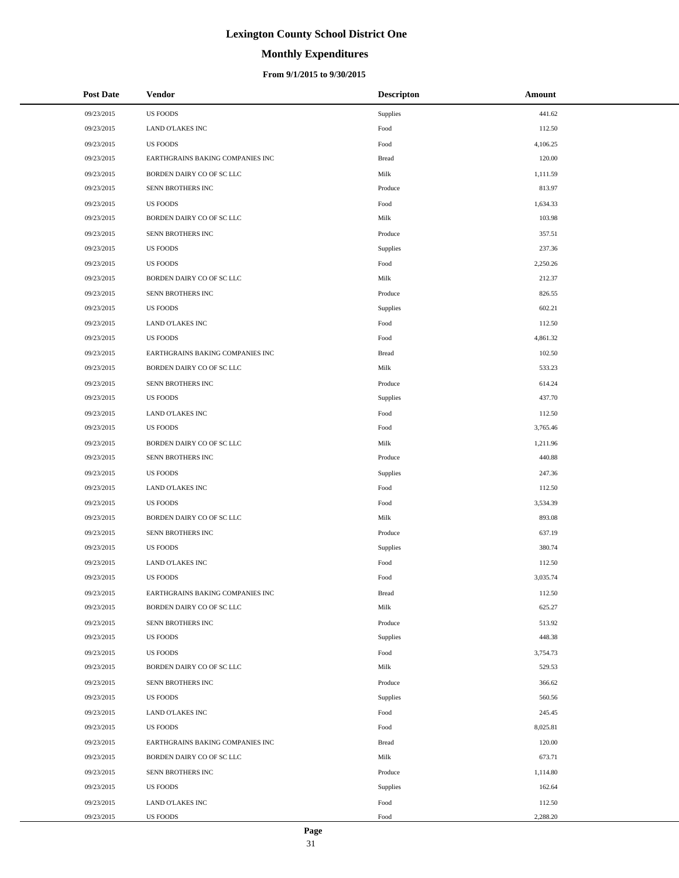# Lexington County School District One

## Monthly Expenditures

### From 9/1/2015 to 9/30/2015

| Post Date | Vendor | Descripton | Amount |
|---|---|---|---|
| 09/23/2015 | US FOODS | Supplies | 441.62 |
| 09/23/2015 | LAND O'LAKES INC | Food | 112.50 |
| 09/23/2015 | US FOODS | Food | 4,106.25 |
| 09/23/2015 | EARTHGRAINS BAKING COMPANIES INC | Bread | 120.00 |
| 09/23/2015 | BORDEN DAIRY CO OF SC LLC | Milk | 1,111.59 |
| 09/23/2015 | SENN BROTHERS INC | Produce | 813.97 |
| 09/23/2015 | US FOODS | Food | 1,634.33 |
| 09/23/2015 | BORDEN DAIRY CO OF SC LLC | Milk | 103.98 |
| 09/23/2015 | SENN BROTHERS INC | Produce | 357.51 |
| 09/23/2015 | US FOODS | Supplies | 237.36 |
| 09/23/2015 | US FOODS | Food | 2,250.26 |
| 09/23/2015 | BORDEN DAIRY CO OF SC LLC | Milk | 212.37 |
| 09/23/2015 | SENN BROTHERS INC | Produce | 826.55 |
| 09/23/2015 | US FOODS | Supplies | 602.21 |
| 09/23/2015 | LAND O'LAKES INC | Food | 112.50 |
| 09/23/2015 | US FOODS | Food | 4,861.32 |
| 09/23/2015 | EARTHGRAINS BAKING COMPANIES INC | Bread | 102.50 |
| 09/23/2015 | BORDEN DAIRY CO OF SC LLC | Milk | 533.23 |
| 09/23/2015 | SENN BROTHERS INC | Produce | 614.24 |
| 09/23/2015 | US FOODS | Supplies | 437.70 |
| 09/23/2015 | LAND O'LAKES INC | Food | 112.50 |
| 09/23/2015 | US FOODS | Food | 3,765.46 |
| 09/23/2015 | BORDEN DAIRY CO OF SC LLC | Milk | 1,211.96 |
| 09/23/2015 | SENN BROTHERS INC | Produce | 440.88 |
| 09/23/2015 | US FOODS | Supplies | 247.36 |
| 09/23/2015 | LAND O'LAKES INC | Food | 112.50 |
| 09/23/2015 | US FOODS | Food | 3,534.39 |
| 09/23/2015 | BORDEN DAIRY CO OF SC LLC | Milk | 893.08 |
| 09/23/2015 | SENN BROTHERS INC | Produce | 637.19 |
| 09/23/2015 | US FOODS | Supplies | 380.74 |
| 09/23/2015 | LAND O'LAKES INC | Food | 112.50 |
| 09/23/2015 | US FOODS | Food | 3,035.74 |
| 09/23/2015 | EARTHGRAINS BAKING COMPANIES INC | Bread | 112.50 |
| 09/23/2015 | BORDEN DAIRY CO OF SC LLC | Milk | 625.27 |
| 09/23/2015 | SENN BROTHERS INC | Produce | 513.92 |
| 09/23/2015 | US FOODS | Supplies | 448.38 |
| 09/23/2015 | US FOODS | Food | 3,754.73 |
| 09/23/2015 | BORDEN DAIRY CO OF SC LLC | Milk | 529.53 |
| 09/23/2015 | SENN BROTHERS INC | Produce | 366.62 |
| 09/23/2015 | US FOODS | Supplies | 560.56 |
| 09/23/2015 | LAND O'LAKES INC | Food | 245.45 |
| 09/23/2015 | US FOODS | Food | 8,025.81 |
| 09/23/2015 | EARTHGRAINS BAKING COMPANIES INC | Bread | 120.00 |
| 09/23/2015 | BORDEN DAIRY CO OF SC LLC | Milk | 673.71 |
| 09/23/2015 | SENN BROTHERS INC | Produce | 1,114.80 |
| 09/23/2015 | US FOODS | Supplies | 162.64 |
| 09/23/2015 | LAND O'LAKES INC | Food | 112.50 |
| 09/23/2015 | US FOODS | Food | 2,288.20 |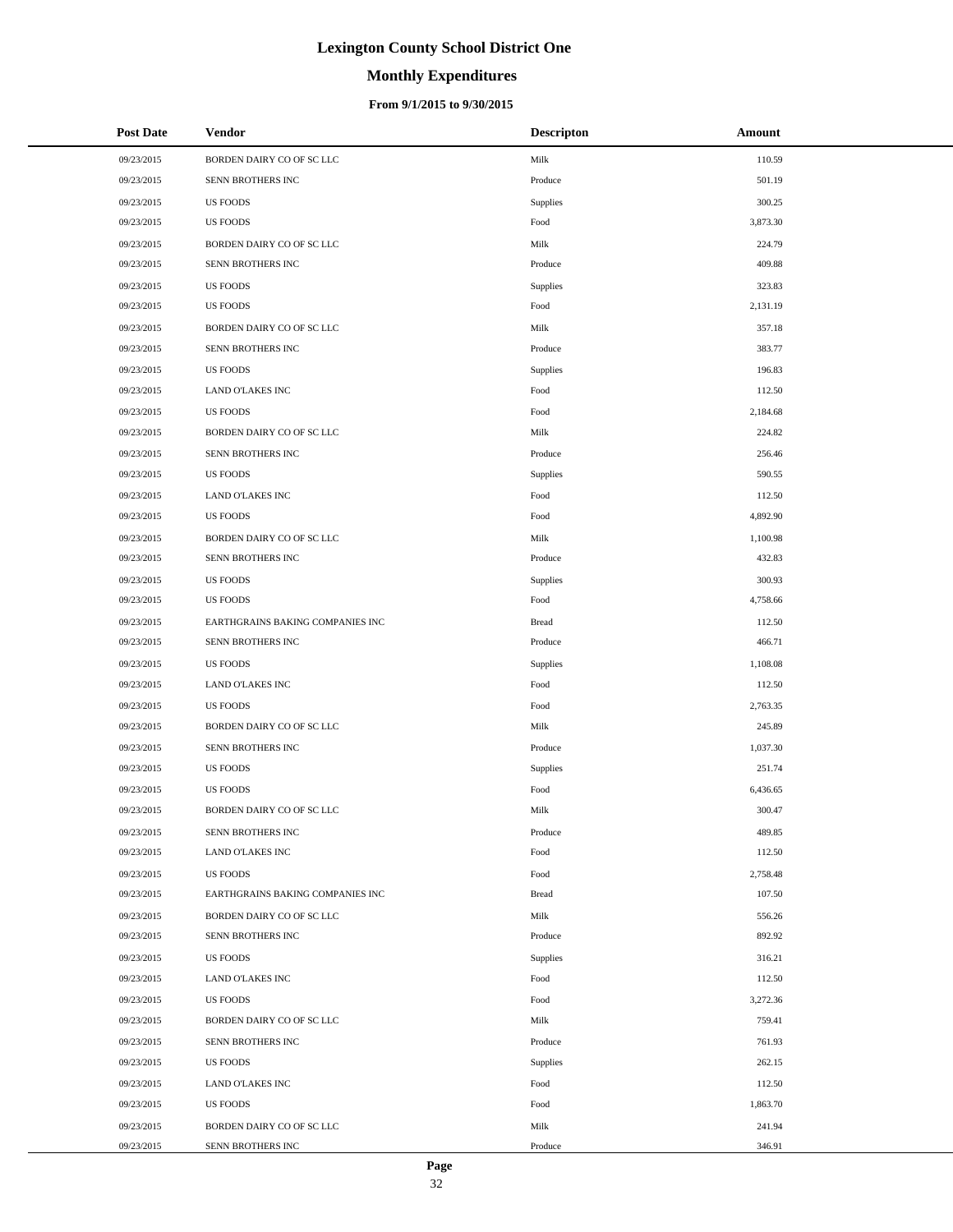# Lexington County School District One

## Monthly Expenditures

### From 9/1/2015 to 9/30/2015

| Post Date | Vendor | Descripton | Amount |
|---|---|---|---|
| 09/23/2015 | BORDEN DAIRY CO OF SC LLC | Milk | 110.59 |
| 09/23/2015 | SENN BROTHERS INC | Produce | 501.19 |
| 09/23/2015 | US FOODS | Supplies | 300.25 |
| 09/23/2015 | US FOODS | Food | 3,873.30 |
| 09/23/2015 | BORDEN DAIRY CO OF SC LLC | Milk | 224.79 |
| 09/23/2015 | SENN BROTHERS INC | Produce | 409.88 |
| 09/23/2015 | US FOODS | Supplies | 323.83 |
| 09/23/2015 | US FOODS | Food | 2,131.19 |
| 09/23/2015 | BORDEN DAIRY CO OF SC LLC | Milk | 357.18 |
| 09/23/2015 | SENN BROTHERS INC | Produce | 383.77 |
| 09/23/2015 | US FOODS | Supplies | 196.83 |
| 09/23/2015 | LAND O'LAKES INC | Food | 112.50 |
| 09/23/2015 | US FOODS | Food | 2,184.68 |
| 09/23/2015 | BORDEN DAIRY CO OF SC LLC | Milk | 224.82 |
| 09/23/2015 | SENN BROTHERS INC | Produce | 256.46 |
| 09/23/2015 | US FOODS | Supplies | 590.55 |
| 09/23/2015 | LAND O'LAKES INC | Food | 112.50 |
| 09/23/2015 | US FOODS | Food | 4,892.90 |
| 09/23/2015 | BORDEN DAIRY CO OF SC LLC | Milk | 1,100.98 |
| 09/23/2015 | SENN BROTHERS INC | Produce | 432.83 |
| 09/23/2015 | US FOODS | Supplies | 300.93 |
| 09/23/2015 | US FOODS | Food | 4,758.66 |
| 09/23/2015 | EARTHGRAINS BAKING COMPANIES INC | Bread | 112.50 |
| 09/23/2015 | SENN BROTHERS INC | Produce | 466.71 |
| 09/23/2015 | US FOODS | Supplies | 1,108.08 |
| 09/23/2015 | LAND O'LAKES INC | Food | 112.50 |
| 09/23/2015 | US FOODS | Food | 2,763.35 |
| 09/23/2015 | BORDEN DAIRY CO OF SC LLC | Milk | 245.89 |
| 09/23/2015 | SENN BROTHERS INC | Produce | 1,037.30 |
| 09/23/2015 | US FOODS | Supplies | 251.74 |
| 09/23/2015 | US FOODS | Food | 6,436.65 |
| 09/23/2015 | BORDEN DAIRY CO OF SC LLC | Milk | 300.47 |
| 09/23/2015 | SENN BROTHERS INC | Produce | 489.85 |
| 09/23/2015 | LAND O'LAKES INC | Food | 112.50 |
| 09/23/2015 | US FOODS | Food | 2,758.48 |
| 09/23/2015 | EARTHGRAINS BAKING COMPANIES INC | Bread | 107.50 |
| 09/23/2015 | BORDEN DAIRY CO OF SC LLC | Milk | 556.26 |
| 09/23/2015 | SENN BROTHERS INC | Produce | 892.92 |
| 09/23/2015 | US FOODS | Supplies | 316.21 |
| 09/23/2015 | LAND O'LAKES INC | Food | 112.50 |
| 09/23/2015 | US FOODS | Food | 3,272.36 |
| 09/23/2015 | BORDEN DAIRY CO OF SC LLC | Milk | 759.41 |
| 09/23/2015 | SENN BROTHERS INC | Produce | 761.93 |
| 09/23/2015 | US FOODS | Supplies | 262.15 |
| 09/23/2015 | LAND O'LAKES INC | Food | 112.50 |
| 09/23/2015 | US FOODS | Food | 1,863.70 |
| 09/23/2015 | BORDEN DAIRY CO OF SC LLC | Milk | 241.94 |
| 09/23/2015 | SENN BROTHERS INC | Produce | 346.91 |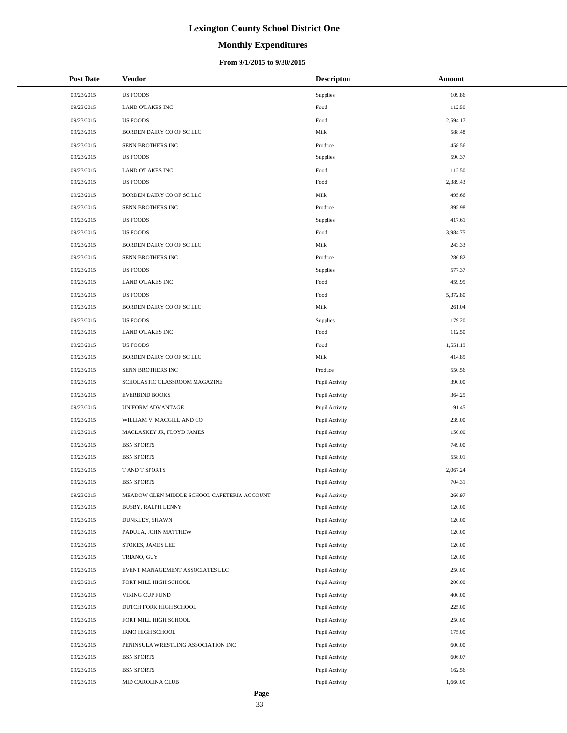# Lexington County School District One

## Monthly Expenditures

### From 9/1/2015 to 9/30/2015

| Post Date | Vendor | Descripton | Amount |
|---|---|---|---|
| 09/23/2015 | US FOODS | Supplies | 109.86 |
| 09/23/2015 | LAND O'LAKES INC | Food | 112.50 |
| 09/23/2015 | US FOODS | Food | 2,594.17 |
| 09/23/2015 | BORDEN DAIRY CO OF SC LLC | Milk | 588.48 |
| 09/23/2015 | SENN BROTHERS INC | Produce | 458.56 |
| 09/23/2015 | US FOODS | Supplies | 590.37 |
| 09/23/2015 | LAND O'LAKES INC | Food | 112.50 |
| 09/23/2015 | US FOODS | Food | 2,389.43 |
| 09/23/2015 | BORDEN DAIRY CO OF SC LLC | Milk | 495.66 |
| 09/23/2015 | SENN BROTHERS INC | Produce | 895.98 |
| 09/23/2015 | US FOODS | Supplies | 417.61 |
| 09/23/2015 | US FOODS | Food | 3,984.75 |
| 09/23/2015 | BORDEN DAIRY CO OF SC LLC | Milk | 243.33 |
| 09/23/2015 | SENN BROTHERS INC | Produce | 286.82 |
| 09/23/2015 | US FOODS | Supplies | 577.37 |
| 09/23/2015 | LAND O'LAKES INC | Food | 459.95 |
| 09/23/2015 | US FOODS | Food | 5,372.80 |
| 09/23/2015 | BORDEN DAIRY CO OF SC LLC | Milk | 261.04 |
| 09/23/2015 | US FOODS | Supplies | 179.20 |
| 09/23/2015 | LAND O'LAKES INC | Food | 112.50 |
| 09/23/2015 | US FOODS | Food | 1,551.19 |
| 09/23/2015 | BORDEN DAIRY CO OF SC LLC | Milk | 414.85 |
| 09/23/2015 | SENN BROTHERS INC | Produce | 550.56 |
| 09/23/2015 | SCHOLASTIC CLASSROOM MAGAZINE | Pupil Activity | 390.00 |
| 09/23/2015 | EVERBIND BOOKS | Pupil Activity | 364.25 |
| 09/23/2015 | UNIFORM ADVANTAGE | Pupil Activity | -91.45 |
| 09/23/2015 | WILLIAM V MACGILL AND CO | Pupil Activity | 239.00 |
| 09/23/2015 | MACLASKEY JR, FLOYD JAMES | Pupil Activity | 150.00 |
| 09/23/2015 | BSN SPORTS | Pupil Activity | 749.00 |
| 09/23/2015 | BSN SPORTS | Pupil Activity | 558.01 |
| 09/23/2015 | T AND T SPORTS | Pupil Activity | 2,067.24 |
| 09/23/2015 | BSN SPORTS | Pupil Activity | 704.31 |
| 09/23/2015 | MEADOW GLEN MIDDLE SCHOOL CAFETERIA ACCOUNT | Pupil Activity | 266.97 |
| 09/23/2015 | BUSBY, RALPH LENNY | Pupil Activity | 120.00 |
| 09/23/2015 | DUNKLEY, SHAWN | Pupil Activity | 120.00 |
| 09/23/2015 | PADULA, JOHN MATTHEW | Pupil Activity | 120.00 |
| 09/23/2015 | STOKES, JAMES LEE | Pupil Activity | 120.00 |
| 09/23/2015 | TRIANO, GUY | Pupil Activity | 120.00 |
| 09/23/2015 | EVENT MANAGEMENT ASSOCIATES LLC | Pupil Activity | 250.00 |
| 09/23/2015 | FORT MILL HIGH SCHOOL | Pupil Activity | 200.00 |
| 09/23/2015 | VIKING CUP FUND | Pupil Activity | 400.00 |
| 09/23/2015 | DUTCH FORK HIGH SCHOOL | Pupil Activity | 225.00 |
| 09/23/2015 | FORT MILL HIGH SCHOOL | Pupil Activity | 250.00 |
| 09/23/2015 | IRMO HIGH SCHOOL | Pupil Activity | 175.00 |
| 09/23/2015 | PENINSULA WRESTLING ASSOCIATION INC | Pupil Activity | 600.00 |
| 09/23/2015 | BSN SPORTS | Pupil Activity | 606.07 |
| 09/23/2015 | BSN SPORTS | Pupil Activity | 162.56 |
| 09/23/2015 | MID CAROLINA CLUB | Pupil Activity | 1,660.00 |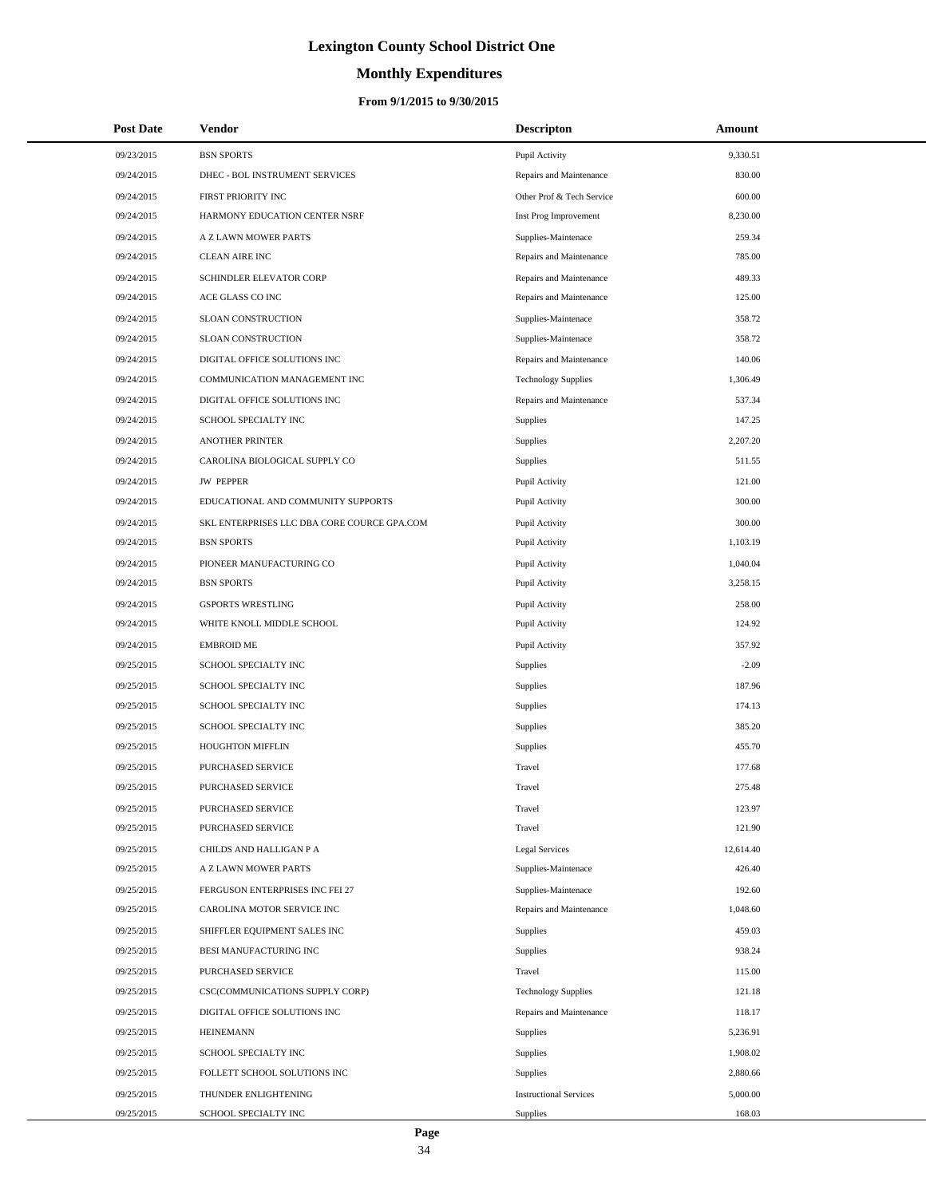# Lexington County School District One

## Monthly Expenditures

### From 9/1/2015 to 9/30/2015

| Post Date | Vendor | Descripton | Amount |
|---|---|---|---|
| 09/23/2015 | BSN SPORTS | Pupil Activity | 9,330.51 |
| 09/24/2015 | DHEC - BOL INSTRUMENT SERVICES | Repairs and Maintenance | 830.00 |
| 09/24/2015 | FIRST PRIORITY INC | Other Prof & Tech Service | 600.00 |
| 09/24/2015 | HARMONY EDUCATION CENTER NSRF | Inst Prog Improvement | 8,230.00 |
| 09/24/2015 | A Z LAWN MOWER PARTS | Supplies-Maintenace | 259.34 |
| 09/24/2015 | CLEAN AIRE INC | Repairs and Maintenance | 785.00 |
| 09/24/2015 | SCHINDLER ELEVATOR CORP | Repairs and Maintenance | 489.33 |
| 09/24/2015 | ACE GLASS CO INC | Repairs and Maintenance | 125.00 |
| 09/24/2015 | SLOAN CONSTRUCTION | Supplies-Maintenace | 358.72 |
| 09/24/2015 | SLOAN CONSTRUCTION | Supplies-Maintenace | 358.72 |
| 09/24/2015 | DIGITAL OFFICE SOLUTIONS INC | Repairs and Maintenance | 140.06 |
| 09/24/2015 | COMMUNICATION MANAGEMENT INC | Technology Supplies | 1,306.49 |
| 09/24/2015 | DIGITAL OFFICE SOLUTIONS INC | Repairs and Maintenance | 537.34 |
| 09/24/2015 | SCHOOL SPECIALTY INC | Supplies | 147.25 |
| 09/24/2015 | ANOTHER PRINTER | Supplies | 2,207.20 |
| 09/24/2015 | CAROLINA BIOLOGICAL SUPPLY CO | Supplies | 511.55 |
| 09/24/2015 | JW PEPPER | Pupil Activity | 121.00 |
| 09/24/2015 | EDUCATIONAL AND COMMUNITY SUPPORTS | Pupil Activity | 300.00 |
| 09/24/2015 | SKL ENTERPRISES LLC DBA CORE COURCE GPA.COM | Pupil Activity | 300.00 |
| 09/24/2015 | BSN SPORTS | Pupil Activity | 1,103.19 |
| 09/24/2015 | PIONEER MANUFACTURING CO | Pupil Activity | 1,040.04 |
| 09/24/2015 | BSN SPORTS | Pupil Activity | 3,258.15 |
| 09/24/2015 | GSPORTS WRESTLING | Pupil Activity | 258.00 |
| 09/24/2015 | WHITE KNOLL MIDDLE SCHOOL | Pupil Activity | 124.92 |
| 09/24/2015 | EMBROID ME | Pupil Activity | 357.92 |
| 09/25/2015 | SCHOOL SPECIALTY INC | Supplies | -2.09 |
| 09/25/2015 | SCHOOL SPECIALTY INC | Supplies | 187.96 |
| 09/25/2015 | SCHOOL SPECIALTY INC | Supplies | 174.13 |
| 09/25/2015 | SCHOOL SPECIALTY INC | Supplies | 385.20 |
| 09/25/2015 | HOUGHTON MIFFLIN | Supplies | 455.70 |
| 09/25/2015 | PURCHASED SERVICE | Travel | 177.68 |
| 09/25/2015 | PURCHASED SERVICE | Travel | 275.48 |
| 09/25/2015 | PURCHASED SERVICE | Travel | 123.97 |
| 09/25/2015 | PURCHASED SERVICE | Travel | 121.90 |
| 09/25/2015 | CHILDS AND HALLIGAN P A | Legal Services | 12,614.40 |
| 09/25/2015 | A Z LAWN MOWER PARTS | Supplies-Maintenace | 426.40 |
| 09/25/2015 | FERGUSON ENTERPRISES INC FEI 27 | Supplies-Maintenace | 192.60 |
| 09/25/2015 | CAROLINA MOTOR SERVICE INC | Repairs and Maintenance | 1,048.60 |
| 09/25/2015 | SHIFFLER EQUIPMENT SALES INC | Supplies | 459.03 |
| 09/25/2015 | BESI MANUFACTURING INC | Supplies | 938.24 |
| 09/25/2015 | PURCHASED SERVICE | Travel | 115.00 |
| 09/25/2015 | CSC(COMMUNICATIONS SUPPLY CORP) | Technology Supplies | 121.18 |
| 09/25/2015 | DIGITAL OFFICE SOLUTIONS INC | Repairs and Maintenance | 118.17 |
| 09/25/2015 | HEINEMANN | Supplies | 5,236.91 |
| 09/25/2015 | SCHOOL SPECIALTY INC | Supplies | 1,908.02 |
| 09/25/2015 | FOLLETT SCHOOL SOLUTIONS INC | Supplies | 2,880.66 |
| 09/25/2015 | THUNDER ENLIGHTENING | Instructional Services | 5,000.00 |
| 09/25/2015 | SCHOOL SPECIALTY INC | Supplies | 168.03 |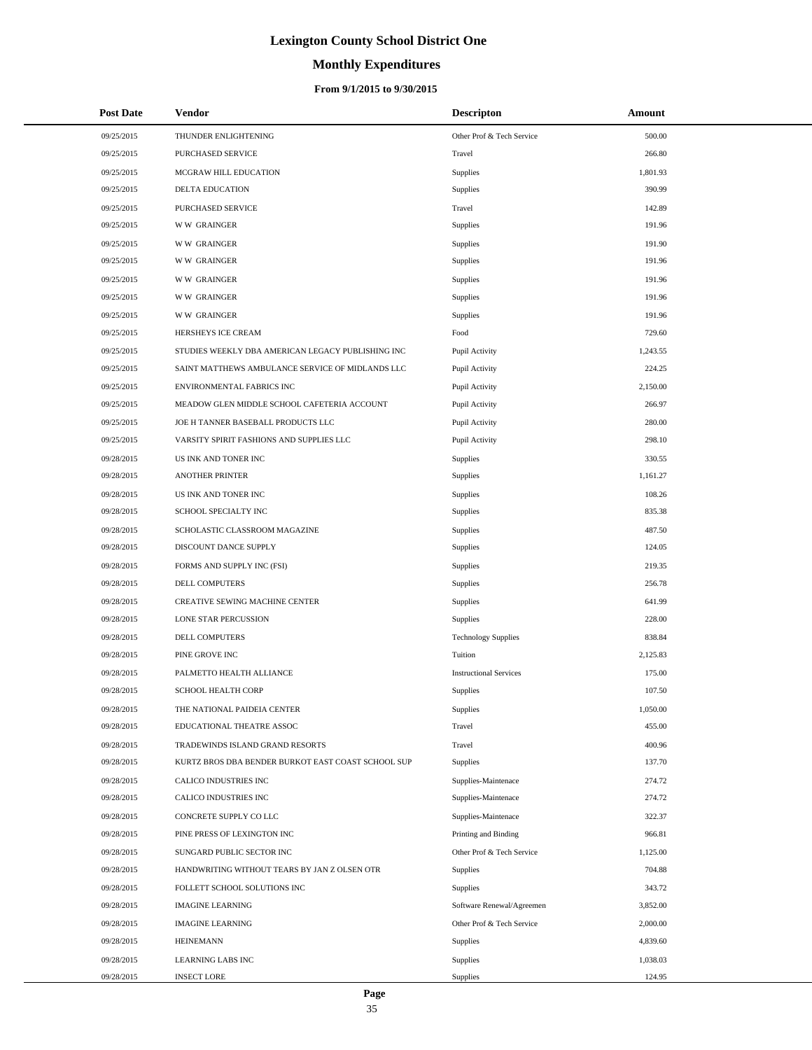# Lexington County School District One

## Monthly Expenditures

### From 9/1/2015 to 9/30/2015

| Post Date | Vendor | Descripton | Amount |
|---|---|---|---|
| 09/25/2015 | THUNDER ENLIGHTENING | Other Prof & Tech Service | 500.00 |
| 09/25/2015 | PURCHASED SERVICE | Travel | 266.80 |
| 09/25/2015 | MCGRAW HILL EDUCATION | Supplies | 1,801.93 |
| 09/25/2015 | DELTA EDUCATION | Supplies | 390.99 |
| 09/25/2015 | PURCHASED SERVICE | Travel | 142.89 |
| 09/25/2015 | W W GRAINGER | Supplies | 191.96 |
| 09/25/2015 | W W GRAINGER | Supplies | 191.90 |
| 09/25/2015 | W W GRAINGER | Supplies | 191.96 |
| 09/25/2015 | W W GRAINGER | Supplies | 191.96 |
| 09/25/2015 | W W GRAINGER | Supplies | 191.96 |
| 09/25/2015 | W W GRAINGER | Supplies | 191.96 |
| 09/25/2015 | HERSHEYS ICE CREAM | Food | 729.60 |
| 09/25/2015 | STUDIES WEEKLY DBA AMERICAN LEGACY PUBLISHING INC | Pupil Activity | 1,243.55 |
| 09/25/2015 | SAINT MATTHEWS AMBULANCE SERVICE OF MIDLANDS LLC | Pupil Activity | 224.25 |
| 09/25/2015 | ENVIRONMENTAL FABRICS INC | Pupil Activity | 2,150.00 |
| 09/25/2015 | MEADOW GLEN MIDDLE SCHOOL CAFETERIA ACCOUNT | Pupil Activity | 266.97 |
| 09/25/2015 | JOE H TANNER BASEBALL PRODUCTS LLC | Pupil Activity | 280.00 |
| 09/25/2015 | VARSITY SPIRIT FASHIONS AND SUPPLIES LLC | Pupil Activity | 298.10 |
| 09/28/2015 | US INK AND TONER INC | Supplies | 330.55 |
| 09/28/2015 | ANOTHER PRINTER | Supplies | 1,161.27 |
| 09/28/2015 | US INK AND TONER INC | Supplies | 108.26 |
| 09/28/2015 | SCHOOL SPECIALTY INC | Supplies | 835.38 |
| 09/28/2015 | SCHOLASTIC CLASSROOM MAGAZINE | Supplies | 487.50 |
| 09/28/2015 | DISCOUNT DANCE SUPPLY | Supplies | 124.05 |
| 09/28/2015 | FORMS AND SUPPLY INC (FSI) | Supplies | 219.35 |
| 09/28/2015 | DELL COMPUTERS | Supplies | 256.78 |
| 09/28/2015 | CREATIVE SEWING MACHINE CENTER | Supplies | 641.99 |
| 09/28/2015 | LONE STAR PERCUSSION | Supplies | 228.00 |
| 09/28/2015 | DELL COMPUTERS | Technology Supplies | 838.84 |
| 09/28/2015 | PINE GROVE INC | Tuition | 2,125.83 |
| 09/28/2015 | PALMETTO HEALTH ALLIANCE | Instructional Services | 175.00 |
| 09/28/2015 | SCHOOL HEALTH CORP | Supplies | 107.50 |
| 09/28/2015 | THE NATIONAL PAIDEIA CENTER | Supplies | 1,050.00 |
| 09/28/2015 | EDUCATIONAL THEATRE ASSOC | Travel | 455.00 |
| 09/28/2015 | TRADEWINDS ISLAND GRAND RESORTS | Travel | 400.96 |
| 09/28/2015 | KURTZ BROS DBA BENDER BURKOT EAST COAST SCHOOL SUP | Supplies | 137.70 |
| 09/28/2015 | CALICO INDUSTRIES INC | Supplies-Maintenace | 274.72 |
| 09/28/2015 | CALICO INDUSTRIES INC | Supplies-Maintenace | 274.72 |
| 09/28/2015 | CONCRETE SUPPLY CO LLC | Supplies-Maintenace | 322.37 |
| 09/28/2015 | PINE PRESS OF LEXINGTON INC | Printing and Binding | 966.81 |
| 09/28/2015 | SUNGARD PUBLIC SECTOR INC | Other Prof & Tech Service | 1,125.00 |
| 09/28/2015 | HANDWRITING WITHOUT TEARS BY JAN Z OLSEN OTR | Supplies | 704.88 |
| 09/28/2015 | FOLLETT SCHOOL SOLUTIONS INC | Supplies | 343.72 |
| 09/28/2015 | IMAGINE LEARNING | Software Renewal/Agreemen | 3,852.00 |
| 09/28/2015 | IMAGINE LEARNING | Other Prof & Tech Service | 2,000.00 |
| 09/28/2015 | HEINEMANN | Supplies | 4,839.60 |
| 09/28/2015 | LEARNING LABS INC | Supplies | 1,038.03 |
| 09/28/2015 | INSECT LORE | Supplies | 124.95 |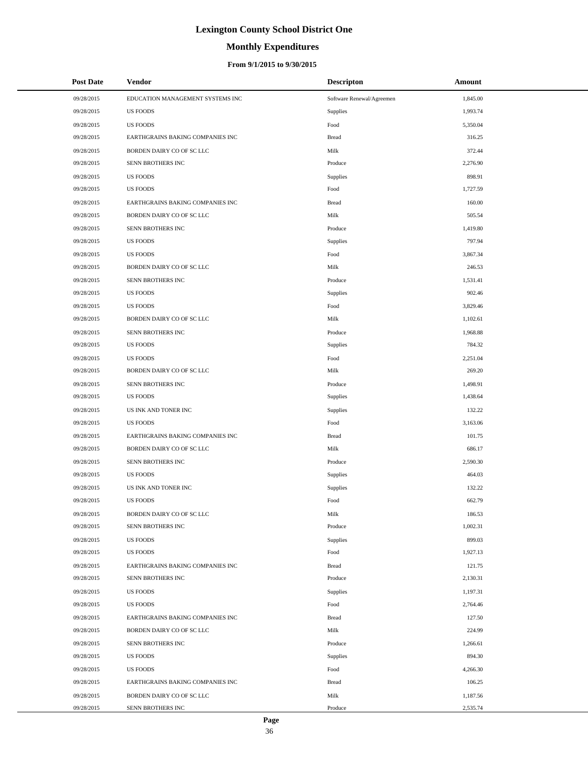# Lexington County School District One

## Monthly Expenditures

### From 9/1/2015 to 9/30/2015

| Post Date | Vendor | Descripton | Amount |
|---|---|---|---|
| 09/28/2015 | EDUCATION MANAGEMENT SYSTEMS INC | Software Renewal/Agreemen | 1,845.00 |
| 09/28/2015 | US FOODS | Supplies | 1,993.74 |
| 09/28/2015 | US FOODS | Food | 5,350.04 |
| 09/28/2015 | EARTHGRAINS BAKING COMPANIES INC | Bread | 316.25 |
| 09/28/2015 | BORDEN DAIRY CO OF SC LLC | Milk | 372.44 |
| 09/28/2015 | SENN BROTHERS INC | Produce | 2,276.90 |
| 09/28/2015 | US FOODS | Supplies | 898.91 |
| 09/28/2015 | US FOODS | Food | 1,727.59 |
| 09/28/2015 | EARTHGRAINS BAKING COMPANIES INC | Bread | 160.00 |
| 09/28/2015 | BORDEN DAIRY CO OF SC LLC | Milk | 505.54 |
| 09/28/2015 | SENN BROTHERS INC | Produce | 1,419.80 |
| 09/28/2015 | US FOODS | Supplies | 797.94 |
| 09/28/2015 | US FOODS | Food | 3,867.34 |
| 09/28/2015 | BORDEN DAIRY CO OF SC LLC | Milk | 246.53 |
| 09/28/2015 | SENN BROTHERS INC | Produce | 1,531.41 |
| 09/28/2015 | US FOODS | Supplies | 902.46 |
| 09/28/2015 | US FOODS | Food | 3,829.46 |
| 09/28/2015 | BORDEN DAIRY CO OF SC LLC | Milk | 1,102.61 |
| 09/28/2015 | SENN BROTHERS INC | Produce | 1,968.88 |
| 09/28/2015 | US FOODS | Supplies | 784.32 |
| 09/28/2015 | US FOODS | Food | 2,251.04 |
| 09/28/2015 | BORDEN DAIRY CO OF SC LLC | Milk | 269.20 |
| 09/28/2015 | SENN BROTHERS INC | Produce | 1,498.91 |
| 09/28/2015 | US FOODS | Supplies | 1,438.64 |
| 09/28/2015 | US INK AND TONER INC | Supplies | 132.22 |
| 09/28/2015 | US FOODS | Food | 3,163.06 |
| 09/28/2015 | EARTHGRAINS BAKING COMPANIES INC | Bread | 101.75 |
| 09/28/2015 | BORDEN DAIRY CO OF SC LLC | Milk | 686.17 |
| 09/28/2015 | SENN BROTHERS INC | Produce | 2,590.30 |
| 09/28/2015 | US FOODS | Supplies | 464.03 |
| 09/28/2015 | US INK AND TONER INC | Supplies | 132.22 |
| 09/28/2015 | US FOODS | Food | 662.79 |
| 09/28/2015 | BORDEN DAIRY CO OF SC LLC | Milk | 186.53 |
| 09/28/2015 | SENN BROTHERS INC | Produce | 1,002.31 |
| 09/28/2015 | US FOODS | Supplies | 899.03 |
| 09/28/2015 | US FOODS | Food | 1,927.13 |
| 09/28/2015 | EARTHGRAINS BAKING COMPANIES INC | Bread | 121.75 |
| 09/28/2015 | SENN BROTHERS INC | Produce | 2,130.31 |
| 09/28/2015 | US FOODS | Supplies | 1,197.31 |
| 09/28/2015 | US FOODS | Food | 2,764.46 |
| 09/28/2015 | EARTHGRAINS BAKING COMPANIES INC | Bread | 127.50 |
| 09/28/2015 | BORDEN DAIRY CO OF SC LLC | Milk | 224.99 |
| 09/28/2015 | SENN BROTHERS INC | Produce | 1,266.61 |
| 09/28/2015 | US FOODS | Supplies | 894.30 |
| 09/28/2015 | US FOODS | Food | 4,266.30 |
| 09/28/2015 | EARTHGRAINS BAKING COMPANIES INC | Bread | 106.25 |
| 09/28/2015 | BORDEN DAIRY CO OF SC LLC | Milk | 1,187.56 |
| 09/28/2015 | SENN BROTHERS INC | Produce | 2,535.74 |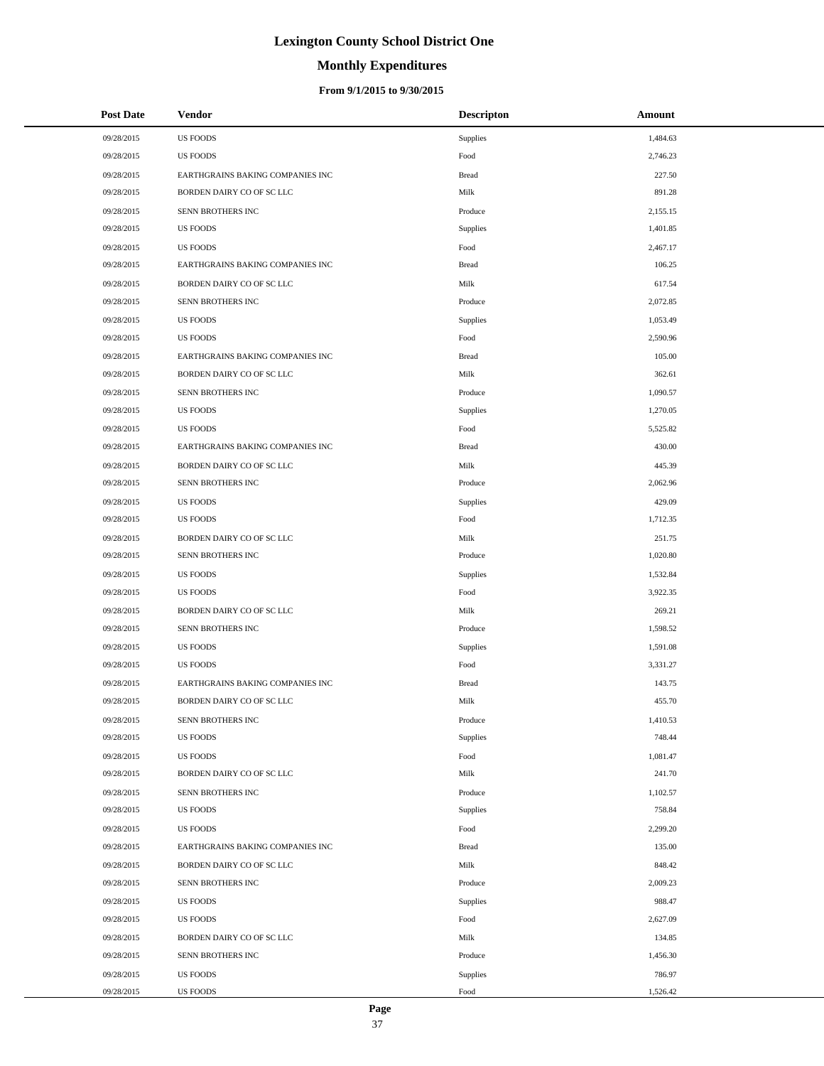# Lexington County School District One

## Monthly Expenditures

### From 9/1/2015 to 9/30/2015

| Post Date | Vendor | Descripton | Amount |
|---|---|---|---|
| 09/28/2015 | US FOODS | Supplies | 1,484.63 |
| 09/28/2015 | US FOODS | Food | 2,746.23 |
| 09/28/2015 | EARTHGRAINS BAKING COMPANIES INC | Bread | 227.50 |
| 09/28/2015 | BORDEN DAIRY CO OF SC LLC | Milk | 891.28 |
| 09/28/2015 | SENN BROTHERS INC | Produce | 2,155.15 |
| 09/28/2015 | US FOODS | Supplies | 1,401.85 |
| 09/28/2015 | US FOODS | Food | 2,467.17 |
| 09/28/2015 | EARTHGRAINS BAKING COMPANIES INC | Bread | 106.25 |
| 09/28/2015 | BORDEN DAIRY CO OF SC LLC | Milk | 617.54 |
| 09/28/2015 | SENN BROTHERS INC | Produce | 2,072.85 |
| 09/28/2015 | US FOODS | Supplies | 1,053.49 |
| 09/28/2015 | US FOODS | Food | 2,590.96 |
| 09/28/2015 | EARTHGRAINS BAKING COMPANIES INC | Bread | 105.00 |
| 09/28/2015 | BORDEN DAIRY CO OF SC LLC | Milk | 362.61 |
| 09/28/2015 | SENN BROTHERS INC | Produce | 1,090.57 |
| 09/28/2015 | US FOODS | Supplies | 1,270.05 |
| 09/28/2015 | US FOODS | Food | 5,525.82 |
| 09/28/2015 | EARTHGRAINS BAKING COMPANIES INC | Bread | 430.00 |
| 09/28/2015 | BORDEN DAIRY CO OF SC LLC | Milk | 445.39 |
| 09/28/2015 | SENN BROTHERS INC | Produce | 2,062.96 |
| 09/28/2015 | US FOODS | Supplies | 429.09 |
| 09/28/2015 | US FOODS | Food | 1,712.35 |
| 09/28/2015 | BORDEN DAIRY CO OF SC LLC | Milk | 251.75 |
| 09/28/2015 | SENN BROTHERS INC | Produce | 1,020.80 |
| 09/28/2015 | US FOODS | Supplies | 1,532.84 |
| 09/28/2015 | US FOODS | Food | 3,922.35 |
| 09/28/2015 | BORDEN DAIRY CO OF SC LLC | Milk | 269.21 |
| 09/28/2015 | SENN BROTHERS INC | Produce | 1,598.52 |
| 09/28/2015 | US FOODS | Supplies | 1,591.08 |
| 09/28/2015 | US FOODS | Food | 3,331.27 |
| 09/28/2015 | EARTHGRAINS BAKING COMPANIES INC | Bread | 143.75 |
| 09/28/2015 | BORDEN DAIRY CO OF SC LLC | Milk | 455.70 |
| 09/28/2015 | SENN BROTHERS INC | Produce | 1,410.53 |
| 09/28/2015 | US FOODS | Supplies | 748.44 |
| 09/28/2015 | US FOODS | Food | 1,081.47 |
| 09/28/2015 | BORDEN DAIRY CO OF SC LLC | Milk | 241.70 |
| 09/28/2015 | SENN BROTHERS INC | Produce | 1,102.57 |
| 09/28/2015 | US FOODS | Supplies | 758.84 |
| 09/28/2015 | US FOODS | Food | 2,299.20 |
| 09/28/2015 | EARTHGRAINS BAKING COMPANIES INC | Bread | 135.00 |
| 09/28/2015 | BORDEN DAIRY CO OF SC LLC | Milk | 848.42 |
| 09/28/2015 | SENN BROTHERS INC | Produce | 2,009.23 |
| 09/28/2015 | US FOODS | Supplies | 988.47 |
| 09/28/2015 | US FOODS | Food | 2,627.09 |
| 09/28/2015 | BORDEN DAIRY CO OF SC LLC | Milk | 134.85 |
| 09/28/2015 | SENN BROTHERS INC | Produce | 1,456.30 |
| 09/28/2015 | US FOODS | Supplies | 786.97 |
| 09/28/2015 | US FOODS | Food | 1,526.42 |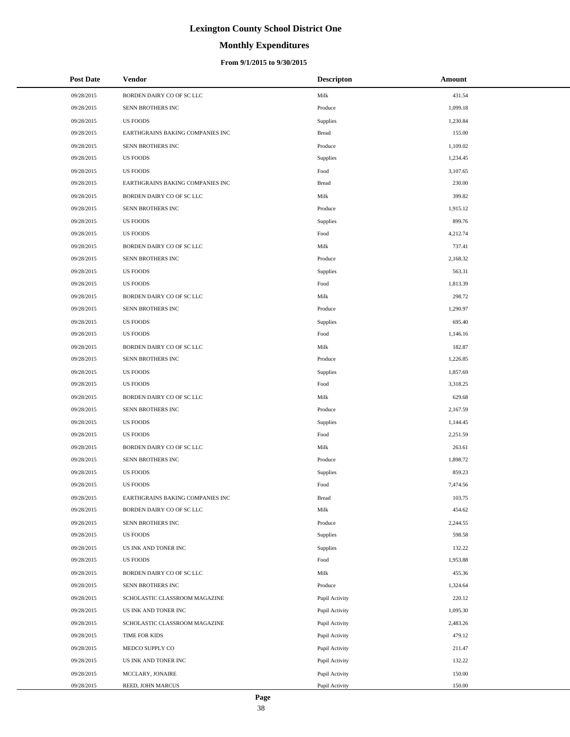# Lexington County School District One

## Monthly Expenditures

### From 9/1/2015 to 9/30/2015

| Post Date | Vendor | Descripton | Amount |
|---|---|---|---|
| 09/28/2015 | BORDEN DAIRY CO OF SC LLC | Milk | 431.54 |
| 09/28/2015 | SENN BROTHERS INC | Produce | 1,099.18 |
| 09/28/2015 | US FOODS | Supplies | 1,230.84 |
| 09/28/2015 | EARTHGRAINS BAKING COMPANIES INC | Bread | 155.00 |
| 09/28/2015 | SENN BROTHERS INC | Produce | 1,109.02 |
| 09/28/2015 | US FOODS | Supplies | 1,234.45 |
| 09/28/2015 | US FOODS | Food | 3,107.65 |
| 09/28/2015 | EARTHGRAINS BAKING COMPANIES INC | Bread | 230.00 |
| 09/28/2015 | BORDEN DAIRY CO OF SC LLC | Milk | 399.82 |
| 09/28/2015 | SENN BROTHERS INC | Produce | 1,915.12 |
| 09/28/2015 | US FOODS | Supplies | 899.76 |
| 09/28/2015 | US FOODS | Food | 4,212.74 |
| 09/28/2015 | BORDEN DAIRY CO OF SC LLC | Milk | 737.41 |
| 09/28/2015 | SENN BROTHERS INC | Produce | 2,168.32 |
| 09/28/2015 | US FOODS | Supplies | 563.31 |
| 09/28/2015 | US FOODS | Food | 1,813.39 |
| 09/28/2015 | BORDEN DAIRY CO OF SC LLC | Milk | 298.72 |
| 09/28/2015 | SENN BROTHERS INC | Produce | 1,290.97 |
| 09/28/2015 | US FOODS | Supplies | 695.40 |
| 09/28/2015 | US FOODS | Food | 1,146.16 |
| 09/28/2015 | BORDEN DAIRY CO OF SC LLC | Milk | 182.87 |
| 09/28/2015 | SENN BROTHERS INC | Produce | 1,226.85 |
| 09/28/2015 | US FOODS | Supplies | 1,857.69 |
| 09/28/2015 | US FOODS | Food | 3,318.25 |
| 09/28/2015 | BORDEN DAIRY CO OF SC LLC | Milk | 629.68 |
| 09/28/2015 | SENN BROTHERS INC | Produce | 2,167.59 |
| 09/28/2015 | US FOODS | Supplies | 1,144.45 |
| 09/28/2015 | US FOODS | Food | 2,251.59 |
| 09/28/2015 | BORDEN DAIRY CO OF SC LLC | Milk | 263.61 |
| 09/28/2015 | SENN BROTHERS INC | Produce | 1,898.72 |
| 09/28/2015 | US FOODS | Supplies | 859.23 |
| 09/28/2015 | US FOODS | Food | 7,474.56 |
| 09/28/2015 | EARTHGRAINS BAKING COMPANIES INC | Bread | 103.75 |
| 09/28/2015 | BORDEN DAIRY CO OF SC LLC | Milk | 454.62 |
| 09/28/2015 | SENN BROTHERS INC | Produce | 2,244.55 |
| 09/28/2015 | US FOODS | Supplies | 598.58 |
| 09/28/2015 | US INK AND TONER INC | Supplies | 132.22 |
| 09/28/2015 | US FOODS | Food | 1,953.88 |
| 09/28/2015 | BORDEN DAIRY CO OF SC LLC | Milk | 455.36 |
| 09/28/2015 | SENN BROTHERS INC | Produce | 1,324.64 |
| 09/28/2015 | SCHOLASTIC CLASSROOM MAGAZINE | Pupil Activity | 220.12 |
| 09/28/2015 | US INK AND TONER INC | Pupil Activity | 1,095.30 |
| 09/28/2015 | SCHOLASTIC CLASSROOM MAGAZINE | Pupil Activity | 2,483.26 |
| 09/28/2015 | TIME FOR KIDS | Pupil Activity | 479.12 |
| 09/28/2015 | MEDCO SUPPLY CO | Pupil Activity | 211.47 |
| 09/28/2015 | US INK AND TONER INC | Pupil Activity | 132.22 |
| 09/28/2015 | MCCLARY, JONAIRE | Pupil Activity | 150.00 |
| 09/28/2015 | REED, JOHN MARCUS | Pupil Activity | 150.00 |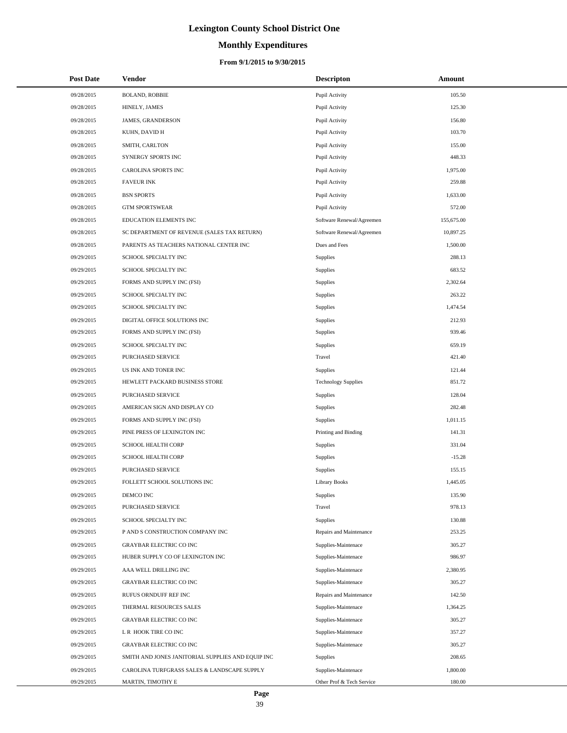# Lexington County School District One

## Monthly Expenditures

### From 9/1/2015 to 9/30/2015

| Post Date | Vendor | Descripton | Amount |
|---|---|---|---|
| 09/28/2015 | BOLAND, ROBBIE | Pupil Activity | 105.50 |
| 09/28/2015 | HINELY, JAMES | Pupil Activity | 125.30 |
| 09/28/2015 | JAMES, GRANDERSON | Pupil Activity | 156.80 |
| 09/28/2015 | KUHN, DAVID H | Pupil Activity | 103.70 |
| 09/28/2015 | SMITH, CARLTON | Pupil Activity | 155.00 |
| 09/28/2015 | SYNERGY SPORTS INC | Pupil Activity | 448.33 |
| 09/28/2015 | CAROLINA SPORTS INC | Pupil Activity | 1,975.00 |
| 09/28/2015 | FAVEUR INK | Pupil Activity | 259.88 |
| 09/28/2015 | BSN SPORTS | Pupil Activity | 1,633.00 |
| 09/28/2015 | GTM SPORTSWEAR | Pupil Activity | 572.00 |
| 09/28/2015 | EDUCATION ELEMENTS INC | Software Renewal/Agreemen | 155,675.00 |
| 09/28/2015 | SC DEPARTMENT OF REVENUE (SALES TAX RETURN) | Software Renewal/Agreemen | 10,897.25 |
| 09/28/2015 | PARENTS AS TEACHERS NATIONAL CENTER INC | Dues and Fees | 1,500.00 |
| 09/29/2015 | SCHOOL SPECIALTY INC | Supplies | 288.13 |
| 09/29/2015 | SCHOOL SPECIALTY INC | Supplies | 683.52 |
| 09/29/2015 | FORMS AND SUPPLY INC (FSI) | Supplies | 2,302.64 |
| 09/29/2015 | SCHOOL SPECIALTY INC | Supplies | 263.22 |
| 09/29/2015 | SCHOOL SPECIALTY INC | Supplies | 1,474.54 |
| 09/29/2015 | DIGITAL OFFICE SOLUTIONS INC | Supplies | 212.93 |
| 09/29/2015 | FORMS AND SUPPLY INC (FSI) | Supplies | 939.46 |
| 09/29/2015 | SCHOOL SPECIALTY INC | Supplies | 659.19 |
| 09/29/2015 | PURCHASED SERVICE | Travel | 421.40 |
| 09/29/2015 | US INK AND TONER INC | Supplies | 121.44 |
| 09/29/2015 | HEWLETT PACKARD BUSINESS STORE | Technology Supplies | 851.72 |
| 09/29/2015 | PURCHASED SERVICE | Supplies | 128.04 |
| 09/29/2015 | AMERICAN SIGN AND DISPLAY CO | Supplies | 282.48 |
| 09/29/2015 | FORMS AND SUPPLY INC (FSI) | Supplies | 1,011.15 |
| 09/29/2015 | PINE PRESS OF LEXINGTON INC | Printing and Binding | 141.31 |
| 09/29/2015 | SCHOOL HEALTH CORP | Supplies | 331.04 |
| 09/29/2015 | SCHOOL HEALTH CORP | Supplies | -15.28 |
| 09/29/2015 | PURCHASED SERVICE | Supplies | 155.15 |
| 09/29/2015 | FOLLETT SCHOOL SOLUTIONS INC | Library Books | 1,445.05 |
| 09/29/2015 | DEMCO INC | Supplies | 135.90 |
| 09/29/2015 | PURCHASED SERVICE | Travel | 978.13 |
| 09/29/2015 | SCHOOL SPECIALTY INC | Supplies | 130.88 |
| 09/29/2015 | P AND S CONSTRUCTION COMPANY INC | Repairs and Maintenance | 253.25 |
| 09/29/2015 | GRAYBAR ELECTRIC CO INC | Supplies-Maintenace | 305.27 |
| 09/29/2015 | HUBER SUPPLY CO OF LEXINGTON INC | Supplies-Maintenace | 986.97 |
| 09/29/2015 | AAA WELL DRILLING INC | Supplies-Maintenace | 2,380.95 |
| 09/29/2015 | GRAYBAR ELECTRIC CO INC | Supplies-Maintenace | 305.27 |
| 09/29/2015 | RUFUS ORNDUFF REF INC | Repairs and Maintenance | 142.50 |
| 09/29/2015 | THERMAL RESOURCES SALES | Supplies-Maintenace | 1,364.25 |
| 09/29/2015 | GRAYBAR ELECTRIC CO INC | Supplies-Maintenace | 305.27 |
| 09/29/2015 | L R HOOK TIRE CO INC | Supplies-Maintenace | 357.27 |
| 09/29/2015 | GRAYBAR ELECTRIC CO INC | Supplies-Maintenace | 305.27 |
| 09/29/2015 | SMITH AND JONES JANITORIAL SUPPLIES AND EQUIP INC | Supplies | 208.65 |
| 09/29/2015 | CAROLINA TURFGRASS SALES & LANDSCAPE SUPPLY | Supplies-Maintenace | 1,800.00 |
| 09/29/2015 | MARTIN, TIMOTHY E | Other Prof & Tech Service | 180.00 |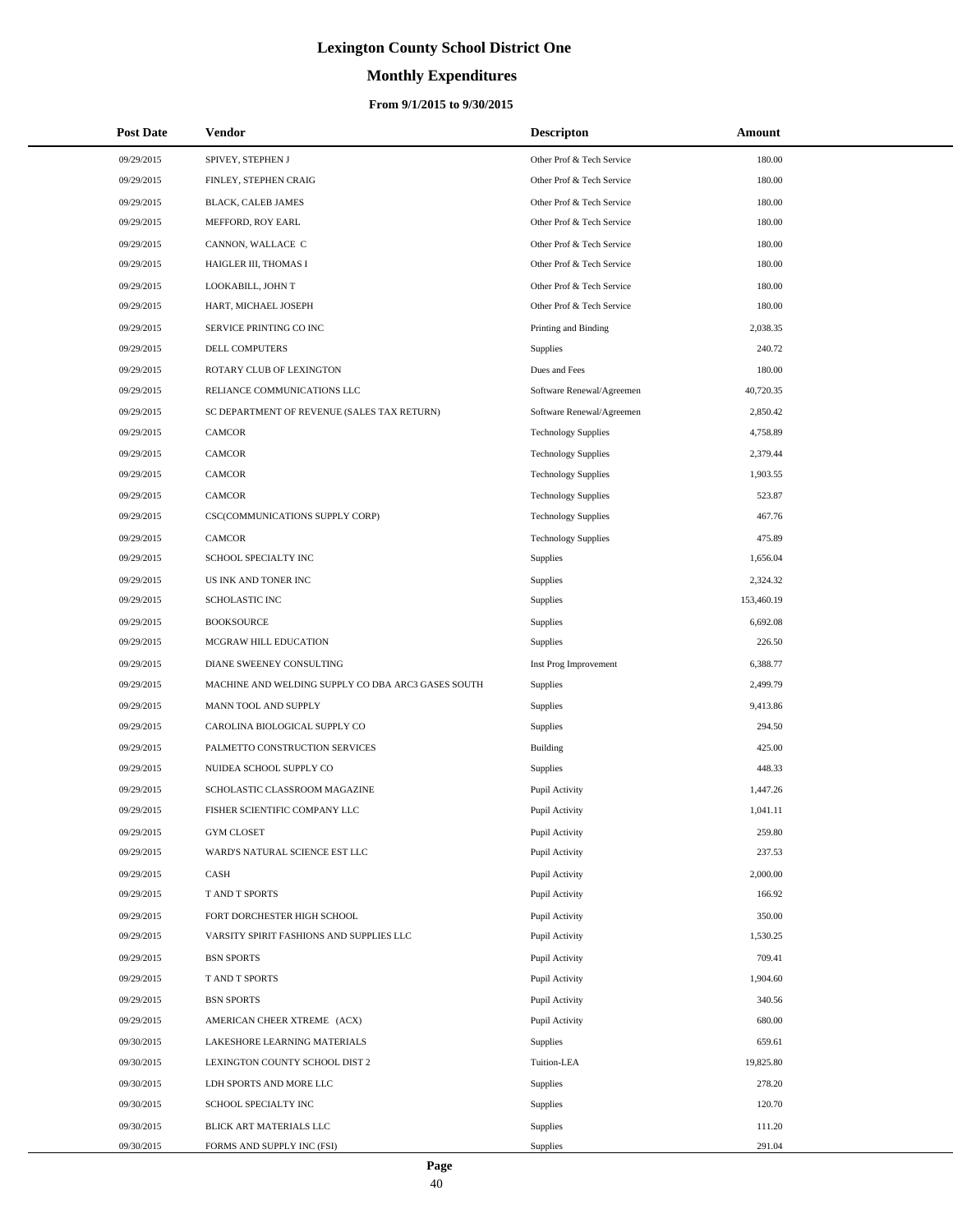# Lexington County School District One

## Monthly Expenditures

### From 9/1/2015 to 9/30/2015

| Post Date | Vendor | Descripton | Amount |
|---|---|---|---|
| 09/29/2015 | SPIVEY, STEPHEN J | Other Prof & Tech Service | 180.00 |
| 09/29/2015 | FINLEY, STEPHEN CRAIG | Other Prof & Tech Service | 180.00 |
| 09/29/2015 | BLACK, CALEB JAMES | Other Prof & Tech Service | 180.00 |
| 09/29/2015 | MEFFORD, ROY EARL | Other Prof & Tech Service | 180.00 |
| 09/29/2015 | CANNON, WALLACE C | Other Prof & Tech Service | 180.00 |
| 09/29/2015 | HAIGLER III, THOMAS I | Other Prof & Tech Service | 180.00 |
| 09/29/2015 | LOOKABILL, JOHN T | Other Prof & Tech Service | 180.00 |
| 09/29/2015 | HART, MICHAEL JOSEPH | Other Prof & Tech Service | 180.00 |
| 09/29/2015 | SERVICE PRINTING CO INC | Printing and Binding | 2,038.35 |
| 09/29/2015 | DELL COMPUTERS | Supplies | 240.72 |
| 09/29/2015 | ROTARY CLUB OF LEXINGTON | Dues and Fees | 180.00 |
| 09/29/2015 | RELIANCE COMMUNICATIONS LLC | Software Renewal/Agreemen | 40,720.35 |
| 09/29/2015 | SC DEPARTMENT OF REVENUE (SALES TAX RETURN) | Software Renewal/Agreemen | 2,850.42 |
| 09/29/2015 | CAMCOR | Technology Supplies | 4,758.89 |
| 09/29/2015 | CAMCOR | Technology Supplies | 2,379.44 |
| 09/29/2015 | CAMCOR | Technology Supplies | 1,903.55 |
| 09/29/2015 | CAMCOR | Technology Supplies | 523.87 |
| 09/29/2015 | CSC(COMMUNICATIONS SUPPLY CORP) | Technology Supplies | 467.76 |
| 09/29/2015 | CAMCOR | Technology Supplies | 475.89 |
| 09/29/2015 | SCHOOL SPECIALTY INC | Supplies | 1,656.04 |
| 09/29/2015 | US INK AND TONER INC | Supplies | 2,324.32 |
| 09/29/2015 | SCHOLASTIC INC | Supplies | 153,460.19 |
| 09/29/2015 | BOOKSOURCE | Supplies | 6,692.08 |
| 09/29/2015 | MCGRAW HILL EDUCATION | Supplies | 226.50 |
| 09/29/2015 | DIANE SWEENEY CONSULTING | Inst Prog Improvement | 6,388.77 |
| 09/29/2015 | MACHINE AND WELDING SUPPLY CO DBA ARC3 GASES SOUTH | Supplies | 2,499.79 |
| 09/29/2015 | MANN TOOL AND SUPPLY | Supplies | 9,413.86 |
| 09/29/2015 | CAROLINA BIOLOGICAL SUPPLY CO | Supplies | 294.50 |
| 09/29/2015 | PALMETTO CONSTRUCTION SERVICES | Building | 425.00 |
| 09/29/2015 | NUIDEA SCHOOL SUPPLY CO | Supplies | 448.33 |
| 09/29/2015 | SCHOLASTIC CLASSROOM MAGAZINE | Pupil Activity | 1,447.26 |
| 09/29/2015 | FISHER SCIENTIFIC COMPANY LLC | Pupil Activity | 1,041.11 |
| 09/29/2015 | GYM CLOSET | Pupil Activity | 259.80 |
| 09/29/2015 | WARD'S NATURAL SCIENCE EST LLC | Pupil Activity | 237.53 |
| 09/29/2015 | CASH | Pupil Activity | 2,000.00 |
| 09/29/2015 | T AND T SPORTS | Pupil Activity | 166.92 |
| 09/29/2015 | FORT DORCHESTER HIGH SCHOOL | Pupil Activity | 350.00 |
| 09/29/2015 | VARSITY SPIRIT FASHIONS AND SUPPLIES LLC | Pupil Activity | 1,530.25 |
| 09/29/2015 | BSN SPORTS | Pupil Activity | 709.41 |
| 09/29/2015 | T AND T SPORTS | Pupil Activity | 1,904.60 |
| 09/29/2015 | BSN SPORTS | Pupil Activity | 340.56 |
| 09/29/2015 | AMERICAN CHEER XTREME (ACX) | Pupil Activity | 680.00 |
| 09/30/2015 | LAKESHORE LEARNING MATERIALS | Supplies | 659.61 |
| 09/30/2015 | LEXINGTON COUNTY SCHOOL DIST 2 | Tuition-LEA | 19,825.80 |
| 09/30/2015 | LDH SPORTS AND MORE LLC | Supplies | 278.20 |
| 09/30/2015 | SCHOOL SPECIALTY INC | Supplies | 120.70 |
| 09/30/2015 | BLICK ART MATERIALS LLC | Supplies | 111.20 |
| 09/30/2015 | FORMS AND SUPPLY INC (FSI) | Supplies | 291.04 |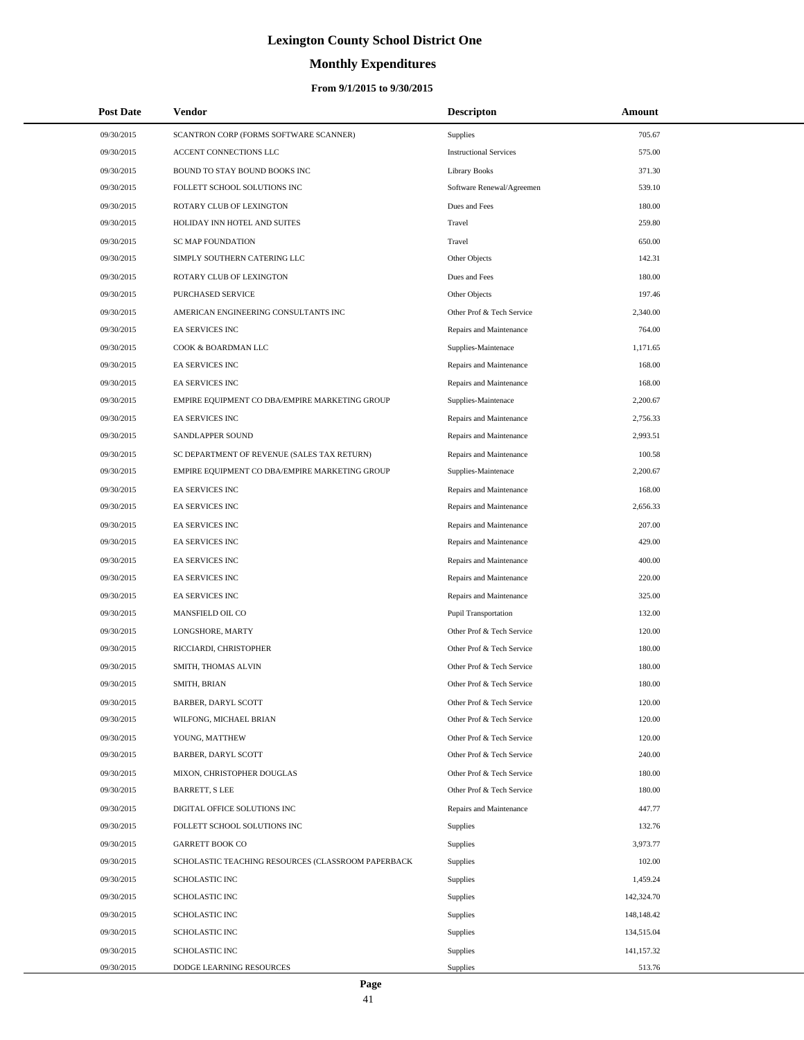# Lexington County School District One

## Monthly Expenditures

### From 9/1/2015 to 9/30/2015

| Post Date | Vendor | Descripton | Amount |
|---|---|---|---|
| 09/30/2015 | SCANTRON CORP (FORMS SOFTWARE SCANNER) | Supplies | 705.67 |
| 09/30/2015 | ACCENT CONNECTIONS LLC | Instructional Services | 575.00 |
| 09/30/2015 | BOUND TO STAY BOUND BOOKS INC | Library Books | 371.30 |
| 09/30/2015 | FOLLETT SCHOOL SOLUTIONS INC | Software Renewal/Agreemen | 539.10 |
| 09/30/2015 | ROTARY CLUB OF LEXINGTON | Dues and Fees | 180.00 |
| 09/30/2015 | HOLIDAY INN HOTEL AND SUITES | Travel | 259.80 |
| 09/30/2015 | SC MAP FOUNDATION | Travel | 650.00 |
| 09/30/2015 | SIMPLY SOUTHERN CATERING LLC | Other Objects | 142.31 |
| 09/30/2015 | ROTARY CLUB OF LEXINGTON | Dues and Fees | 180.00 |
| 09/30/2015 | PURCHASED SERVICE | Other Objects | 197.46 |
| 09/30/2015 | AMERICAN ENGINEERING CONSULTANTS INC | Other Prof & Tech Service | 2,340.00 |
| 09/30/2015 | EA SERVICES INC | Repairs and Maintenance | 764.00 |
| 09/30/2015 | COOK & BOARDMAN LLC | Supplies-Maintenace | 1,171.65 |
| 09/30/2015 | EA SERVICES INC | Repairs and Maintenance | 168.00 |
| 09/30/2015 | EA SERVICES INC | Repairs and Maintenance | 168.00 |
| 09/30/2015 | EMPIRE EQUIPMENT CO DBA/EMPIRE MARKETING GROUP | Supplies-Maintenace | 2,200.67 |
| 09/30/2015 | EA SERVICES INC | Repairs and Maintenance | 2,756.33 |
| 09/30/2015 | SANDLAPPER SOUND | Repairs and Maintenance | 2,993.51 |
| 09/30/2015 | SC DEPARTMENT OF REVENUE (SALES TAX RETURN) | Repairs and Maintenance | 100.58 |
| 09/30/2015 | EMPIRE EQUIPMENT CO DBA/EMPIRE MARKETING GROUP | Supplies-Maintenace | 2,200.67 |
| 09/30/2015 | EA SERVICES INC | Repairs and Maintenance | 168.00 |
| 09/30/2015 | EA SERVICES INC | Repairs and Maintenance | 2,656.33 |
| 09/30/2015 | EA SERVICES INC | Repairs and Maintenance | 207.00 |
| 09/30/2015 | EA SERVICES INC | Repairs and Maintenance | 429.00 |
| 09/30/2015 | EA SERVICES INC | Repairs and Maintenance | 400.00 |
| 09/30/2015 | EA SERVICES INC | Repairs and Maintenance | 220.00 |
| 09/30/2015 | EA SERVICES INC | Repairs and Maintenance | 325.00 |
| 09/30/2015 | MANSFIELD OIL CO | Pupil Transportation | 132.00 |
| 09/30/2015 | LONGSHORE, MARTY | Other Prof & Tech Service | 120.00 |
| 09/30/2015 | RICCIARDI, CHRISTOPHER | Other Prof & Tech Service | 180.00 |
| 09/30/2015 | SMITH, THOMAS ALVIN | Other Prof & Tech Service | 180.00 |
| 09/30/2015 | SMITH, BRIAN | Other Prof & Tech Service | 180.00 |
| 09/30/2015 | BARBER, DARYL SCOTT | Other Prof & Tech Service | 120.00 |
| 09/30/2015 | WILFONG, MICHAEL BRIAN | Other Prof & Tech Service | 120.00 |
| 09/30/2015 | YOUNG, MATTHEW | Other Prof & Tech Service | 120.00 |
| 09/30/2015 | BARBER, DARYL SCOTT | Other Prof & Tech Service | 240.00 |
| 09/30/2015 | MIXON, CHRISTOPHER DOUGLAS | Other Prof & Tech Service | 180.00 |
| 09/30/2015 | BARRETT, S LEE | Other Prof & Tech Service | 180.00 |
| 09/30/2015 | DIGITAL OFFICE SOLUTIONS INC | Repairs and Maintenance | 447.77 |
| 09/30/2015 | FOLLETT SCHOOL SOLUTIONS INC | Supplies | 132.76 |
| 09/30/2015 | GARRETT BOOK CO | Supplies | 3,973.77 |
| 09/30/2015 | SCHOLASTIC TEACHING RESOURCES (CLASSROOM PAPERBACK | Supplies | 102.00 |
| 09/30/2015 | SCHOLASTIC INC | Supplies | 1,459.24 |
| 09/30/2015 | SCHOLASTIC INC | Supplies | 142,324.70 |
| 09/30/2015 | SCHOLASTIC INC | Supplies | 148,148.42 |
| 09/30/2015 | SCHOLASTIC INC | Supplies | 134,515.04 |
| 09/30/2015 | SCHOLASTIC INC | Supplies | 141,157.32 |
| 09/30/2015 | DODGE LEARNING RESOURCES | Supplies | 513.76 |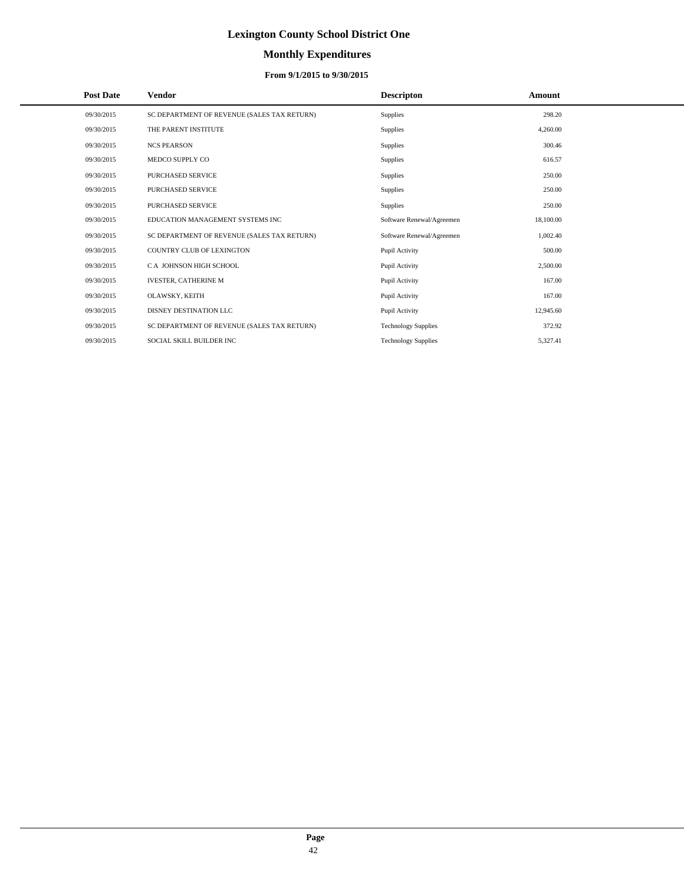# Lexington County School District One

## Monthly Expenditures

### From 9/1/2015 to 9/30/2015

| Post Date | Vendor | Descripton | Amount |
|---|---|---|---|
| 09/30/2015 | SC DEPARTMENT OF REVENUE (SALES TAX RETURN) | Supplies | 298.20 |
| 09/30/2015 | THE PARENT INSTITUTE | Supplies | 4,260.00 |
| 09/30/2015 | NCS PEARSON | Supplies | 300.46 |
| 09/30/2015 | MEDCO SUPPLY CO | Supplies | 616.57 |
| 09/30/2015 | PURCHASED SERVICE | Supplies | 250.00 |
| 09/30/2015 | PURCHASED SERVICE | Supplies | 250.00 |
| 09/30/2015 | PURCHASED SERVICE | Supplies | 250.00 |
| 09/30/2015 | EDUCATION MANAGEMENT SYSTEMS INC | Software Renewal/Agreemen | 18,100.00 |
| 09/30/2015 | SC DEPARTMENT OF REVENUE (SALES TAX RETURN) | Software Renewal/Agreemen | 1,002.40 |
| 09/30/2015 | COUNTRY CLUB OF LEXINGTON | Pupil Activity | 500.00 |
| 09/30/2015 | C A JOHNSON HIGH SCHOOL | Pupil Activity | 2,500.00 |
| 09/30/2015 | IVESTER, CATHERINE M | Pupil Activity | 167.00 |
| 09/30/2015 | OLAWSKY, KEITH | Pupil Activity | 167.00 |
| 09/30/2015 | DISNEY DESTINATION LLC | Pupil Activity | 12,945.60 |
| 09/30/2015 | SC DEPARTMENT OF REVENUE (SALES TAX RETURN) | Technology Supplies | 372.92 |
| 09/30/2015 | SOCIAL SKILL BUILDER INC | Technology Supplies | 5,327.41 |